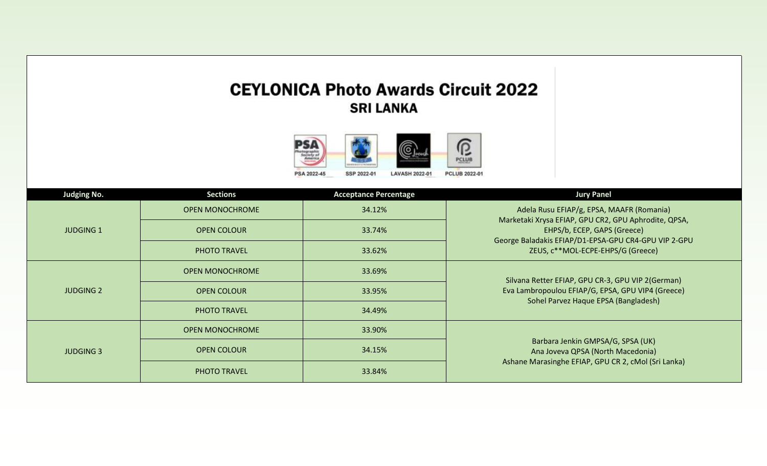# CEYLONICA Photo Awards Circuit 2022

## SRI LANKA

PSA 2022-45 SSP 2022-01 LAVASH 2022-01 PCLUB 2022-01

| Judging No. | Sections | Acceptance Percentage | Jury Panel |
|---|---|---|---|
| JUDGING 1 | OPEN MONOCHROME | 34.12% | Adela Rusu EFIAP/g, EPSA, MAAFR (Romania)<br>Marketaki Xrysa EFIAP, GPU CR2, GPU Aphrodite, QPSA, EHPS/b, ECEP, GAPS (Greece)<br>George Baladakis EFIAP/D1-EPSA-GPU CR4-GPU VIP 2-GPU ZEUS, c**MOL-ECPE-EHPS/G (Greece) |
| | OPEN COLOUR | 33.74% | |
| | PHOTO TRAVEL | 33.62% | |
| JUDGING 2 | OPEN MONOCHROME | 33.69% | Silvana Retter EFIAP, GPU CR-3, GPU VIP 2(German)<br>Eva Lambropoulou EFIAP/G, EPSA, GPU VIP4 (Greece)<br>Sohel Parvez Haque EPSA (Bangladesh) |
| | OPEN COLOUR | 33.95% | |
| | PHOTO TRAVEL | 34.49% | |
| JUDGING 3 | OPEN MONOCHROME | 33.90% | Barbara Jenkin GMPSA/G, SPSA (UK)<br>Ana Joveva QPSA (North Macedonia)<br>Ashane Marasinghe EFIAP, GPU CR 2, cMol (Sri Lanka) |
| | OPEN COLOUR | 34.15% | |
| | PHOTO TRAVEL | 33.84% | |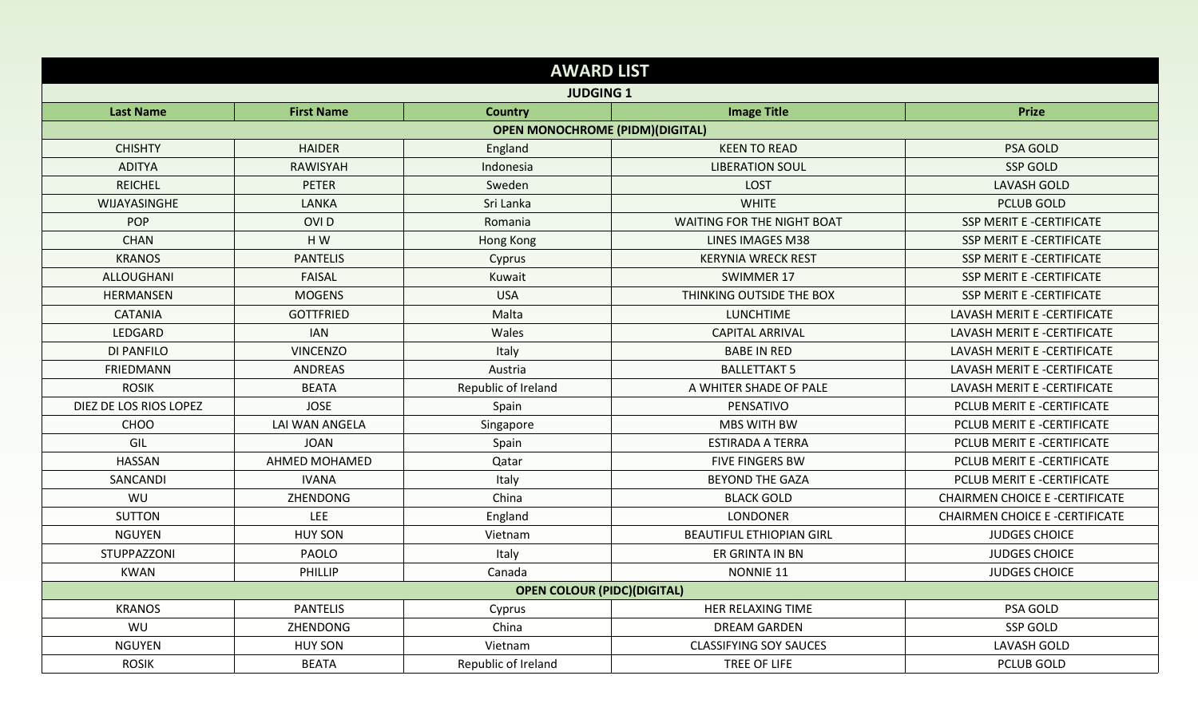## AWARD LIST

### JUDGING 1

| Last Name | First Name | Country | Image Title | Prize |
|---|---|---|---|---|
| **OPEN MONOCHROME (PIDM)(DIGITAL)** | | | | |
| CHISHTY | HAIDER | England | KEEN TO READ | PSA GOLD |
| ADITYA | RAWISYAH | Indonesia | LIBERATION SOUL | SSP GOLD |
| REICHEL | PETER | Sweden | LOST | LAVASH GOLD |
| WIJAYASINGHE | LANKA | Sri Lanka | WHITE | PCLUB GOLD |
| POP | OVI D | Romania | WAITING FOR THE NIGHT BOAT | SSP MERIT E -CERTIFICATE |
| CHAN | H W | Hong Kong | LINES IMAGES M38 | SSP MERIT E -CERTIFICATE |
| KRANOS | PANTELIS | Cyprus | KERYNIA WRECK REST | SSP MERIT E -CERTIFICATE |
| ALLOUGHANI | FAISAL | Kuwait | SWIMMER 17 | SSP MERIT E -CERTIFICATE |
| HERMANSEN | MOGENS | USA | THINKING OUTSIDE THE BOX | SSP MERIT E -CERTIFICATE |
| CATANIA | GOTTFRIED | Malta | LUNCHTIME | LAVASH MERIT E -CERTIFICATE |
| LEDGARD | IAN | Wales | CAPITAL ARRIVAL | LAVASH MERIT E -CERTIFICATE |
| DI PANFILO | VINCENZO | Italy | BABE IN RED | LAVASH MERIT E -CERTIFICATE |
| FRIEDMANN | ANDREAS | Austria | BALLETTAKT 5 | LAVASH MERIT E -CERTIFICATE |
| ROSIK | BEATA | Republic of Ireland | A WHITER SHADE OF PALE | LAVASH MERIT E -CERTIFICATE |
| DIEZ DE LOS RIOS LOPEZ | JOSE | Spain | PENSATIVO | PCLUB MERIT E -CERTIFICATE |
| CHOO | LAI WAN ANGELA | Singapore | MBS WITH BW | PCLUB MERIT E -CERTIFICATE |
| GIL | JOAN | Spain | ESTIRADA A TERRA | PCLUB MERIT E -CERTIFICATE |
| HASSAN | AHMED MOHAMED | Qatar | FIVE FINGERS BW | PCLUB MERIT E -CERTIFICATE |
| SANCANDI | IVANA | Italy | BEYOND THE GAZA | PCLUB MERIT E -CERTIFICATE |
| WU | ZHENDONG | China | BLACK GOLD | CHAIRMEN CHOICE E -CERTIFICATE |
| SUTTON | LEE | England | LONDONER | CHAIRMEN CHOICE E -CERTIFICATE |
| NGUYEN | HUY SON | Vietnam | BEAUTIFUL ETHIOPIAN GIRL | JUDGES CHOICE |
| STUPPAZZONI | PAOLO | Italy | ER GRINTA IN BN | JUDGES CHOICE |
| KWAN | PHILLIP | Canada | NONNIE 11 | JUDGES CHOICE |
| **OPEN COLOUR (PIDC)(DIGITAL)** | | | | |
| KRANOS | PANTELIS | Cyprus | HER RELAXING TIME | PSA GOLD |
| WU | ZHENDONG | China | DREAM GARDEN | SSP GOLD |
| NGUYEN | HUY SON | Vietnam | CLASSIFYING SOY SAUCES | LAVASH GOLD |
| ROSIK | BEATA | Republic of Ireland | TREE OF LIFE | PCLUB GOLD |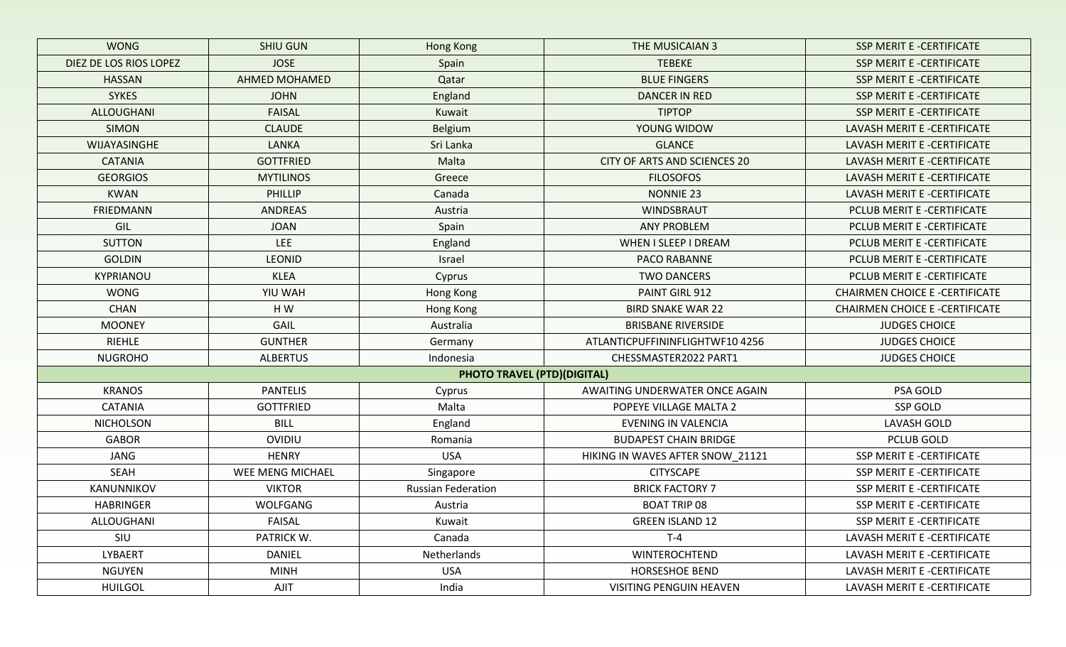| | | | | |
|---|---|---|---|---|
| WONG | SHIU GUN | Hong Kong | THE MUSICAIAN 3 | SSP MERIT E -CERTIFICATE |
| DIEZ DE LOS RIOS LOPEZ | JOSE | Spain | TEBEKE | SSP MERIT E -CERTIFICATE |
| HASSAN | AHMED MOHAMED | Qatar | BLUE FINGERS | SSP MERIT E -CERTIFICATE |
| SYKES | JOHN | England | DANCER IN RED | SSP MERIT E -CERTIFICATE |
| ALLOUGHANI | FAISAL | Kuwait | TIPTOP | SSP MERIT E -CERTIFICATE |
| SIMON | CLAUDE | Belgium | YOUNG WIDOW | LAVASH MERIT E -CERTIFICATE |
| WIJAYASINGHE | LANKA | Sri Lanka | GLANCE | LAVASH MERIT E -CERTIFICATE |
| CATANIA | GOTTFRIED | Malta | CITY OF ARTS AND SCIENCES 20 | LAVASH MERIT E -CERTIFICATE |
| GEORGIOS | MYTILINOS | Greece | FILOSOFOS | LAVASH MERIT E -CERTIFICATE |
| KWAN | PHILLIP | Canada | NONNIE 23 | LAVASH MERIT E -CERTIFICATE |
| FRIEDMANN | ANDREAS | Austria | WINDSBRAUT | PCLUB MERIT E -CERTIFICATE |
| GIL | JOAN | Spain | ANY PROBLEM | PCLUB MERIT E -CERTIFICATE |
| SUTTON | LEE | England | WHEN I SLEEP I DREAM | PCLUB MERIT E -CERTIFICATE |
| GOLDIN | LEONID | Israel | PACO RABANNE | PCLUB MERIT E -CERTIFICATE |
| KYPRIANOU | KLEA | Cyprus | TWO DANCERS | PCLUB MERIT E -CERTIFICATE |
| WONG | YIU WAH | Hong Kong | PAINT GIRL 912 | CHAIRMEN CHOICE E -CERTIFICATE |
| CHAN | H W | Hong Kong | BIRD SNAKE WAR 22 | CHAIRMEN CHOICE E -CERTIFICATE |
| MOONEY | GAIL | Australia | BRISBANE RIVERSIDE | JUDGES CHOICE |
| RIEHLE | GUNTHER | Germany | ATLANTICPUFFININFLIGHTWF10 4256 | JUDGES CHOICE |
| NUGROHO | ALBERTUS | Indonesia | CHESSMASTER2022 PART1 | JUDGES CHOICE |
| **PHOTO TRAVEL (PTD)(DIGITAL)** | | | | |
| KRANOS | PANTELIS | Cyprus | AWAITING UNDERWATER ONCE AGAIN | PSA GOLD |
| CATANIA | GOTTFRIED | Malta | POPEYE VILLAGE MALTA 2 | SSP GOLD |
| NICHOLSON | BILL | England | EVENING IN VALENCIA | LAVASH GOLD |
| GABOR | OVIDIU | Romania | BUDAPEST CHAIN BRIDGE | PCLUB GOLD |
| JANG | HENRY | USA | HIKING IN WAVES AFTER SNOW_21121 | SSP MERIT E -CERTIFICATE |
| SEAH | WEE MENG MICHAEL | Singapore | CITYSCAPE | SSP MERIT E -CERTIFICATE |
| KANUNNIKOV | VIKTOR | Russian Federation | BRICK FACTORY 7 | SSP MERIT E -CERTIFICATE |
| HABRINGER | WOLFGANG | Austria | BOAT TRIP 08 | SSP MERIT E -CERTIFICATE |
| ALLOUGHANI | FAISAL | Kuwait | GREEN ISLAND 12 | SSP MERIT E -CERTIFICATE |
| SIU | PATRICK W. | Canada | T-4 | LAVASH MERIT E -CERTIFICATE |
| LYBAERT | DANIEL | Netherlands | WINTEROCHTEND | LAVASH MERIT E -CERTIFICATE |
| NGUYEN | MINH | USA | HORSESHOE BEND | LAVASH MERIT E -CERTIFICATE |
| HUILGOL | AJIT | India | VISITING PENGUIN HEAVEN | LAVASH MERIT E -CERTIFICATE |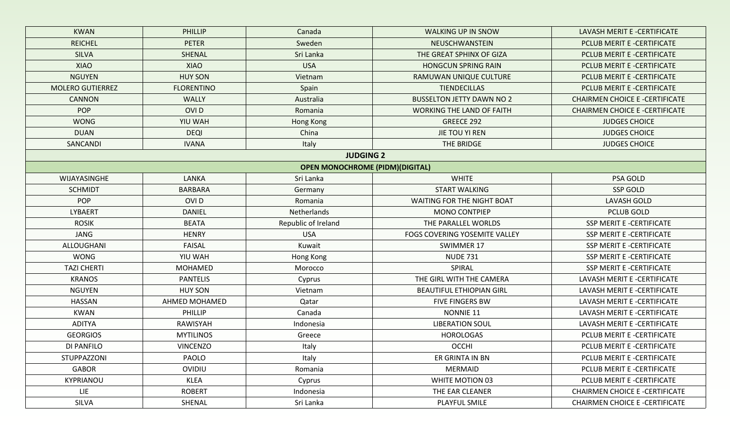| | | | | |
|---|---|---|---|---|
| KWAN | PHILLIP | Canada | WALKING UP IN SNOW | LAVASH MERIT E -CERTIFICATE |
| REICHEL | PETER | Sweden | NEUSCHWANSTEIN | PCLUB MERIT E -CERTIFICATE |
| SILVA | SHENAL | Sri Lanka | THE GREAT SPHINX OF GIZA | PCLUB MERIT E -CERTIFICATE |
| XIAO | XIAO | USA | HONGCUN SPRING RAIN | PCLUB MERIT E -CERTIFICATE |
| NGUYEN | HUY SON | Vietnam | RAMUWAN UNIQUE CULTURE | PCLUB MERIT E -CERTIFICATE |
| MOLERO GUTIERREZ | FLORENTINO | Spain | TIENDECILLAS | PCLUB MERIT E -CERTIFICATE |
| CANNON | WALLY | Australia | BUSSELTON JETTY DAWN NO 2 | CHAIRMEN CHOICE E -CERTIFICATE |
| POP | OVI D | Romania | WORKING THE LAND OF FAITH | CHAIRMEN CHOICE E -CERTIFICATE |
| WONG | YIU WAH | Hong Kong | GREECE 292 | JUDGES CHOICE |
| DUAN | DEQI | China | JIE TOU YI REN | JUDGES CHOICE |
| SANCANDI | IVANA | Italy | THE BRIDGE | JUDGES CHOICE |
| **JUDGING 2** | | | | |
| **OPEN MONOCHROME (PIDM)(DIGITAL)** | | | | |
| WIJAYASINGHE | LANKA | Sri Lanka | WHITE | PSA GOLD |
| SCHMIDT | BARBARA | Germany | START WALKING | SSP GOLD |
| POP | OVI D | Romania | WAITING FOR THE NIGHT BOAT | LAVASH GOLD |
| LYBAERT | DANIEL | Netherlands | MONO CONTPIEP | PCLUB GOLD |
| ROSIK | BEATA | Republic of Ireland | THE PARALLEL WORLDS | SSP MERIT E -CERTIFICATE |
| JANG | HENRY | USA | FOGS COVERING YOSEMITE VALLEY | SSP MERIT E -CERTIFICATE |
| ALLOUGHANI | FAISAL | Kuwait | SWIMMER 17 | SSP MERIT E -CERTIFICATE |
| WONG | YIU WAH | Hong Kong | NUDE 731 | SSP MERIT E -CERTIFICATE |
| TAZI CHERTI | MOHAMED | Morocco | SPIRAL | SSP MERIT E -CERTIFICATE |
| KRANOS | PANTELIS | Cyprus | THE GIRL WITH THE CAMERA | LAVASH MERIT E -CERTIFICATE |
| NGUYEN | HUY SON | Vietnam | BEAUTIFUL ETHIOPIAN GIRL | LAVASH MERIT E -CERTIFICATE |
| HASSAN | AHMED MOHAMED | Qatar | FIVE FINGERS BW | LAVASH MERIT E -CERTIFICATE |
| KWAN | PHILLIP | Canada | NONNIE 11 | LAVASH MERIT E -CERTIFICATE |
| ADITYA | RAWISYAH | Indonesia | LIBERATION SOUL | LAVASH MERIT E -CERTIFICATE |
| GEORGIOS | MYTILINOS | Greece | HOROLOGAS | PCLUB MERIT E -CERTIFICATE |
| DI PANFILO | VINCENZO | Italy | OCCHI | PCLUB MERIT E -CERTIFICATE |
| STUPPAZZONI | PAOLO | Italy | ER GRINTA IN BN | PCLUB MERIT E -CERTIFICATE |
| GABOR | OVIDIU | Romania | MERMAID | PCLUB MERIT E -CERTIFICATE |
| KYPRIANOU | KLEA | Cyprus | WHITE MOTION 03 | PCLUB MERIT E -CERTIFICATE |
| LIE | ROBERT | Indonesia | THE EAR CLEANER | CHAIRMEN CHOICE E -CERTIFICATE |
| SILVA | SHENAL | Sri Lanka | PLAYFUL SMILE | CHAIRMEN CHOICE E -CERTIFICATE |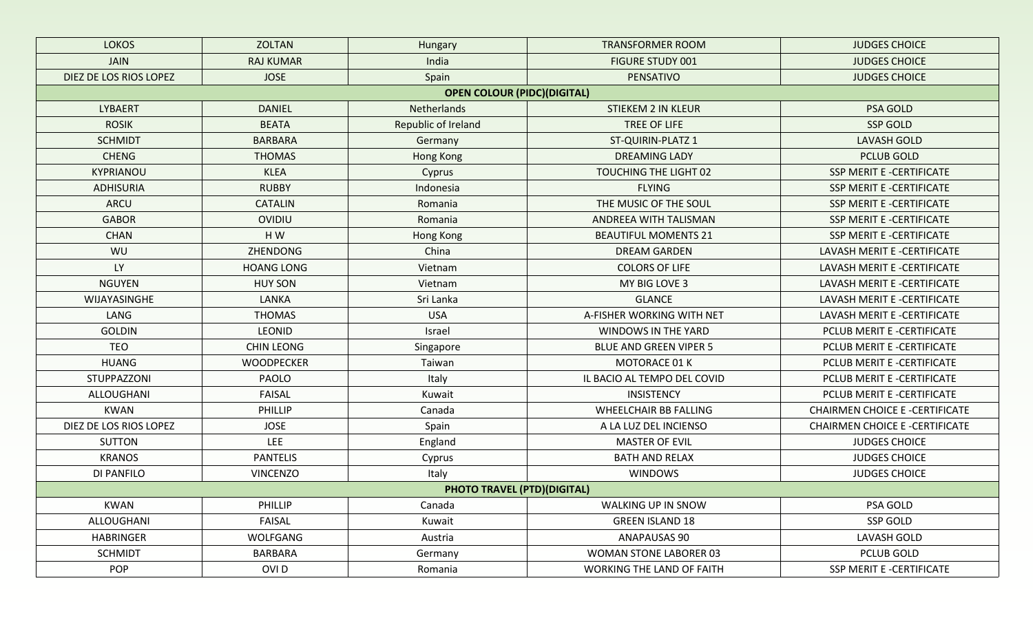| LOKOS | ZOLTAN | Hungary | TRANSFORMER ROOM | JUDGES CHOICE |
|---|---|---|---|---|
| JAIN | RAJ KUMAR | India | FIGURE STUDY 001 | JUDGES CHOICE |
| DIEZ DE LOS RIOS LOPEZ | JOSE | Spain | PENSATIVO | JUDGES CHOICE |
| **OPEN COLOUR (PIDC)(DIGITAL)** | | | | |
| LYBAERT | DANIEL | Netherlands | STIEKEM 2 IN KLEUR | PSA GOLD |
| ROSIK | BEATA | Republic of Ireland | TREE OF LIFE | SSP GOLD |
| SCHMIDT | BARBARA | Germany | ST-QUIRIN-PLATZ 1 | LAVASH GOLD |
| CHENG | THOMAS | Hong Kong | DREAMING LADY | PCLUB GOLD |
| KYPRIANOU | KLEA | Cyprus | TOUCHING THE LIGHT 02 | SSP MERIT E -CERTIFICATE |
| ADHISURIA | RUBBY | Indonesia | FLYING | SSP MERIT E -CERTIFICATE |
| ARCU | CATALIN | Romania | THE MUSIC OF THE SOUL | SSP MERIT E -CERTIFICATE |
| GABOR | OVIDIU | Romania | ANDREEA WITH TALISMAN | SSP MERIT E -CERTIFICATE |
| CHAN | H W | Hong Kong | BEAUTIFUL MOMENTS 21 | SSP MERIT E -CERTIFICATE |
| WU | ZHENDONG | China | DREAM GARDEN | LAVASH MERIT E -CERTIFICATE |
| LY | HOANG LONG | Vietnam | COLORS OF LIFE | LAVASH MERIT E -CERTIFICATE |
| NGUYEN | HUY SON | Vietnam | MY BIG LOVE 3 | LAVASH MERIT E -CERTIFICATE |
| WIJAYASINGHE | LANKA | Sri Lanka | GLANCE | LAVASH MERIT E -CERTIFICATE |
| LANG | THOMAS | USA | A-FISHER WORKING WITH NET | LAVASH MERIT E -CERTIFICATE |
| GOLDIN | LEONID | Israel | WINDOWS IN THE YARD | PCLUB MERIT E -CERTIFICATE |
| TEO | CHIN LEONG | Singapore | BLUE AND GREEN VIPER 5 | PCLUB MERIT E -CERTIFICATE |
| HUANG | WOODPECKER | Taiwan | MOTORACE 01 K | PCLUB MERIT E -CERTIFICATE |
| STUPPAZZONI | PAOLO | Italy | IL BACIO AL TEMPO DEL COVID | PCLUB MERIT E -CERTIFICATE |
| ALLOUGHANI | FAISAL | Kuwait | INSISTENCY | PCLUB MERIT E -CERTIFICATE |
| KWAN | PHILLIP | Canada | WHEELCHAIR BB FALLING | CHAIRMEN CHOICE E -CERTIFICATE |
| DIEZ DE LOS RIOS LOPEZ | JOSE | Spain | A LA LUZ DEL INCIENSO | CHAIRMEN CHOICE E -CERTIFICATE |
| SUTTON | LEE | England | MASTER OF EVIL | JUDGES CHOICE |
| KRANOS | PANTELIS | Cyprus | BATH AND RELAX | JUDGES CHOICE |
| DI PANFILO | VINCENZO | Italy | WINDOWS | JUDGES CHOICE |
| **PHOTO TRAVEL (PTD)(DIGITAL)** | | | | |
| KWAN | PHILLIP | Canada | WALKING UP IN SNOW | PSA GOLD |
| ALLOUGHANI | FAISAL | Kuwait | GREEN ISLAND 18 | SSP GOLD |
| HABRINGER | WOLFGANG | Austria | ANAPAUSAS 90 | LAVASH GOLD |
| SCHMIDT | BARBARA | Germany | WOMAN STONE LABORER 03 | PCLUB GOLD |
| POP | OVI D | Romania | WORKING THE LAND OF FAITH | SSP MERIT E -CERTIFICATE |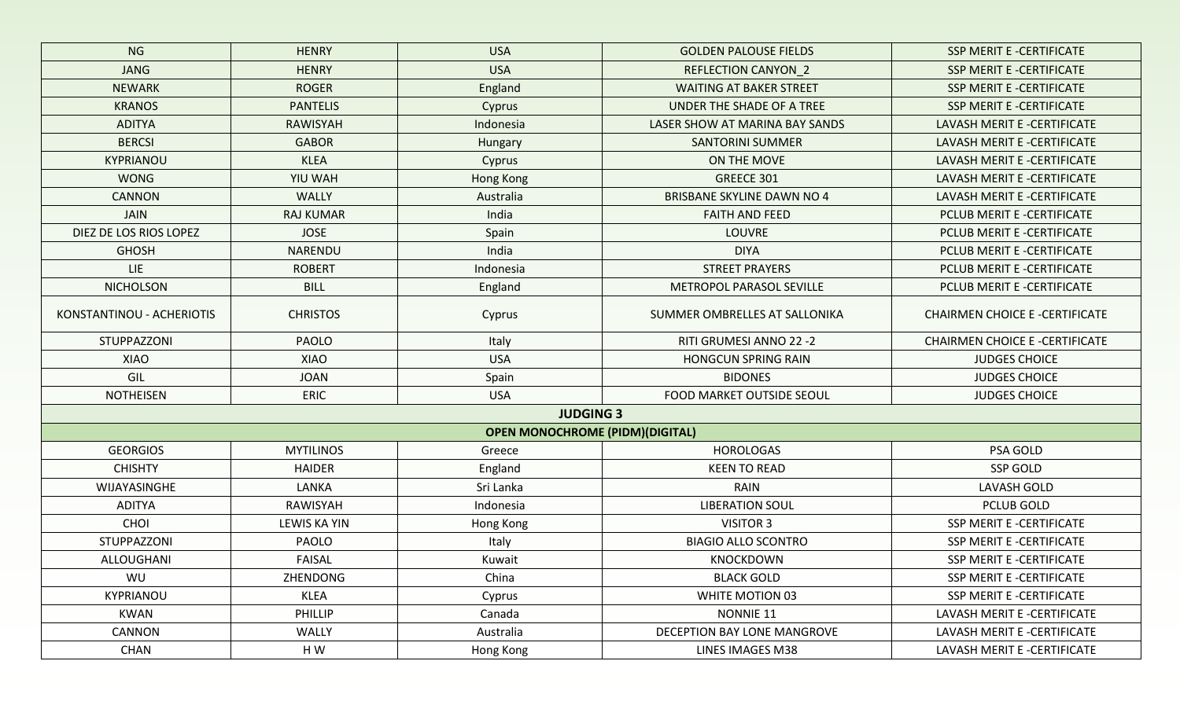| | | | | |
|---|---|---|---|---|
| NG | HENRY | USA | GOLDEN PALOUSE FIELDS | SSP MERIT E -CERTIFICATE |
| JANG | HENRY | USA | REFLECTION CANYON_2 | SSP MERIT E -CERTIFICATE |
| NEWARK | ROGER | England | WAITING AT BAKER STREET | SSP MERIT E -CERTIFICATE |
| KRANOS | PANTELIS | Cyprus | UNDER THE SHADE OF A TREE | SSP MERIT E -CERTIFICATE |
| ADITYA | RAWISYAH | Indonesia | LASER SHOW AT MARINA BAY SANDS | LAVASH MERIT E -CERTIFICATE |
| BERCSI | GABOR | Hungary | SANTORINI SUMMER | LAVASH MERIT E -CERTIFICATE |
| KYPRIANOU | KLEA | Cyprus | ON THE MOVE | LAVASH MERIT E -CERTIFICATE |
| WONG | YIU WAH | Hong Kong | GREECE 301 | LAVASH MERIT E -CERTIFICATE |
| CANNON | WALLY | Australia | BRISBANE SKYLINE DAWN NO 4 | LAVASH MERIT E -CERTIFICATE |
| JAIN | RAJ KUMAR | India | FAITH AND FEED | PCLUB MERIT E -CERTIFICATE |
| DIEZ DE LOS RIOS LOPEZ | JOSE | Spain | LOUVRE | PCLUB MERIT E -CERTIFICATE |
| GHOSH | NARENDU | India | DIYA | PCLUB MERIT E -CERTIFICATE |
| LIE | ROBERT | Indonesia | STREET PRAYERS | PCLUB MERIT E -CERTIFICATE |
| NICHOLSON | BILL | England | METROPOL PARASOL SEVILLE | PCLUB MERIT E -CERTIFICATE |
| KONSTANTINOU - ACHERIOTIS | CHRISTOS | Cyprus | SUMMER OMBRELLES AT SALLONIKA | CHAIRMEN CHOICE E -CERTIFICATE |
| STUPPAZZONI | PAOLO | Italy | RITI GRUMESI ANNO 22 -2 | CHAIRMEN CHOICE E -CERTIFICATE |
| XIAO | XIAO | USA | HONGCUN SPRING RAIN | JUDGES CHOICE |
| GIL | JOAN | Spain | BIDONES | JUDGES CHOICE |
| NOTHEISEN | ERIC | USA | FOOD MARKET OUTSIDE SEOUL | JUDGES CHOICE |
| **JUDGING 3** | | | | |
| **OPEN MONOCHROME (PIDM)(DIGITAL)** | | | | |
| GEORGIOS | MYTILINOS | Greece | HOROLOGAS | PSA GOLD |
| CHISHTY | HAIDER | England | KEEN TO READ | SSP GOLD |
| WIJAYASINGHE | LANKA | Sri Lanka | RAIN | LAVASH GOLD |
| ADITYA | RAWISYAH | Indonesia | LIBERATION SOUL | PCLUB GOLD |
| CHOI | LEWIS KA YIN | Hong Kong | VISITOR 3 | SSP MERIT E -CERTIFICATE |
| STUPPAZZONI | PAOLO | Italy | BIAGIO ALLO SCONTRO | SSP MERIT E -CERTIFICATE |
| ALLOUGHANI | FAISAL | Kuwait | KNOCKDOWN | SSP MERIT E -CERTIFICATE |
| WU | ZHENDONG | China | BLACK GOLD | SSP MERIT E -CERTIFICATE |
| KYPRIANOU | KLEA | Cyprus | WHITE MOTION 03 | SSP MERIT E -CERTIFICATE |
| KWAN | PHILLIP | Canada | NONNIE 11 | LAVASH MERIT E -CERTIFICATE |
| CANNON | WALLY | Australia | DECEPTION BAY LONE MANGROVE | LAVASH MERIT E -CERTIFICATE |
| CHAN | H W | Hong Kong | LINES IMAGES M38 | LAVASH MERIT E -CERTIFICATE |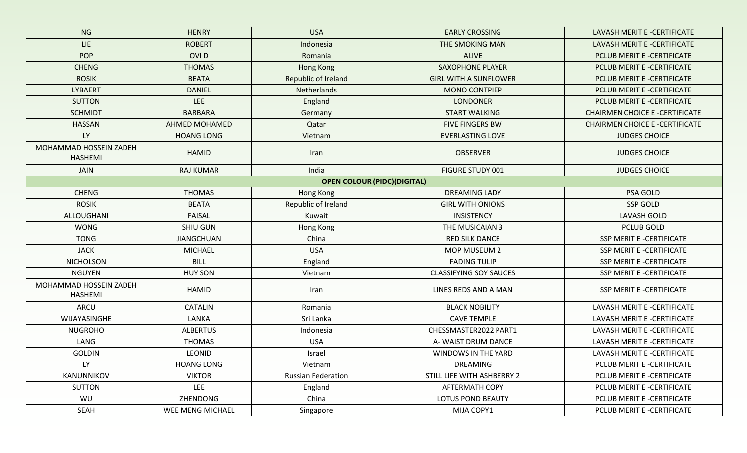| | | | | |
|---|---|---|---|---|
| NG | HENRY | USA | EARLY CROSSING | LAVASH MERIT E -CERTIFICATE |
| LIE | ROBERT | Indonesia | THE SMOKING MAN | LAVASH MERIT E -CERTIFICATE |
| POP | OVI D | Romania | ALIVE | PCLUB MERIT E -CERTIFICATE |
| CHENG | THOMAS | Hong Kong | SAXOPHONE PLAYER | PCLUB MERIT E -CERTIFICATE |
| ROSIK | BEATA | Republic of Ireland | GIRL WITH A SUNFLOWER | PCLUB MERIT E -CERTIFICATE |
| LYBAERT | DANIEL | Netherlands | MONO CONTPIEP | PCLUB MERIT E -CERTIFICATE |
| SUTTON | LEE | England | LONDONER | PCLUB MERIT E -CERTIFICATE |
| SCHMIDT | BARBARA | Germany | START WALKING | CHAIRMEN CHOICE E -CERTIFICATE |
| HASSAN | AHMED MOHAMED | Qatar | FIVE FINGERS BW | CHAIRMEN CHOICE E -CERTIFICATE |
| LY | HOANG LONG | Vietnam | EVERLASTING LOVE | JUDGES CHOICE |
| MOHAMMAD HOSSEIN ZADEH HASHEMI | HAMID | Iran | OBSERVER | JUDGES CHOICE |
| JAIN | RAJ KUMAR | India | FIGURE STUDY 001 | JUDGES CHOICE |
| **OPEN COLOUR (PIDC)(DIGITAL)** | | | | |
| CHENG | THOMAS | Hong Kong | DREAMING LADY | PSA GOLD |
| ROSIK | BEATA | Republic of Ireland | GIRL WITH ONIONS | SSP GOLD |
| ALLOUGHANI | FAISAL | Kuwait | INSISTENCY | LAVASH GOLD |
| WONG | SHIU GUN | Hong Kong | THE MUSICAIAN 3 | PCLUB GOLD |
| TONG | JIANGCHUAN | China | RED SILK DANCE | SSP MERIT E -CERTIFICATE |
| JACK | MICHAEL | USA | MOP MUSEUM 2 | SSP MERIT E -CERTIFICATE |
| NICHOLSON | BILL | England | FADING TULIP | SSP MERIT E -CERTIFICATE |
| NGUYEN | HUY SON | Vietnam | CLASSIFYING SOY SAUCES | SSP MERIT E -CERTIFICATE |
| MOHAMMAD HOSSEIN ZADEH HASHEMI | HAMID | Iran | LINES REDS AND A MAN | SSP MERIT E -CERTIFICATE |
| ARCU | CATALIN | Romania | BLACK NOBILITY | LAVASH MERIT E -CERTIFICATE |
| WIJAYASINGHE | LANKA | Sri Lanka | CAVE TEMPLE | LAVASH MERIT E -CERTIFICATE |
| NUGROHO | ALBERTUS | Indonesia | CHESSMASTER2022 PART1 | LAVASH MERIT E -CERTIFICATE |
| LANG | THOMAS | USA | A- WAIST DRUM DANCE | LAVASH MERIT E -CERTIFICATE |
| GOLDIN | LEONID | Israel | WINDOWS IN THE YARD | LAVASH MERIT E -CERTIFICATE |
| LY | HOANG LONG | Vietnam | DREAMING | PCLUB MERIT E -CERTIFICATE |
| KANUNNIKOV | VIKTOR | Russian Federation | STILL LIFE WITH ASHBERRY 2 | PCLUB MERIT E -CERTIFICATE |
| SUTTON | LEE | England | AFTERMATH COPY | PCLUB MERIT E -CERTIFICATE |
| WU | ZHENDONG | China | LOTUS POND BEAUTY | PCLUB MERIT E -CERTIFICATE |
| SEAH | WEE MENG MICHAEL | Singapore | MIJA COPY1 | PCLUB MERIT E -CERTIFICATE |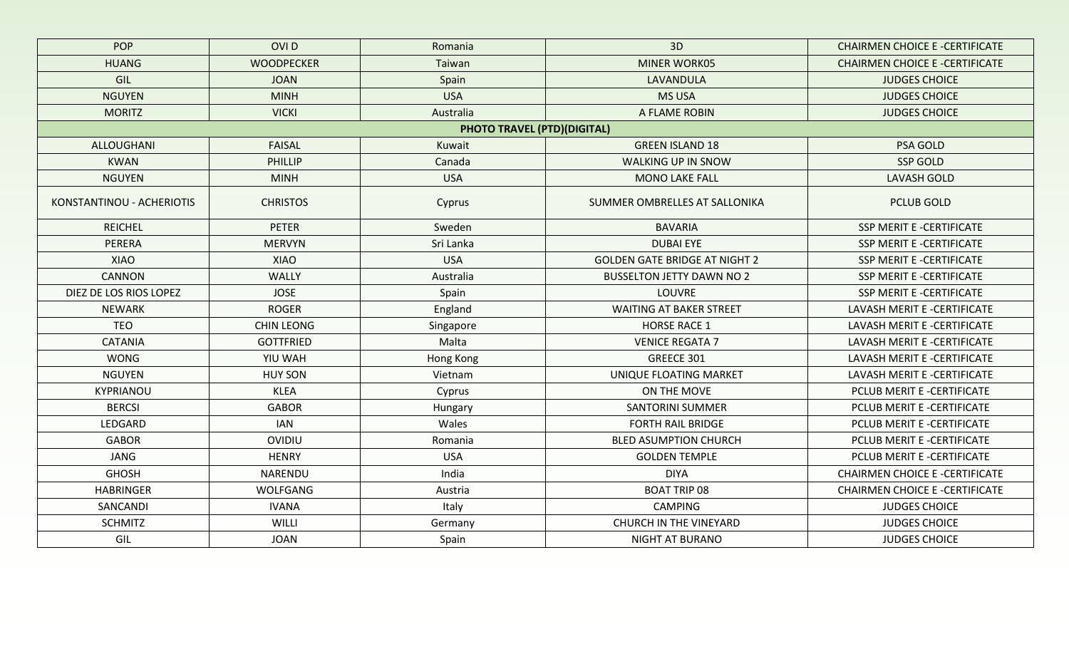| POP | OVI D | Romania | 3D | CHAIRMEN CHOICE E -CERTIFICATE |
|---|---|---|---|---|
| HUANG | WOODPECKER | Taiwan | MINER WORK05 | CHAIRMEN CHOICE E -CERTIFICATE |
| GIL | JOAN | Spain | LAVANDULA | JUDGES CHOICE |
| NGUYEN | MINH | USA | MS USA | JUDGES CHOICE |
| MORITZ | VICKI | Australia | A FLAME ROBIN | JUDGES CHOICE |
| | | **PHOTO TRAVEL (PTD)(DIGITAL)** | | |
| ALLOUGHANI | FAISAL | Kuwait | GREEN ISLAND 18 | PSA GOLD |
| KWAN | PHILLIP | Canada | WALKING UP IN SNOW | SSP GOLD |
| NGUYEN | MINH | USA | MONO LAKE FALL | LAVASH GOLD |
| KONSTANTINOU - ACHERIOTIS | CHRISTOS | Cyprus | SUMMER OMBRELLES AT SALLONIKA | PCLUB GOLD |
| REICHEL | PETER | Sweden | BAVARIA | SSP MERIT E -CERTIFICATE |
| PERERA | MERVYN | Sri Lanka | DUBAI EYE | SSP MERIT E -CERTIFICATE |
| XIAO | XIAO | USA | GOLDEN GATE BRIDGE AT NIGHT 2 | SSP MERIT E -CERTIFICATE |
| CANNON | WALLY | Australia | BUSSELTON JETTY DAWN NO 2 | SSP MERIT E -CERTIFICATE |
| DIEZ DE LOS RIOS LOPEZ | JOSE | Spain | LOUVRE | SSP MERIT E -CERTIFICATE |
| NEWARK | ROGER | England | WAITING AT BAKER STREET | LAVASH MERIT E -CERTIFICATE |
| TEO | CHIN LEONG | Singapore | HORSE RACE 1 | LAVASH MERIT E -CERTIFICATE |
| CATANIA | GOTTFRIED | Malta | VENICE REGATA 7 | LAVASH MERIT E -CERTIFICATE |
| WONG | YIU WAH | Hong Kong | GREECE 301 | LAVASH MERIT E -CERTIFICATE |
| NGUYEN | HUY SON | Vietnam | UNIQUE FLOATING MARKET | LAVASH MERIT E -CERTIFICATE |
| KYPRIANOU | KLEA | Cyprus | ON THE MOVE | PCLUB MERIT E -CERTIFICATE |
| BERCSI | GABOR | Hungary | SANTORINI SUMMER | PCLUB MERIT E -CERTIFICATE |
| LEDGARD | IAN | Wales | FORTH RAIL BRIDGE | PCLUB MERIT E -CERTIFICATE |
| GABOR | OVIDIU | Romania | BLED ASUMPTION CHURCH | PCLUB MERIT E -CERTIFICATE |
| JANG | HENRY | USA | GOLDEN TEMPLE | PCLUB MERIT E -CERTIFICATE |
| GHOSH | NARENDU | India | DIYA | CHAIRMEN CHOICE E -CERTIFICATE |
| HABRINGER | WOLFGANG | Austria | BOAT TRIP 08 | CHAIRMEN CHOICE E -CERTIFICATE |
| SANCANDI | IVANA | Italy | CAMPING | JUDGES CHOICE |
| SCHMITZ | WILLI | Germany | CHURCH IN THE VINEYARD | JUDGES CHOICE |
| GIL | JOAN | Spain | NIGHT AT BURANO | JUDGES CHOICE |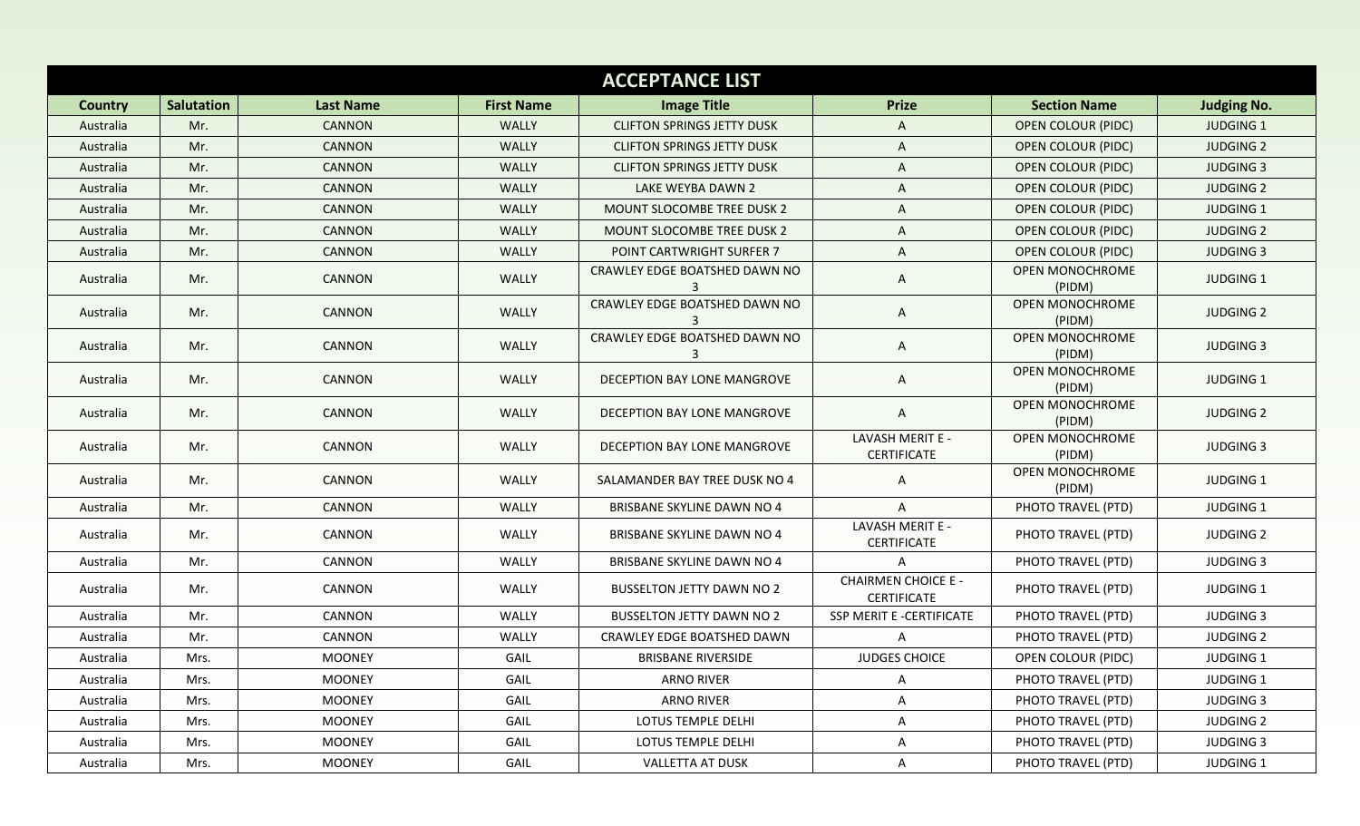## ACCEPTANCE LIST

| Country | Salutation | Last Name | First Name | Image Title | Prize | Section Name | Judging No. |
|---|---|---|---|---|---|---|---|
| Australia | Mr. | CANNON | WALLY | CLIFTON SPRINGS JETTY DUSK | A | OPEN COLOUR (PIDC) | JUDGING 1 |
| Australia | Mr. | CANNON | WALLY | CLIFTON SPRINGS JETTY DUSK | A | OPEN COLOUR (PIDC) | JUDGING 2 |
| Australia | Mr. | CANNON | WALLY | CLIFTON SPRINGS JETTY DUSK | A | OPEN COLOUR (PIDC) | JUDGING 3 |
| Australia | Mr. | CANNON | WALLY | LAKE WEYBA DAWN 2 | A | OPEN COLOUR (PIDC) | JUDGING 2 |
| Australia | Mr. | CANNON | WALLY | MOUNT SLOCOMBE TREE DUSK 2 | A | OPEN COLOUR (PIDC) | JUDGING 1 |
| Australia | Mr. | CANNON | WALLY | MOUNT SLOCOMBE TREE DUSK 2 | A | OPEN COLOUR (PIDC) | JUDGING 2 |
| Australia | Mr. | CANNON | WALLY | POINT CARTWRIGHT SURFER 7 | A | OPEN COLOUR (PIDC) | JUDGING 3 |
| Australia | Mr. | CANNON | WALLY | CRAWLEY EDGE BOATSHED DAWN NO 3 | A | OPEN MONOCHROME (PIDM) | JUDGING 1 |
| Australia | Mr. | CANNON | WALLY | CRAWLEY EDGE BOATSHED DAWN NO 3 | A | OPEN MONOCHROME (PIDM) | JUDGING 2 |
| Australia | Mr. | CANNON | WALLY | CRAWLEY EDGE BOATSHED DAWN NO 3 | A | OPEN MONOCHROME (PIDM) | JUDGING 3 |
| Australia | Mr. | CANNON | WALLY | DECEPTION BAY LONE MANGROVE | A | OPEN MONOCHROME (PIDM) | JUDGING 1 |
| Australia | Mr. | CANNON | WALLY | DECEPTION BAY LONE MANGROVE | A | OPEN MONOCHROME (PIDM) | JUDGING 2 |
| Australia | Mr. | CANNON | WALLY | DECEPTION BAY LONE MANGROVE | LAVASH MERIT E - CERTIFICATE | OPEN MONOCHROME (PIDM) | JUDGING 3 |
| Australia | Mr. | CANNON | WALLY | SALAMANDER BAY TREE DUSK NO 4 | A | OPEN MONOCHROME (PIDM) | JUDGING 1 |
| Australia | Mr. | CANNON | WALLY | BRISBANE SKYLINE DAWN NO 4 | A | PHOTO TRAVEL (PTD) | JUDGING 1 |
| Australia | Mr. | CANNON | WALLY | BRISBANE SKYLINE DAWN NO 4 | LAVASH MERIT E - CERTIFICATE | PHOTO TRAVEL (PTD) | JUDGING 2 |
| Australia | Mr. | CANNON | WALLY | BRISBANE SKYLINE DAWN NO 4 | A | PHOTO TRAVEL (PTD) | JUDGING 3 |
| Australia | Mr. | CANNON | WALLY | BUSSELTON JETTY DAWN NO 2 | CHAIRMEN CHOICE E - CERTIFICATE | PHOTO TRAVEL (PTD) | JUDGING 1 |
| Australia | Mr. | CANNON | WALLY | BUSSELTON JETTY DAWN NO 2 | SSP MERIT E -CERTIFICATE | PHOTO TRAVEL (PTD) | JUDGING 3 |
| Australia | Mr. | CANNON | WALLY | CRAWLEY EDGE BOATSHED DAWN | A | PHOTO TRAVEL (PTD) | JUDGING 2 |
| Australia | Mrs. | MOONEY | GAIL | BRISBANE RIVERSIDE | JUDGES CHOICE | OPEN COLOUR (PIDC) | JUDGING 1 |
| Australia | Mrs. | MOONEY | GAIL | ARNO RIVER | A | PHOTO TRAVEL (PTD) | JUDGING 1 |
| Australia | Mrs. | MOONEY | GAIL | ARNO RIVER | A | PHOTO TRAVEL (PTD) | JUDGING 3 |
| Australia | Mrs. | MOONEY | GAIL | LOTUS TEMPLE DELHI | A | PHOTO TRAVEL (PTD) | JUDGING 2 |
| Australia | Mrs. | MOONEY | GAIL | LOTUS TEMPLE DELHI | A | PHOTO TRAVEL (PTD) | JUDGING 3 |
| Australia | Mrs. | MOONEY | GAIL | VALLETTA AT DUSK | A | PHOTO TRAVEL (PTD) | JUDGING 1 |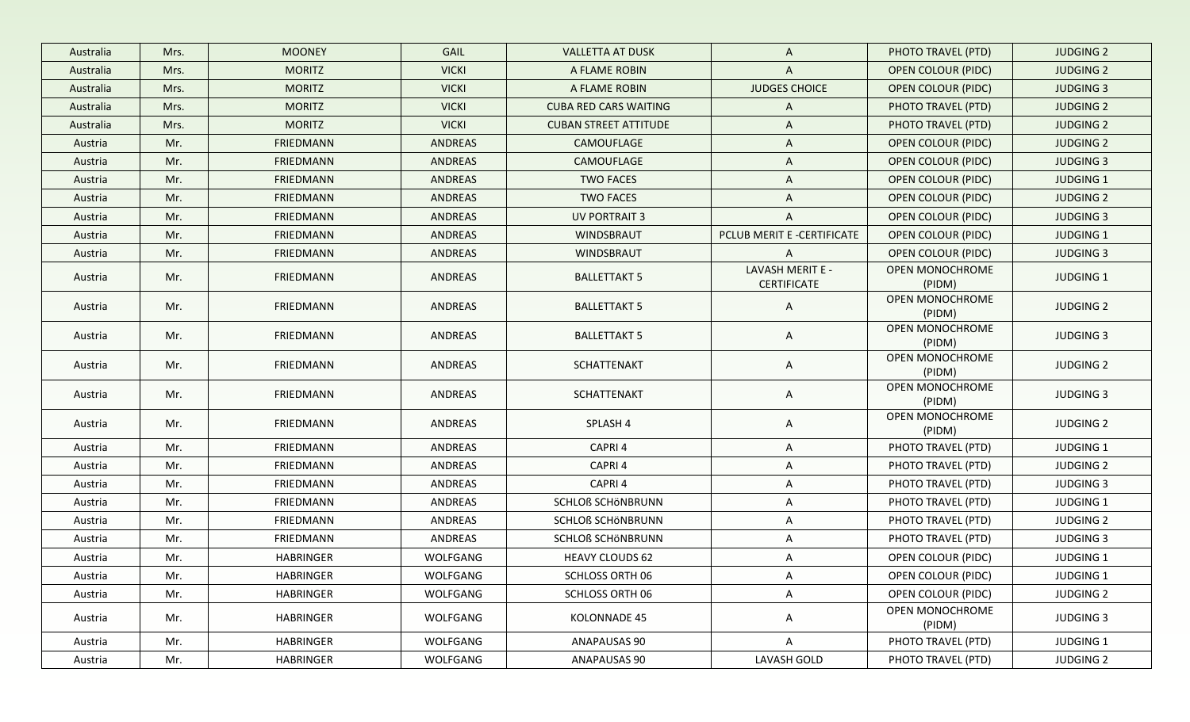| Australia | Mrs. | MOONEY | GAIL | VALLETTA AT DUSK | A | PHOTO TRAVEL (PTD) | JUDGING 2 |
|---|---|---|---|---|---|---|---|
| Australia | Mrs. | MORITZ | VICKI | A FLAME ROBIN | A | OPEN COLOUR (PIDC) | JUDGING 2 |
| Australia | Mrs. | MORITZ | VICKI | A FLAME ROBIN | JUDGES CHOICE | OPEN COLOUR (PIDC) | JUDGING 3 |
| Australia | Mrs. | MORITZ | VICKI | CUBA RED CARS WAITING | A | PHOTO TRAVEL (PTD) | JUDGING 2 |
| Australia | Mrs. | MORITZ | VICKI | CUBAN STREET ATTITUDE | A | PHOTO TRAVEL (PTD) | JUDGING 2 |
| Austria | Mr. | FRIEDMANN | ANDREAS | CAMOUFLAGE | A | OPEN COLOUR (PIDC) | JUDGING 2 |
| Austria | Mr. | FRIEDMANN | ANDREAS | CAMOUFLAGE | A | OPEN COLOUR (PIDC) | JUDGING 3 |
| Austria | Mr. | FRIEDMANN | ANDREAS | TWO FACES | A | OPEN COLOUR (PIDC) | JUDGING 1 |
| Austria | Mr. | FRIEDMANN | ANDREAS | TWO FACES | A | OPEN COLOUR (PIDC) | JUDGING 2 |
| Austria | Mr. | FRIEDMANN | ANDREAS | UV PORTRAIT 3 | A | OPEN COLOUR (PIDC) | JUDGING 3 |
| Austria | Mr. | FRIEDMANN | ANDREAS | WINDSBRAUT | PCLUB MERIT E -CERTIFICATE | OPEN COLOUR (PIDC) | JUDGING 1 |
| Austria | Mr. | FRIEDMANN | ANDREAS | WINDSBRAUT | A | OPEN COLOUR (PIDC) | JUDGING 3 |
| Austria | Mr. | FRIEDMANN | ANDREAS | BALLETTAKT 5 | LAVASH MERIT E - CERTIFICATE | OPEN MONOCHROME (PIDM) | JUDGING 1 |
| Austria | Mr. | FRIEDMANN | ANDREAS | BALLETTAKT 5 | A | OPEN MONOCHROME (PIDM) | JUDGING 2 |
| Austria | Mr. | FRIEDMANN | ANDREAS | BALLETTAKT 5 | A | OPEN MONOCHROME (PIDM) | JUDGING 3 |
| Austria | Mr. | FRIEDMANN | ANDREAS | SCHATTENAKT | A | OPEN MONOCHROME (PIDM) | JUDGING 2 |
| Austria | Mr. | FRIEDMANN | ANDREAS | SCHATTENAKT | A | OPEN MONOCHROME (PIDM) | JUDGING 3 |
| Austria | Mr. | FRIEDMANN | ANDREAS | SPLASH 4 | A | OPEN MONOCHROME (PIDM) | JUDGING 2 |
| Austria | Mr. | FRIEDMANN | ANDREAS | CAPRI 4 | A | PHOTO TRAVEL (PTD) | JUDGING 1 |
| Austria | Mr. | FRIEDMANN | ANDREAS | CAPRI 4 | A | PHOTO TRAVEL (PTD) | JUDGING 2 |
| Austria | Mr. | FRIEDMANN | ANDREAS | CAPRI 4 | A | PHOTO TRAVEL (PTD) | JUDGING 3 |
| Austria | Mr. | FRIEDMANN | ANDREAS | SCHLOß SCHöNBRUNN | A | PHOTO TRAVEL (PTD) | JUDGING 1 |
| Austria | Mr. | FRIEDMANN | ANDREAS | SCHLOß SCHöNBRUNN | A | PHOTO TRAVEL (PTD) | JUDGING 2 |
| Austria | Mr. | FRIEDMANN | ANDREAS | SCHLOß SCHöNBRUNN | A | PHOTO TRAVEL (PTD) | JUDGING 3 |
| Austria | Mr. | HABRINGER | WOLFGANG | HEAVY CLOUDS 62 | A | OPEN COLOUR (PIDC) | JUDGING 1 |
| Austria | Mr. | HABRINGER | WOLFGANG | SCHLOSS ORTH 06 | A | OPEN COLOUR (PIDC) | JUDGING 1 |
| Austria | Mr. | HABRINGER | WOLFGANG | SCHLOSS ORTH 06 | A | OPEN COLOUR (PIDC) | JUDGING 2 |
| Austria | Mr. | HABRINGER | WOLFGANG | KOLONNADE 45 | A | OPEN MONOCHROME (PIDM) | JUDGING 3 |
| Austria | Mr. | HABRINGER | WOLFGANG | ANAPAUSAS 90 | A | PHOTO TRAVEL (PTD) | JUDGING 1 |
| Austria | Mr. | HABRINGER | WOLFGANG | ANAPAUSAS 90 | LAVASH GOLD | PHOTO TRAVEL (PTD) | JUDGING 2 |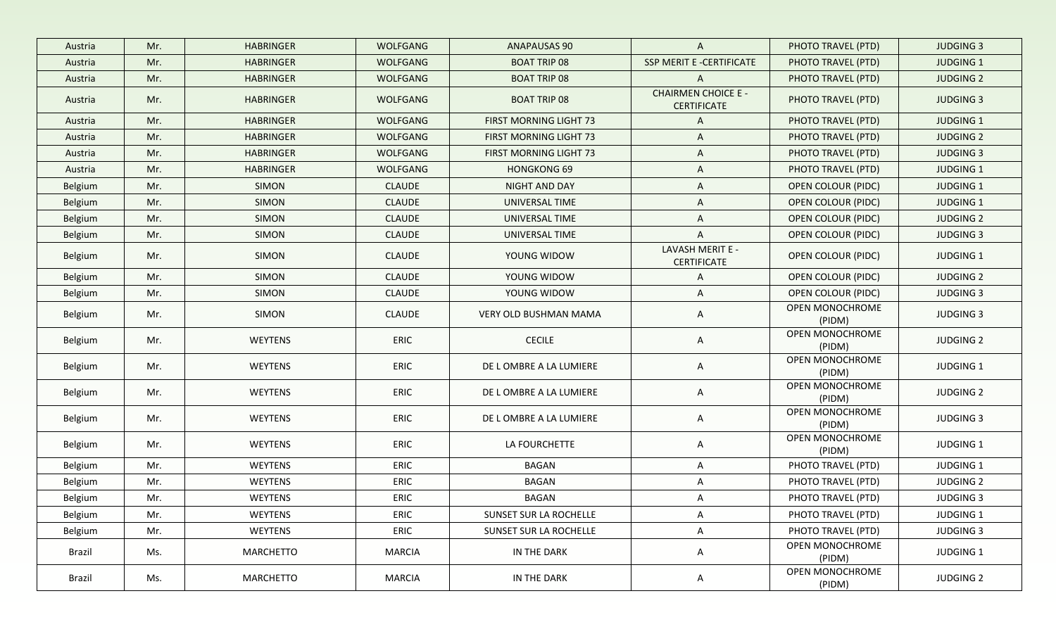| Austria | Mr. | HABRINGER | WOLFGANG | ANAPAUSAS 90 | A | PHOTO TRAVEL (PTD) | JUDGING 3 |
|---|---|---|---|---|---|---|---|
| Austria | Mr. | HABRINGER | WOLFGANG | BOAT TRIP 08 | SSP MERIT E -CERTIFICATE | PHOTO TRAVEL (PTD) | JUDGING 1 |
| Austria | Mr. | HABRINGER | WOLFGANG | BOAT TRIP 08 | A | PHOTO TRAVEL (PTD) | JUDGING 2 |
| Austria | Mr. | HABRINGER | WOLFGANG | BOAT TRIP 08 | CHAIRMEN CHOICE E - CERTIFICATE | PHOTO TRAVEL (PTD) | JUDGING 3 |
| Austria | Mr. | HABRINGER | WOLFGANG | FIRST MORNING LIGHT 73 | A | PHOTO TRAVEL (PTD) | JUDGING 1 |
| Austria | Mr. | HABRINGER | WOLFGANG | FIRST MORNING LIGHT 73 | A | PHOTO TRAVEL (PTD) | JUDGING 2 |
| Austria | Mr. | HABRINGER | WOLFGANG | FIRST MORNING LIGHT 73 | A | PHOTO TRAVEL (PTD) | JUDGING 3 |
| Austria | Mr. | HABRINGER | WOLFGANG | HONGKONG 69 | A | PHOTO TRAVEL (PTD) | JUDGING 1 |
| Belgium | Mr. | SIMON | CLAUDE | NIGHT AND DAY | A | OPEN COLOUR (PIDC) | JUDGING 1 |
| Belgium | Mr. | SIMON | CLAUDE | UNIVERSAL TIME | A | OPEN COLOUR (PIDC) | JUDGING 1 |
| Belgium | Mr. | SIMON | CLAUDE | UNIVERSAL TIME | A | OPEN COLOUR (PIDC) | JUDGING 2 |
| Belgium | Mr. | SIMON | CLAUDE | UNIVERSAL TIME | A | OPEN COLOUR (PIDC) | JUDGING 3 |
| Belgium | Mr. | SIMON | CLAUDE | YOUNG WIDOW | LAVASH MERIT E - CERTIFICATE | OPEN COLOUR (PIDC) | JUDGING 1 |
| Belgium | Mr. | SIMON | CLAUDE | YOUNG WIDOW | A | OPEN COLOUR (PIDC) | JUDGING 2 |
| Belgium | Mr. | SIMON | CLAUDE | YOUNG WIDOW | A | OPEN COLOUR (PIDC) | JUDGING 3 |
| Belgium | Mr. | SIMON | CLAUDE | VERY OLD BUSHMAN MAMA | A | OPEN MONOCHROME (PIDM) | JUDGING 3 |
| Belgium | Mr. | WEYTENS | ERIC | CECILE | A | OPEN MONOCHROME (PIDM) | JUDGING 2 |
| Belgium | Mr. | WEYTENS | ERIC | DE L OMBRE A LA LUMIERE | A | OPEN MONOCHROME (PIDM) | JUDGING 1 |
| Belgium | Mr. | WEYTENS | ERIC | DE L OMBRE A LA LUMIERE | A | OPEN MONOCHROME (PIDM) | JUDGING 2 |
| Belgium | Mr. | WEYTENS | ERIC | DE L OMBRE A LA LUMIERE | A | OPEN MONOCHROME (PIDM) | JUDGING 3 |
| Belgium | Mr. | WEYTENS | ERIC | LA FOURCHETTE | A | OPEN MONOCHROME (PIDM) | JUDGING 1 |
| Belgium | Mr. | WEYTENS | ERIC | BAGAN | A | PHOTO TRAVEL (PTD) | JUDGING 1 |
| Belgium | Mr. | WEYTENS | ERIC | BAGAN | A | PHOTO TRAVEL (PTD) | JUDGING 2 |
| Belgium | Mr. | WEYTENS | ERIC | BAGAN | A | PHOTO TRAVEL (PTD) | JUDGING 3 |
| Belgium | Mr. | WEYTENS | ERIC | SUNSET SUR LA ROCHELLE | A | PHOTO TRAVEL (PTD) | JUDGING 1 |
| Belgium | Mr. | WEYTENS | ERIC | SUNSET SUR LA ROCHELLE | A | PHOTO TRAVEL (PTD) | JUDGING 3 |
| Brazil | Ms. | MARCHETTO | MARCIA | IN THE DARK | A | OPEN MONOCHROME (PIDM) | JUDGING 1 |
| Brazil | Ms. | MARCHETTO | MARCIA | IN THE DARK | A | OPEN MONOCHROME (PIDM) | JUDGING 2 |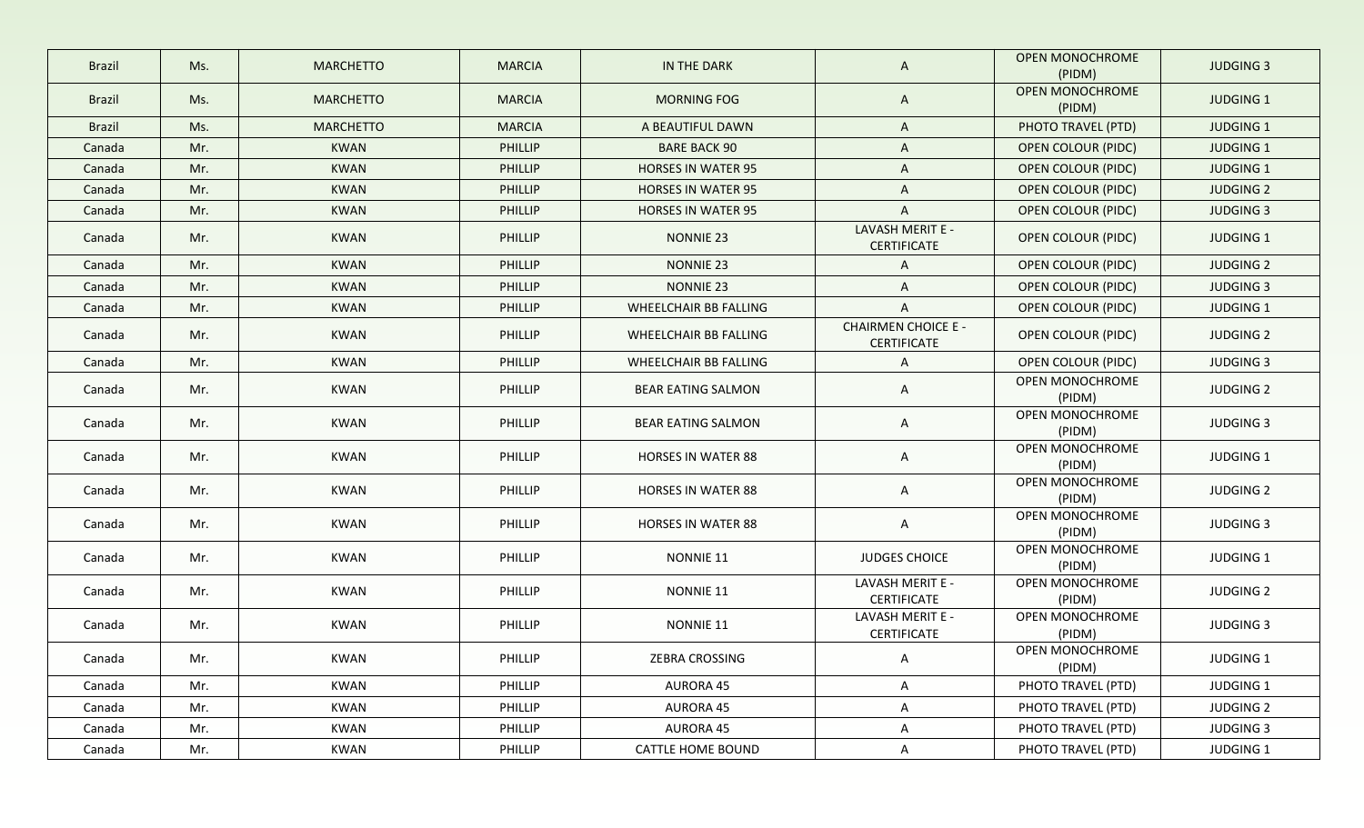| Brazil | Ms. | MARCHETTO | MARCIA | IN THE DARK | A | OPEN MONOCHROME (PIDM) | JUDGING 3 |
|---|---|---|---|---|---|---|---|
| Brazil | Ms. | MARCHETTO | MARCIA | MORNING FOG | A | OPEN MONOCHROME (PIDM) | JUDGING 1 |
| Brazil | Ms. | MARCHETTO | MARCIA | A BEAUTIFUL DAWN | A | PHOTO TRAVEL (PTD) | JUDGING 1 |
| Canada | Mr. | KWAN | PHILLIP | BARE BACK 90 | A | OPEN COLOUR (PIDC) | JUDGING 1 |
| Canada | Mr. | KWAN | PHILLIP | HORSES IN WATER 95 | A | OPEN COLOUR (PIDC) | JUDGING 1 |
| Canada | Mr. | KWAN | PHILLIP | HORSES IN WATER 95 | A | OPEN COLOUR (PIDC) | JUDGING 2 |
| Canada | Mr. | KWAN | PHILLIP | HORSES IN WATER 95 | A | OPEN COLOUR (PIDC) | JUDGING 3 |
| Canada | Mr. | KWAN | PHILLIP | NONNIE 23 | LAVASH MERIT E - CERTIFICATE | OPEN COLOUR (PIDC) | JUDGING 1 |
| Canada | Mr. | KWAN | PHILLIP | NONNIE 23 | A | OPEN COLOUR (PIDC) | JUDGING 2 |
| Canada | Mr. | KWAN | PHILLIP | NONNIE 23 | A | OPEN COLOUR (PIDC) | JUDGING 3 |
| Canada | Mr. | KWAN | PHILLIP | WHEELCHAIR BB FALLING | A | OPEN COLOUR (PIDC) | JUDGING 1 |
| Canada | Mr. | KWAN | PHILLIP | WHEELCHAIR BB FALLING | CHAIRMEN CHOICE E - CERTIFICATE | OPEN COLOUR (PIDC) | JUDGING 2 |
| Canada | Mr. | KWAN | PHILLIP | WHEELCHAIR BB FALLING | A | OPEN COLOUR (PIDC) | JUDGING 3 |
| Canada | Mr. | KWAN | PHILLIP | BEAR EATING SALMON | A | OPEN MONOCHROME (PIDM) | JUDGING 2 |
| Canada | Mr. | KWAN | PHILLIP | BEAR EATING SALMON | A | OPEN MONOCHROME (PIDM) | JUDGING 3 |
| Canada | Mr. | KWAN | PHILLIP | HORSES IN WATER 88 | A | OPEN MONOCHROME (PIDM) | JUDGING 1 |
| Canada | Mr. | KWAN | PHILLIP | HORSES IN WATER 88 | A | OPEN MONOCHROME (PIDM) | JUDGING 2 |
| Canada | Mr. | KWAN | PHILLIP | HORSES IN WATER 88 | A | OPEN MONOCHROME (PIDM) | JUDGING 3 |
| Canada | Mr. | KWAN | PHILLIP | NONNIE 11 | JUDGES CHOICE | OPEN MONOCHROME (PIDM) | JUDGING 1 |
| Canada | Mr. | KWAN | PHILLIP | NONNIE 11 | LAVASH MERIT E - CERTIFICATE | OPEN MONOCHROME (PIDM) | JUDGING 2 |
| Canada | Mr. | KWAN | PHILLIP | NONNIE 11 | LAVASH MERIT E - CERTIFICATE | OPEN MONOCHROME (PIDM) | JUDGING 3 |
| Canada | Mr. | KWAN | PHILLIP | ZEBRA CROSSING | A | OPEN MONOCHROME (PIDM) | JUDGING 1 |
| Canada | Mr. | KWAN | PHILLIP | AURORA 45 | A | PHOTO TRAVEL (PTD) | JUDGING 1 |
| Canada | Mr. | KWAN | PHILLIP | AURORA 45 | A | PHOTO TRAVEL (PTD) | JUDGING 2 |
| Canada | Mr. | KWAN | PHILLIP | AURORA 45 | A | PHOTO TRAVEL (PTD) | JUDGING 3 |
| Canada | Mr. | KWAN | PHILLIP | CATTLE HOME BOUND | A | PHOTO TRAVEL (PTD) | JUDGING 1 |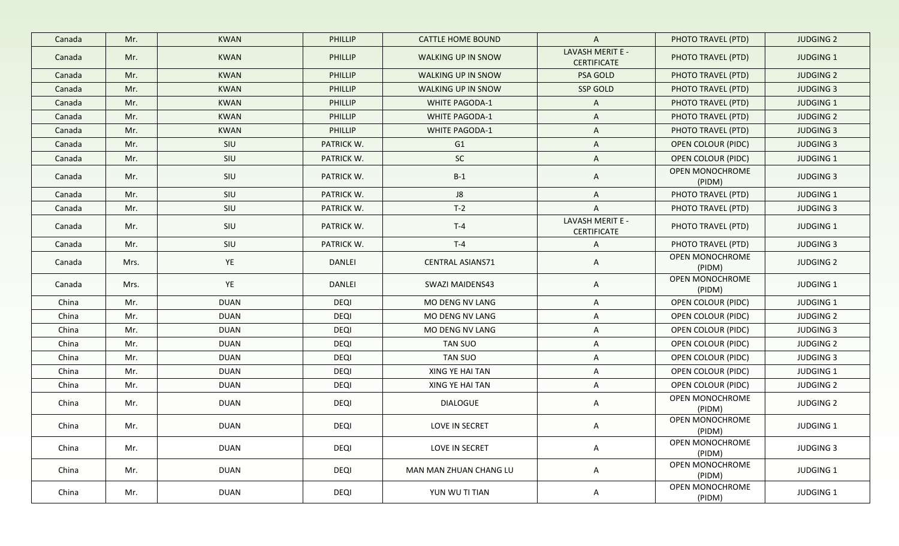| Canada | Mr. | KWAN | PHILLIP | CATTLE HOME BOUND | A | PHOTO TRAVEL (PTD) | JUDGING 2 |
|---|---|---|---|---|---|---|---|
| Canada | Mr. | KWAN | PHILLIP | WALKING UP IN SNOW | LAVASH MERIT E - CERTIFICATE | PHOTO TRAVEL (PTD) | JUDGING 1 |
| Canada | Mr. | KWAN | PHILLIP | WALKING UP IN SNOW | PSA GOLD | PHOTO TRAVEL (PTD) | JUDGING 2 |
| Canada | Mr. | KWAN | PHILLIP | WALKING UP IN SNOW | SSP GOLD | PHOTO TRAVEL (PTD) | JUDGING 3 |
| Canada | Mr. | KWAN | PHILLIP | WHITE PAGODA-1 | A | PHOTO TRAVEL (PTD) | JUDGING 1 |
| Canada | Mr. | KWAN | PHILLIP | WHITE PAGODA-1 | A | PHOTO TRAVEL (PTD) | JUDGING 2 |
| Canada | Mr. | KWAN | PHILLIP | WHITE PAGODA-1 | A | PHOTO TRAVEL (PTD) | JUDGING 3 |
| Canada | Mr. | SIU | PATRICK W. | G1 | A | OPEN COLOUR (PIDC) | JUDGING 3 |
| Canada | Mr. | SIU | PATRICK W. | SC | A | OPEN COLOUR (PIDC) | JUDGING 1 |
| Canada | Mr. | SIU | PATRICK W. | B-1 | A | OPEN MONOCHROME (PIDM) | JUDGING 3 |
| Canada | Mr. | SIU | PATRICK W. | J8 | A | PHOTO TRAVEL (PTD) | JUDGING 1 |
| Canada | Mr. | SIU | PATRICK W. | T-2 | A | PHOTO TRAVEL (PTD) | JUDGING 3 |
| Canada | Mr. | SIU | PATRICK W. | T-4 | LAVASH MERIT E - CERTIFICATE | PHOTO TRAVEL (PTD) | JUDGING 1 |
| Canada | Mr. | SIU | PATRICK W. | T-4 | A | PHOTO TRAVEL (PTD) | JUDGING 3 |
| Canada | Mrs. | YE | DANLEI | CENTRAL ASIANS71 | A | OPEN MONOCHROME (PIDM) | JUDGING 2 |
| Canada | Mrs. | YE | DANLEI | SWAZI MAIDENS43 | A | OPEN MONOCHROME (PIDM) | JUDGING 1 |
| China | Mr. | DUAN | DEQI | MO DENG NV LANG | A | OPEN COLOUR (PIDC) | JUDGING 1 |
| China | Mr. | DUAN | DEQI | MO DENG NV LANG | A | OPEN COLOUR (PIDC) | JUDGING 2 |
| China | Mr. | DUAN | DEQI | MO DENG NV LANG | A | OPEN COLOUR (PIDC) | JUDGING 3 |
| China | Mr. | DUAN | DEQI | TAN SUO | A | OPEN COLOUR (PIDC) | JUDGING 2 |
| China | Mr. | DUAN | DEQI | TAN SUO | A | OPEN COLOUR (PIDC) | JUDGING 3 |
| China | Mr. | DUAN | DEQI | XING YE HAI TAN | A | OPEN COLOUR (PIDC) | JUDGING 1 |
| China | Mr. | DUAN | DEQI | XING YE HAI TAN | A | OPEN COLOUR (PIDC) | JUDGING 2 |
| China | Mr. | DUAN | DEQI | DIALOGUE | A | OPEN MONOCHROME (PIDM) | JUDGING 2 |
| China | Mr. | DUAN | DEQI | LOVE IN SECRET | A | OPEN MONOCHROME (PIDM) | JUDGING 1 |
| China | Mr. | DUAN | DEQI | LOVE IN SECRET | A | OPEN MONOCHROME (PIDM) | JUDGING 3 |
| China | Mr. | DUAN | DEQI | MAN MAN ZHUAN CHANG LU | A | OPEN MONOCHROME (PIDM) | JUDGING 1 |
| China | Mr. | DUAN | DEQI | YUN WU TI TIAN | A | OPEN MONOCHROME (PIDM) | JUDGING 1 |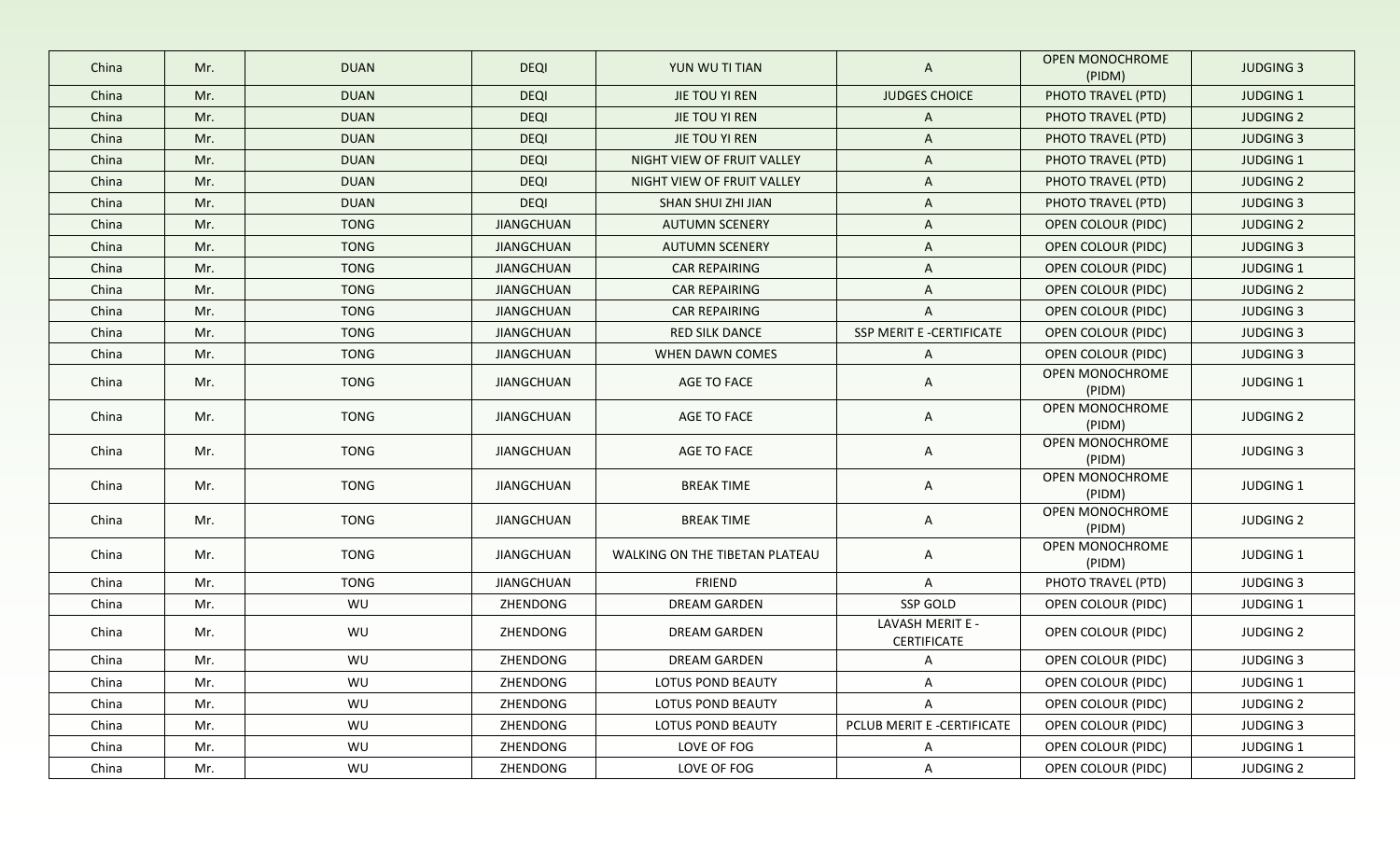| China | Mr. | DUAN | DEQI | YUN WU TI TIAN | A | OPEN MONOCHROME (PIDM) | JUDGING 3 |
|---|---|---|---|---|---|---|---|
| China | Mr. | DUAN | DEQI | JIE TOU YI REN | JUDGES CHOICE | PHOTO TRAVEL (PTD) | JUDGING 1 |
| China | Mr. | DUAN | DEQI | JIE TOU YI REN | A | PHOTO TRAVEL (PTD) | JUDGING 2 |
| China | Mr. | DUAN | DEQI | JIE TOU YI REN | A | PHOTO TRAVEL (PTD) | JUDGING 3 |
| China | Mr. | DUAN | DEQI | NIGHT VIEW OF FRUIT VALLEY | A | PHOTO TRAVEL (PTD) | JUDGING 1 |
| China | Mr. | DUAN | DEQI | NIGHT VIEW OF FRUIT VALLEY | A | PHOTO TRAVEL (PTD) | JUDGING 2 |
| China | Mr. | DUAN | DEQI | SHAN SHUI ZHI JIAN | A | PHOTO TRAVEL (PTD) | JUDGING 3 |
| China | Mr. | TONG | JIANGCHUAN | AUTUMN SCENERY | A | OPEN COLOUR (PIDC) | JUDGING 2 |
| China | Mr. | TONG | JIANGCHUAN | AUTUMN SCENERY | A | OPEN COLOUR (PIDC) | JUDGING 3 |
| China | Mr. | TONG | JIANGCHUAN | CAR REPAIRING | A | OPEN COLOUR (PIDC) | JUDGING 1 |
| China | Mr. | TONG | JIANGCHUAN | CAR REPAIRING | A | OPEN COLOUR (PIDC) | JUDGING 2 |
| China | Mr. | TONG | JIANGCHUAN | CAR REPAIRING | A | OPEN COLOUR (PIDC) | JUDGING 3 |
| China | Mr. | TONG | JIANGCHUAN | RED SILK DANCE | SSP MERIT E -CERTIFICATE | OPEN COLOUR (PIDC) | JUDGING 3 |
| China | Mr. | TONG | JIANGCHUAN | WHEN DAWN COMES | A | OPEN COLOUR (PIDC) | JUDGING 3 |
| China | Mr. | TONG | JIANGCHUAN | AGE TO FACE | A | OPEN MONOCHROME (PIDM) | JUDGING 1 |
| China | Mr. | TONG | JIANGCHUAN | AGE TO FACE | A | OPEN MONOCHROME (PIDM) | JUDGING 2 |
| China | Mr. | TONG | JIANGCHUAN | AGE TO FACE | A | OPEN MONOCHROME (PIDM) | JUDGING 3 |
| China | Mr. | TONG | JIANGCHUAN | BREAK TIME | A | OPEN MONOCHROME (PIDM) | JUDGING 1 |
| China | Mr. | TONG | JIANGCHUAN | BREAK TIME | A | OPEN MONOCHROME (PIDM) | JUDGING 2 |
| China | Mr. | TONG | JIANGCHUAN | WALKING ON THE TIBETAN PLATEAU | A | OPEN MONOCHROME (PIDM) | JUDGING 1 |
| China | Mr. | TONG | JIANGCHUAN | FRIEND | A | PHOTO TRAVEL (PTD) | JUDGING 3 |
| China | Mr. | WU | ZHENDONG | DREAM GARDEN | SSP GOLD | OPEN COLOUR (PIDC) | JUDGING 1 |
| China | Mr. | WU | ZHENDONG | DREAM GARDEN | LAVASH MERIT E - CERTIFICATE | OPEN COLOUR (PIDC) | JUDGING 2 |
| China | Mr. | WU | ZHENDONG | DREAM GARDEN | A | OPEN COLOUR (PIDC) | JUDGING 3 |
| China | Mr. | WU | ZHENDONG | LOTUS POND BEAUTY | A | OPEN COLOUR (PIDC) | JUDGING 1 |
| China | Mr. | WU | ZHENDONG | LOTUS POND BEAUTY | A | OPEN COLOUR (PIDC) | JUDGING 2 |
| China | Mr. | WU | ZHENDONG | LOTUS POND BEAUTY | PCLUB MERIT E -CERTIFICATE | OPEN COLOUR (PIDC) | JUDGING 3 |
| China | Mr. | WU | ZHENDONG | LOVE OF FOG | A | OPEN COLOUR (PIDC) | JUDGING 1 |
| China | Mr. | WU | ZHENDONG | LOVE OF FOG | A | OPEN COLOUR (PIDC) | JUDGING 2 |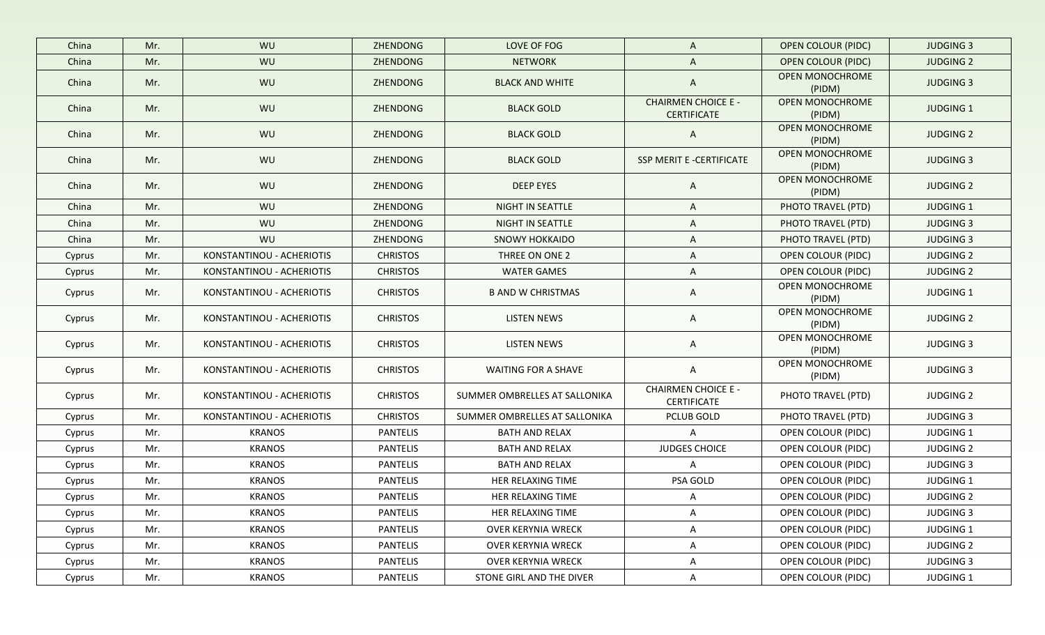| China | Mr. | WU | ZHENDONG | LOVE OF FOG | A | OPEN COLOUR (PIDC) | JUDGING 3 |
|---|---|---|---|---|---|---|---|
| China | Mr. | WU | ZHENDONG | NETWORK | A | OPEN COLOUR (PIDC) | JUDGING 2 |
| China | Mr. | WU | ZHENDONG | BLACK AND WHITE | A | OPEN MONOCHROME (PIDM) | JUDGING 3 |
| China | Mr. | WU | ZHENDONG | BLACK GOLD | CHAIRMEN CHOICE E - CERTIFICATE | OPEN MONOCHROME (PIDM) | JUDGING 1 |
| China | Mr. | WU | ZHENDONG | BLACK GOLD | A | OPEN MONOCHROME (PIDM) | JUDGING 2 |
| China | Mr. | WU | ZHENDONG | BLACK GOLD | SSP MERIT E -CERTIFICATE | OPEN MONOCHROME (PIDM) | JUDGING 3 |
| China | Mr. | WU | ZHENDONG | DEEP EYES | A | OPEN MONOCHROME (PIDM) | JUDGING 2 |
| China | Mr. | WU | ZHENDONG | NIGHT IN SEATTLE | A | PHOTO TRAVEL (PTD) | JUDGING 1 |
| China | Mr. | WU | ZHENDONG | NIGHT IN SEATTLE | A | PHOTO TRAVEL (PTD) | JUDGING 3 |
| China | Mr. | WU | ZHENDONG | SNOWY HOKKAIDO | A | PHOTO TRAVEL (PTD) | JUDGING 3 |
| Cyprus | Mr. | KONSTANTINOU - ACHERIOTIS | CHRISTOS | THREE ON ONE 2 | A | OPEN COLOUR (PIDC) | JUDGING 2 |
| Cyprus | Mr. | KONSTANTINOU - ACHERIOTIS | CHRISTOS | WATER GAMES | A | OPEN COLOUR (PIDC) | JUDGING 2 |
| Cyprus | Mr. | KONSTANTINOU - ACHERIOTIS | CHRISTOS | B AND W CHRISTMAS | A | OPEN MONOCHROME (PIDM) | JUDGING 1 |
| Cyprus | Mr. | KONSTANTINOU - ACHERIOTIS | CHRISTOS | LISTEN NEWS | A | OPEN MONOCHROME (PIDM) | JUDGING 2 |
| Cyprus | Mr. | KONSTANTINOU - ACHERIOTIS | CHRISTOS | LISTEN NEWS | A | OPEN MONOCHROME (PIDM) | JUDGING 3 |
| Cyprus | Mr. | KONSTANTINOU - ACHERIOTIS | CHRISTOS | WAITING FOR A SHAVE | A | OPEN MONOCHROME (PIDM) | JUDGING 3 |
| Cyprus | Mr. | KONSTANTINOU - ACHERIOTIS | CHRISTOS | SUMMER OMBRELLES AT SALLONIKA | CHAIRMEN CHOICE E - CERTIFICATE | PHOTO TRAVEL (PTD) | JUDGING 2 |
| Cyprus | Mr. | KONSTANTINOU - ACHERIOTIS | CHRISTOS | SUMMER OMBRELLES AT SALLONIKA | PCLUB GOLD | PHOTO TRAVEL (PTD) | JUDGING 3 |
| Cyprus | Mr. | KRANOS | PANTELIS | BATH AND RELAX | A | OPEN COLOUR (PIDC) | JUDGING 1 |
| Cyprus | Mr. | KRANOS | PANTELIS | BATH AND RELAX | JUDGES CHOICE | OPEN COLOUR (PIDC) | JUDGING 2 |
| Cyprus | Mr. | KRANOS | PANTELIS | BATH AND RELAX | A | OPEN COLOUR (PIDC) | JUDGING 3 |
| Cyprus | Mr. | KRANOS | PANTELIS | HER RELAXING TIME | PSA GOLD | OPEN COLOUR (PIDC) | JUDGING 1 |
| Cyprus | Mr. | KRANOS | PANTELIS | HER RELAXING TIME | A | OPEN COLOUR (PIDC) | JUDGING 2 |
| Cyprus | Mr. | KRANOS | PANTELIS | HER RELAXING TIME | A | OPEN COLOUR (PIDC) | JUDGING 3 |
| Cyprus | Mr. | KRANOS | PANTELIS | OVER KERYNIA WRECK | A | OPEN COLOUR (PIDC) | JUDGING 1 |
| Cyprus | Mr. | KRANOS | PANTELIS | OVER KERYNIA WRECK | A | OPEN COLOUR (PIDC) | JUDGING 2 |
| Cyprus | Mr. | KRANOS | PANTELIS | OVER KERYNIA WRECK | A | OPEN COLOUR (PIDC) | JUDGING 3 |
| Cyprus | Mr. | KRANOS | PANTELIS | STONE GIRL AND THE DIVER | A | OPEN COLOUR (PIDC) | JUDGING 1 |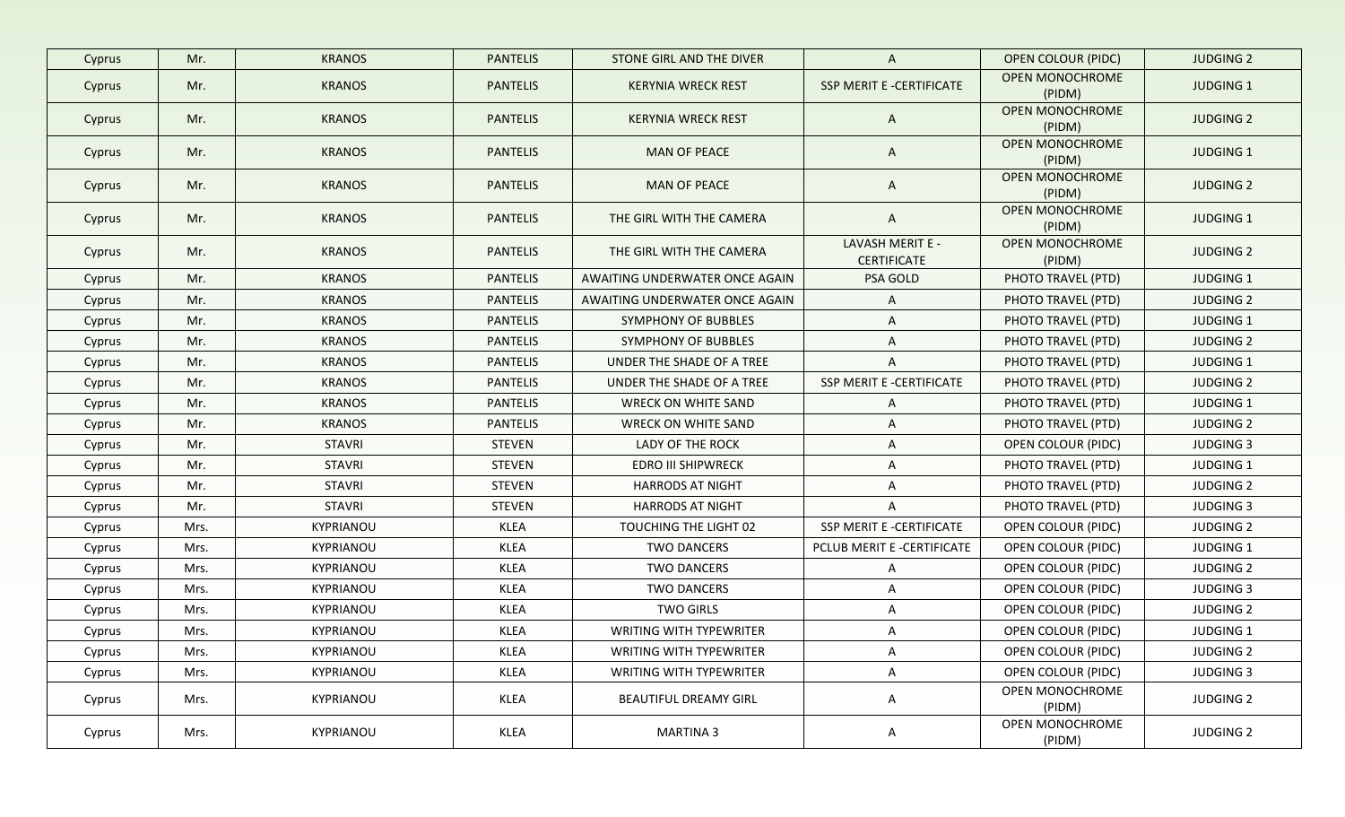| Cyprus | Mr. | KRANOS | PANTELIS | STONE GIRL AND THE DIVER | A | OPEN COLOUR (PIDC) | JUDGING 2 |
|---|---|---|---|---|---|---|---|
| Cyprus | Mr. | KRANOS | PANTELIS | KERYNIA WRECK REST | SSP MERIT E -CERTIFICATE | OPEN MONOCHROME (PIDM) | JUDGING 1 |
| Cyprus | Mr. | KRANOS | PANTELIS | KERYNIA WRECK REST | A | OPEN MONOCHROME (PIDM) | JUDGING 2 |
| Cyprus | Mr. | KRANOS | PANTELIS | MAN OF PEACE | A | OPEN MONOCHROME (PIDM) | JUDGING 1 |
| Cyprus | Mr. | KRANOS | PANTELIS | MAN OF PEACE | A | OPEN MONOCHROME (PIDM) | JUDGING 2 |
| Cyprus | Mr. | KRANOS | PANTELIS | THE GIRL WITH THE CAMERA | A | OPEN MONOCHROME (PIDM) | JUDGING 1 |
| Cyprus | Mr. | KRANOS | PANTELIS | THE GIRL WITH THE CAMERA | LAVASH MERIT E - CERTIFICATE | OPEN MONOCHROME (PIDM) | JUDGING 2 |
| Cyprus | Mr. | KRANOS | PANTELIS | AWAITING UNDERWATER ONCE AGAIN | PSA GOLD | PHOTO TRAVEL (PTD) | JUDGING 1 |
| Cyprus | Mr. | KRANOS | PANTELIS | AWAITING UNDERWATER ONCE AGAIN | A | PHOTO TRAVEL (PTD) | JUDGING 2 |
| Cyprus | Mr. | KRANOS | PANTELIS | SYMPHONY OF BUBBLES | A | PHOTO TRAVEL (PTD) | JUDGING 1 |
| Cyprus | Mr. | KRANOS | PANTELIS | SYMPHONY OF BUBBLES | A | PHOTO TRAVEL (PTD) | JUDGING 2 |
| Cyprus | Mr. | KRANOS | PANTELIS | UNDER THE SHADE OF A TREE | A | PHOTO TRAVEL (PTD) | JUDGING 1 |
| Cyprus | Mr. | KRANOS | PANTELIS | UNDER THE SHADE OF A TREE | SSP MERIT E -CERTIFICATE | PHOTO TRAVEL (PTD) | JUDGING 2 |
| Cyprus | Mr. | KRANOS | PANTELIS | WRECK ON WHITE SAND | A | PHOTO TRAVEL (PTD) | JUDGING 1 |
| Cyprus | Mr. | KRANOS | PANTELIS | WRECK ON WHITE SAND | A | PHOTO TRAVEL (PTD) | JUDGING 2 |
| Cyprus | Mr. | STAVRI | STEVEN | LADY OF THE ROCK | A | OPEN COLOUR (PIDC) | JUDGING 3 |
| Cyprus | Mr. | STAVRI | STEVEN | EDRO III SHIPWRECK | A | PHOTO TRAVEL (PTD) | JUDGING 1 |
| Cyprus | Mr. | STAVRI | STEVEN | HARRODS AT NIGHT | A | PHOTO TRAVEL (PTD) | JUDGING 2 |
| Cyprus | Mr. | STAVRI | STEVEN | HARRODS AT NIGHT | A | PHOTO TRAVEL (PTD) | JUDGING 3 |
| Cyprus | Mrs. | KYPRIANOU | KLEA | TOUCHING THE LIGHT 02 | SSP MERIT E -CERTIFICATE | OPEN COLOUR (PIDC) | JUDGING 2 |
| Cyprus | Mrs. | KYPRIANOU | KLEA | TWO DANCERS | PCLUB MERIT E -CERTIFICATE | OPEN COLOUR (PIDC) | JUDGING 1 |
| Cyprus | Mrs. | KYPRIANOU | KLEA | TWO DANCERS | A | OPEN COLOUR (PIDC) | JUDGING 2 |
| Cyprus | Mrs. | KYPRIANOU | KLEA | TWO DANCERS | A | OPEN COLOUR (PIDC) | JUDGING 3 |
| Cyprus | Mrs. | KYPRIANOU | KLEA | TWO GIRLS | A | OPEN COLOUR (PIDC) | JUDGING 2 |
| Cyprus | Mrs. | KYPRIANOU | KLEA | WRITING WITH TYPEWRITER | A | OPEN COLOUR (PIDC) | JUDGING 1 |
| Cyprus | Mrs. | KYPRIANOU | KLEA | WRITING WITH TYPEWRITER | A | OPEN COLOUR (PIDC) | JUDGING 2 |
| Cyprus | Mrs. | KYPRIANOU | KLEA | WRITING WITH TYPEWRITER | A | OPEN COLOUR (PIDC) | JUDGING 3 |
| Cyprus | Mrs. | KYPRIANOU | KLEA | BEAUTIFUL DREAMY GIRL | A | OPEN MONOCHROME (PIDM) | JUDGING 2 |
| Cyprus | Mrs. | KYPRIANOU | KLEA | MARTINA 3 | A | OPEN MONOCHROME (PIDM) | JUDGING 2 |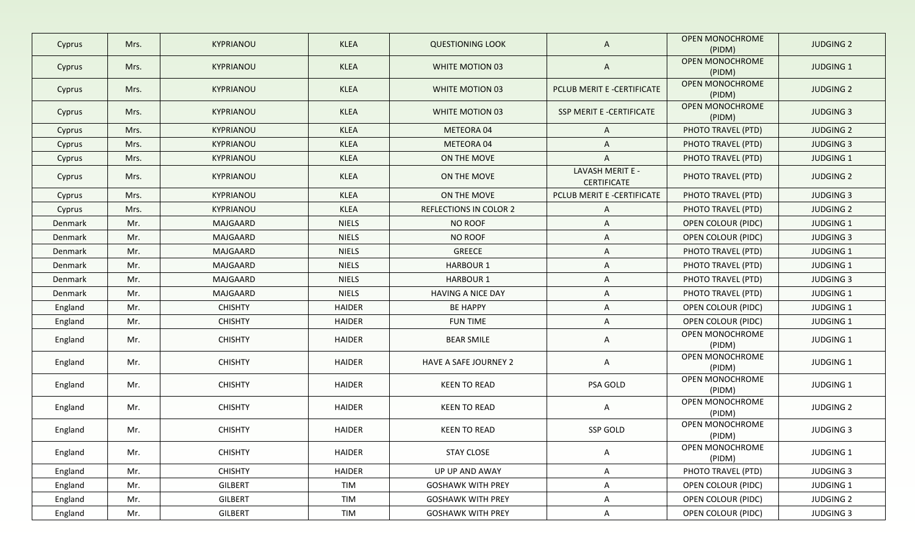| Cyprus | Mrs. | KYPRIANOU | KLEA | QUESTIONING LOOK | A | OPEN MONOCHROME (PIDM) | JUDGING 2 |
|---|---|---|---|---|---|---|---|
| Cyprus | Mrs. | KYPRIANOU | KLEA | WHITE MOTION 03 | A | OPEN MONOCHROME (PIDM) | JUDGING 1 |
| Cyprus | Mrs. | KYPRIANOU | KLEA | WHITE MOTION 03 | PCLUB MERIT E -CERTIFICATE | OPEN MONOCHROME (PIDM) | JUDGING 2 |
| Cyprus | Mrs. | KYPRIANOU | KLEA | WHITE MOTION 03 | SSP MERIT E -CERTIFICATE | OPEN MONOCHROME (PIDM) | JUDGING 3 |
| Cyprus | Mrs. | KYPRIANOU | KLEA | METEORA 04 | A | PHOTO TRAVEL (PTD) | JUDGING 2 |
| Cyprus | Mrs. | KYPRIANOU | KLEA | METEORA 04 | A | PHOTO TRAVEL (PTD) | JUDGING 3 |
| Cyprus | Mrs. | KYPRIANOU | KLEA | ON THE MOVE | A | PHOTO TRAVEL (PTD) | JUDGING 1 |
| Cyprus | Mrs. | KYPRIANOU | KLEA | ON THE MOVE | LAVASH MERIT E - CERTIFICATE | PHOTO TRAVEL (PTD) | JUDGING 2 |
| Cyprus | Mrs. | KYPRIANOU | KLEA | ON THE MOVE | PCLUB MERIT E -CERTIFICATE | PHOTO TRAVEL (PTD) | JUDGING 3 |
| Cyprus | Mrs. | KYPRIANOU | KLEA | REFLECTIONS IN COLOR 2 | A | PHOTO TRAVEL (PTD) | JUDGING 2 |
| Denmark | Mr. | MAJGAARD | NIELS | NO ROOF | A | OPEN COLOUR (PIDC) | JUDGING 1 |
| Denmark | Mr. | MAJGAARD | NIELS | NO ROOF | A | OPEN COLOUR (PIDC) | JUDGING 3 |
| Denmark | Mr. | MAJGAARD | NIELS | GREECE | A | PHOTO TRAVEL (PTD) | JUDGING 1 |
| Denmark | Mr. | MAJGAARD | NIELS | HARBOUR 1 | A | PHOTO TRAVEL (PTD) | JUDGING 1 |
| Denmark | Mr. | MAJGAARD | NIELS | HARBOUR 1 | A | PHOTO TRAVEL (PTD) | JUDGING 3 |
| Denmark | Mr. | MAJGAARD | NIELS | HAVING A NICE DAY | A | PHOTO TRAVEL (PTD) | JUDGING 1 |
| England | Mr. | CHISHTY | HAIDER | BE HAPPY | A | OPEN COLOUR (PIDC) | JUDGING 1 |
| England | Mr. | CHISHTY | HAIDER | FUN TIME | A | OPEN COLOUR (PIDC) | JUDGING 1 |
| England | Mr. | CHISHTY | HAIDER | BEAR SMILE | A | OPEN MONOCHROME (PIDM) | JUDGING 1 |
| England | Mr. | CHISHTY | HAIDER | HAVE A SAFE JOURNEY 2 | A | OPEN MONOCHROME (PIDM) | JUDGING 1 |
| England | Mr. | CHISHTY | HAIDER | KEEN TO READ | PSA GOLD | OPEN MONOCHROME (PIDM) | JUDGING 1 |
| England | Mr. | CHISHTY | HAIDER | KEEN TO READ | A | OPEN MONOCHROME (PIDM) | JUDGING 2 |
| England | Mr. | CHISHTY | HAIDER | KEEN TO READ | SSP GOLD | OPEN MONOCHROME (PIDM) | JUDGING 3 |
| England | Mr. | CHISHTY | HAIDER | STAY CLOSE | A | OPEN MONOCHROME (PIDM) | JUDGING 1 |
| England | Mr. | CHISHTY | HAIDER | UP UP AND AWAY | A | PHOTO TRAVEL (PTD) | JUDGING 3 |
| England | Mr. | GILBERT | TIM | GOSHAWK WITH PREY | A | OPEN COLOUR (PIDC) | JUDGING 1 |
| England | Mr. | GILBERT | TIM | GOSHAWK WITH PREY | A | OPEN COLOUR (PIDC) | JUDGING 2 |
| England | Mr. | GILBERT | TIM | GOSHAWK WITH PREY | A | OPEN COLOUR (PIDC) | JUDGING 3 |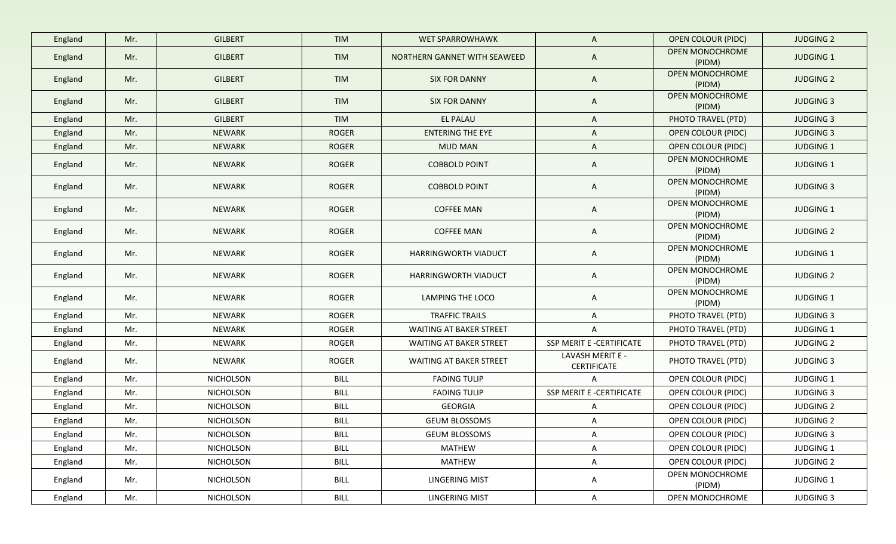| England | Mr. | GILBERT | TIM | WET SPARROWHAWK | A | OPEN COLOUR (PIDC) | JUDGING 2 |
|---|---|---|---|---|---|---|---|
| England | Mr. | GILBERT | TIM | NORTHERN GANNET WITH SEAWEED | A | OPEN MONOCHROME (PIDM) | JUDGING 1 |
| England | Mr. | GILBERT | TIM | SIX FOR DANNY | A | OPEN MONOCHROME (PIDM) | JUDGING 2 |
| England | Mr. | GILBERT | TIM | SIX FOR DANNY | A | OPEN MONOCHROME (PIDM) | JUDGING 3 |
| England | Mr. | GILBERT | TIM | EL PALAU | A | PHOTO TRAVEL (PTD) | JUDGING 3 |
| England | Mr. | NEWARK | ROGER | ENTERING THE EYE | A | OPEN COLOUR (PIDC) | JUDGING 3 |
| England | Mr. | NEWARK | ROGER | MUD MAN | A | OPEN COLOUR (PIDC) | JUDGING 1 |
| England | Mr. | NEWARK | ROGER | COBBOLD POINT | A | OPEN MONOCHROME (PIDM) | JUDGING 1 |
| England | Mr. | NEWARK | ROGER | COBBOLD POINT | A | OPEN MONOCHROME (PIDM) | JUDGING 3 |
| England | Mr. | NEWARK | ROGER | COFFEE MAN | A | OPEN MONOCHROME (PIDM) | JUDGING 1 |
| England | Mr. | NEWARK | ROGER | COFFEE MAN | A | OPEN MONOCHROME (PIDM) | JUDGING 2 |
| England | Mr. | NEWARK | ROGER | HARRINGWORTH VIADUCT | A | OPEN MONOCHROME (PIDM) | JUDGING 1 |
| England | Mr. | NEWARK | ROGER | HARRINGWORTH VIADUCT | A | OPEN MONOCHROME (PIDM) | JUDGING 2 |
| England | Mr. | NEWARK | ROGER | LAMPING THE LOCO | A | OPEN MONOCHROME (PIDM) | JUDGING 1 |
| England | Mr. | NEWARK | ROGER | TRAFFIC TRAILS | A | PHOTO TRAVEL (PTD) | JUDGING 3 |
| England | Mr. | NEWARK | ROGER | WAITING AT BAKER STREET | A | PHOTO TRAVEL (PTD) | JUDGING 1 |
| England | Mr. | NEWARK | ROGER | WAITING AT BAKER STREET | SSP MERIT E -CERTIFICATE | PHOTO TRAVEL (PTD) | JUDGING 2 |
| England | Mr. | NEWARK | ROGER | WAITING AT BAKER STREET | LAVASH MERIT E - CERTIFICATE | PHOTO TRAVEL (PTD) | JUDGING 3 |
| England | Mr. | NICHOLSON | BILL | FADING TULIP | A | OPEN COLOUR (PIDC) | JUDGING 1 |
| England | Mr. | NICHOLSON | BILL | FADING TULIP | SSP MERIT E -CERTIFICATE | OPEN COLOUR (PIDC) | JUDGING 3 |
| England | Mr. | NICHOLSON | BILL | GEORGIA | A | OPEN COLOUR (PIDC) | JUDGING 2 |
| England | Mr. | NICHOLSON | BILL | GEUM BLOSSOMS | A | OPEN COLOUR (PIDC) | JUDGING 2 |
| England | Mr. | NICHOLSON | BILL | GEUM BLOSSOMS | A | OPEN COLOUR (PIDC) | JUDGING 3 |
| England | Mr. | NICHOLSON | BILL | MATHEW | A | OPEN COLOUR (PIDC) | JUDGING 1 |
| England | Mr. | NICHOLSON | BILL | MATHEW | A | OPEN COLOUR (PIDC) | JUDGING 2 |
| England | Mr. | NICHOLSON | BILL | LINGERING MIST | A | OPEN MONOCHROME (PIDM) | JUDGING 1 |
| England | Mr. | NICHOLSON | BILL | LINGERING MIST | A | OPEN MONOCHROME | JUDGING 3 |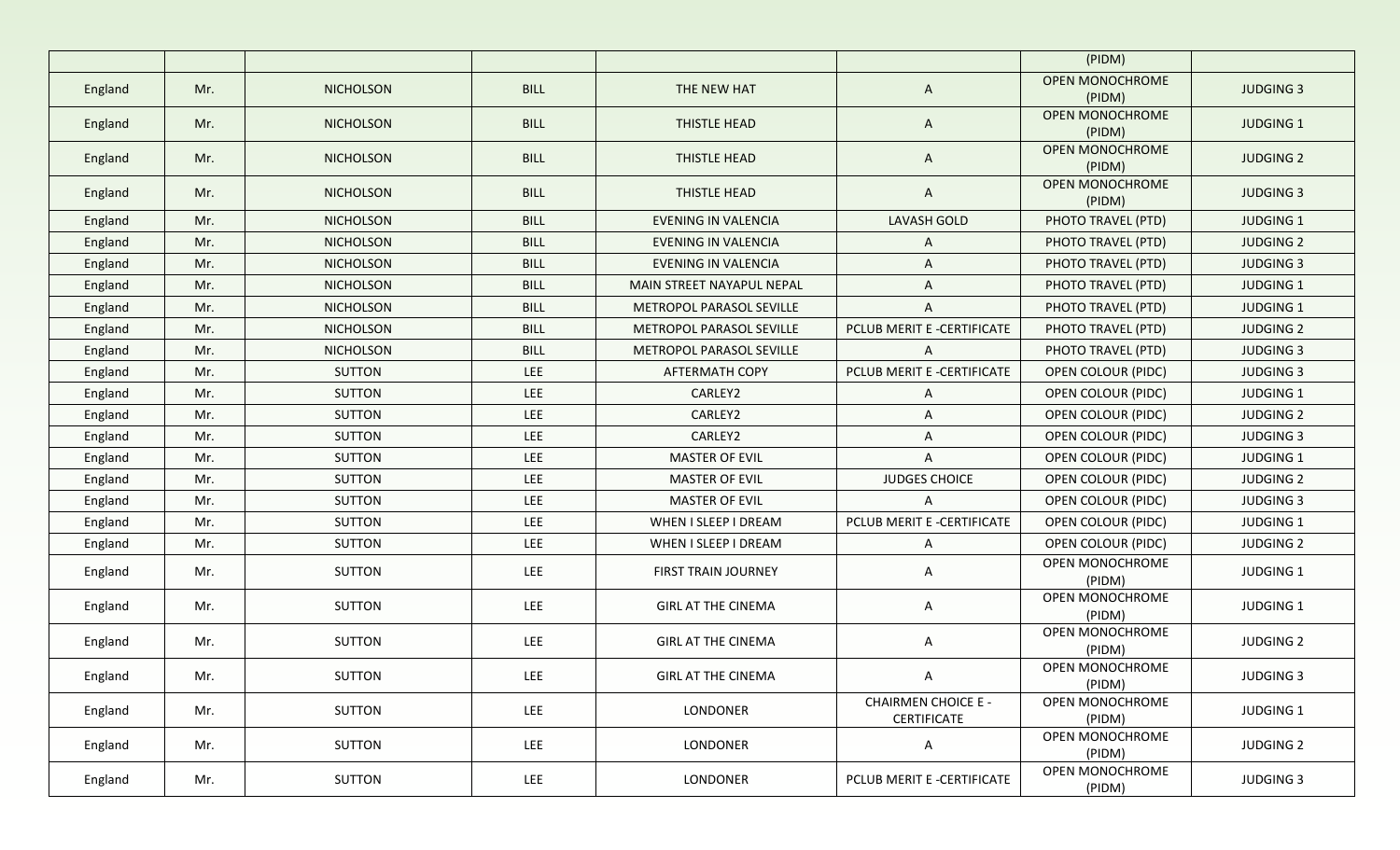| | | | | | | (PIDM) | |
|---|---|---|---|---|---|---|---|
| England | Mr. | NICHOLSON | BILL | THE NEW HAT | A | OPEN MONOCHROME (PIDM) | JUDGING 3 |
| England | Mr. | NICHOLSON | BILL | THISTLE HEAD | A | OPEN MONOCHROME (PIDM) | JUDGING 1 |
| England | Mr. | NICHOLSON | BILL | THISTLE HEAD | A | OPEN MONOCHROME (PIDM) | JUDGING 2 |
| England | Mr. | NICHOLSON | BILL | THISTLE HEAD | A | OPEN MONOCHROME (PIDM) | JUDGING 3 |
| England | Mr. | NICHOLSON | BILL | EVENING IN VALENCIA | LAVASH GOLD | PHOTO TRAVEL (PTD) | JUDGING 1 |
| England | Mr. | NICHOLSON | BILL | EVENING IN VALENCIA | A | PHOTO TRAVEL (PTD) | JUDGING 2 |
| England | Mr. | NICHOLSON | BILL | EVENING IN VALENCIA | A | PHOTO TRAVEL (PTD) | JUDGING 3 |
| England | Mr. | NICHOLSON | BILL | MAIN STREET NAYAPUL NEPAL | A | PHOTO TRAVEL (PTD) | JUDGING 1 |
| England | Mr. | NICHOLSON | BILL | METROPOL PARASOL SEVILLE | A | PHOTO TRAVEL (PTD) | JUDGING 1 |
| England | Mr. | NICHOLSON | BILL | METROPOL PARASOL SEVILLE | PCLUB MERIT E -CERTIFICATE | PHOTO TRAVEL (PTD) | JUDGING 2 |
| England | Mr. | NICHOLSON | BILL | METROPOL PARASOL SEVILLE | A | PHOTO TRAVEL (PTD) | JUDGING 3 |
| England | Mr. | SUTTON | LEE | AFTERMATH COPY | PCLUB MERIT E -CERTIFICATE | OPEN COLOUR (PIDC) | JUDGING 3 |
| England | Mr. | SUTTON | LEE | CARLEY2 | A | OPEN COLOUR (PIDC) | JUDGING 1 |
| England | Mr. | SUTTON | LEE | CARLEY2 | A | OPEN COLOUR (PIDC) | JUDGING 2 |
| England | Mr. | SUTTON | LEE | CARLEY2 | A | OPEN COLOUR (PIDC) | JUDGING 3 |
| England | Mr. | SUTTON | LEE | MASTER OF EVIL | A | OPEN COLOUR (PIDC) | JUDGING 1 |
| England | Mr. | SUTTON | LEE | MASTER OF EVIL | JUDGES CHOICE | OPEN COLOUR (PIDC) | JUDGING 2 |
| England | Mr. | SUTTON | LEE | MASTER OF EVIL | A | OPEN COLOUR (PIDC) | JUDGING 3 |
| England | Mr. | SUTTON | LEE | WHEN I SLEEP I DREAM | PCLUB MERIT E -CERTIFICATE | OPEN COLOUR (PIDC) | JUDGING 1 |
| England | Mr. | SUTTON | LEE | WHEN I SLEEP I DREAM | A | OPEN COLOUR (PIDC) | JUDGING 2 |
| England | Mr. | SUTTON | LEE | FIRST TRAIN JOURNEY | A | OPEN MONOCHROME (PIDM) | JUDGING 1 |
| England | Mr. | SUTTON | LEE | GIRL AT THE CINEMA | A | OPEN MONOCHROME (PIDM) | JUDGING 1 |
| England | Mr. | SUTTON | LEE | GIRL AT THE CINEMA | A | OPEN MONOCHROME (PIDM) | JUDGING 2 |
| England | Mr. | SUTTON | LEE | GIRL AT THE CINEMA | A | OPEN MONOCHROME (PIDM) | JUDGING 3 |
| England | Mr. | SUTTON | LEE | LONDONER | CHAIRMEN CHOICE E - CERTIFICATE | OPEN MONOCHROME (PIDM) | JUDGING 1 |
| England | Mr. | SUTTON | LEE | LONDONER | A | OPEN MONOCHROME (PIDM) | JUDGING 2 |
| England | Mr. | SUTTON | LEE | LONDONER | PCLUB MERIT E -CERTIFICATE | OPEN MONOCHROME (PIDM) | JUDGING 3 |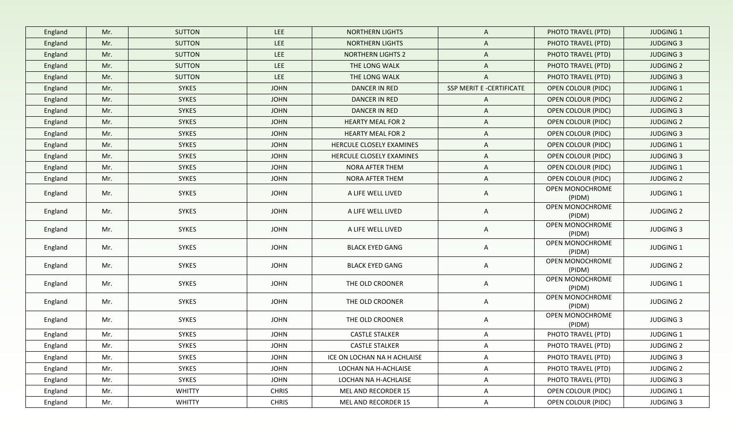| England | Mr. | SUTTON | LEE | NORTHERN LIGHTS | A | PHOTO TRAVEL (PTD) | JUDGING 1 |
|---|---|---|---|---|---|---|---|
| England | Mr. | SUTTON | LEE | NORTHERN LIGHTS | A | PHOTO TRAVEL (PTD) | JUDGING 3 |
| England | Mr. | SUTTON | LEE | NORTHERN LIGHTS 2 | A | PHOTO TRAVEL (PTD) | JUDGING 3 |
| England | Mr. | SUTTON | LEE | THE LONG WALK | A | PHOTO TRAVEL (PTD) | JUDGING 2 |
| England | Mr. | SUTTON | LEE | THE LONG WALK | A | PHOTO TRAVEL (PTD) | JUDGING 3 |
| England | Mr. | SYKES | JOHN | DANCER IN RED | SSP MERIT E -CERTIFICATE | OPEN COLOUR (PIDC) | JUDGING 1 |
| England | Mr. | SYKES | JOHN | DANCER IN RED | A | OPEN COLOUR (PIDC) | JUDGING 2 |
| England | Mr. | SYKES | JOHN | DANCER IN RED | A | OPEN COLOUR (PIDC) | JUDGING 3 |
| England | Mr. | SYKES | JOHN | HEARTY MEAL FOR 2 | A | OPEN COLOUR (PIDC) | JUDGING 2 |
| England | Mr. | SYKES | JOHN | HEARTY MEAL FOR 2 | A | OPEN COLOUR (PIDC) | JUDGING 3 |
| England | Mr. | SYKES | JOHN | HERCULE CLOSELY EXAMINES | A | OPEN COLOUR (PIDC) | JUDGING 1 |
| England | Mr. | SYKES | JOHN | HERCULE CLOSELY EXAMINES | A | OPEN COLOUR (PIDC) | JUDGING 3 |
| England | Mr. | SYKES | JOHN | NORA AFTER THEM | A | OPEN COLOUR (PIDC) | JUDGING 1 |
| England | Mr. | SYKES | JOHN | NORA AFTER THEM | A | OPEN COLOUR (PIDC) | JUDGING 2 |
| England | Mr. | SYKES | JOHN | A LIFE WELL LIVED | A | OPEN MONOCHROME (PIDM) | JUDGING 1 |
| England | Mr. | SYKES | JOHN | A LIFE WELL LIVED | A | OPEN MONOCHROME (PIDM) | JUDGING 2 |
| England | Mr. | SYKES | JOHN | A LIFE WELL LIVED | A | OPEN MONOCHROME (PIDM) | JUDGING 3 |
| England | Mr. | SYKES | JOHN | BLACK EYED GANG | A | OPEN MONOCHROME (PIDM) | JUDGING 1 |
| England | Mr. | SYKES | JOHN | BLACK EYED GANG | A | OPEN MONOCHROME (PIDM) | JUDGING 2 |
| England | Mr. | SYKES | JOHN | THE OLD CROONER | A | OPEN MONOCHROME (PIDM) | JUDGING 1 |
| England | Mr. | SYKES | JOHN | THE OLD CROONER | A | OPEN MONOCHROME (PIDM) | JUDGING 2 |
| England | Mr. | SYKES | JOHN | THE OLD CROONER | A | OPEN MONOCHROME (PIDM) | JUDGING 3 |
| England | Mr. | SYKES | JOHN | CASTLE STALKER | A | PHOTO TRAVEL (PTD) | JUDGING 1 |
| England | Mr. | SYKES | JOHN | CASTLE STALKER | A | PHOTO TRAVEL (PTD) | JUDGING 2 |
| England | Mr. | SYKES | JOHN | ICE ON LOCHAN NA H ACHLAISE | A | PHOTO TRAVEL (PTD) | JUDGING 3 |
| England | Mr. | SYKES | JOHN | LOCHAN NA H-ACHLAISE | A | PHOTO TRAVEL (PTD) | JUDGING 2 |
| England | Mr. | SYKES | JOHN | LOCHAN NA H-ACHLAISE | A | PHOTO TRAVEL (PTD) | JUDGING 3 |
| England | Mr. | WHITTY | CHRIS | MEL AND RECORDER 15 | A | OPEN COLOUR (PIDC) | JUDGING 1 |
| England | Mr. | WHITTY | CHRIS | MEL AND RECORDER 15 | A | OPEN COLOUR (PIDC) | JUDGING 3 |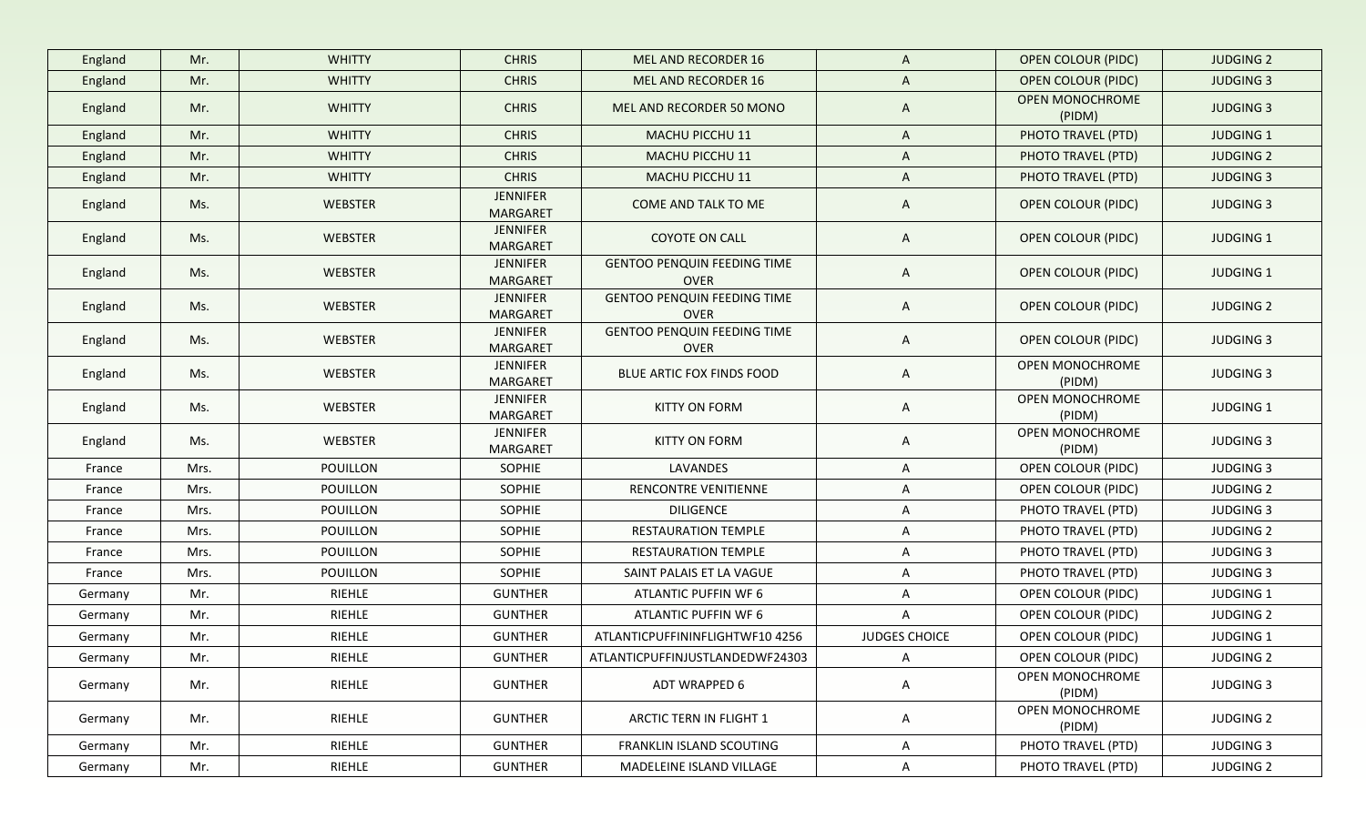| England | Mr. | WHITTY | CHRIS | MEL AND RECORDER 16 | A | OPEN COLOUR (PIDC) | JUDGING 2 |
|---|---|---|---|---|---|---|---|
| England | Mr. | WHITTY | CHRIS | MEL AND RECORDER 16 | A | OPEN COLOUR (PIDC) | JUDGING 3 |
| England | Mr. | WHITTY | CHRIS | MEL AND RECORDER 50 MONO | A | OPEN MONOCHROME (PIDM) | JUDGING 3 |
| England | Mr. | WHITTY | CHRIS | MACHU PICCHU 11 | A | PHOTO TRAVEL (PTD) | JUDGING 1 |
| England | Mr. | WHITTY | CHRIS | MACHU PICCHU 11 | A | PHOTO TRAVEL (PTD) | JUDGING 2 |
| England | Mr. | WHITTY | CHRIS | MACHU PICCHU 11 | A | PHOTO TRAVEL (PTD) | JUDGING 3 |
| England | Ms. | WEBSTER | JENNIFER MARGARET | COME AND TALK TO ME | A | OPEN COLOUR (PIDC) | JUDGING 3 |
| England | Ms. | WEBSTER | JENNIFER MARGARET | COYOTE ON CALL | A | OPEN COLOUR (PIDC) | JUDGING 1 |
| England | Ms. | WEBSTER | JENNIFER MARGARET | GENTOO PENQUIN FEEDING TIME OVER | A | OPEN COLOUR (PIDC) | JUDGING 1 |
| England | Ms. | WEBSTER | JENNIFER MARGARET | GENTOO PENQUIN FEEDING TIME OVER | A | OPEN COLOUR (PIDC) | JUDGING 2 |
| England | Ms. | WEBSTER | JENNIFER MARGARET | GENTOO PENQUIN FEEDING TIME OVER | A | OPEN COLOUR (PIDC) | JUDGING 3 |
| England | Ms. | WEBSTER | JENNIFER MARGARET | BLUE ARTIC FOX FINDS FOOD | A | OPEN MONOCHROME (PIDM) | JUDGING 3 |
| England | Ms. | WEBSTER | JENNIFER MARGARET | KITTY ON FORM | A | OPEN MONOCHROME (PIDM) | JUDGING 1 |
| England | Ms. | WEBSTER | JENNIFER MARGARET | KITTY ON FORM | A | OPEN MONOCHROME (PIDM) | JUDGING 3 |
| France | Mrs. | POUILLON | SOPHIE | LAVANDES | A | OPEN COLOUR (PIDC) | JUDGING 3 |
| France | Mrs. | POUILLON | SOPHIE | RENCONTRE VENITIENNE | A | OPEN COLOUR (PIDC) | JUDGING 2 |
| France | Mrs. | POUILLON | SOPHIE | DILIGENCE | A | PHOTO TRAVEL (PTD) | JUDGING 3 |
| France | Mrs. | POUILLON | SOPHIE | RESTAURATION TEMPLE | A | PHOTO TRAVEL (PTD) | JUDGING 2 |
| France | Mrs. | POUILLON | SOPHIE | RESTAURATION TEMPLE | A | PHOTO TRAVEL (PTD) | JUDGING 3 |
| France | Mrs. | POUILLON | SOPHIE | SAINT PALAIS ET LA VAGUE | A | PHOTO TRAVEL (PTD) | JUDGING 3 |
| Germany | Mr. | RIEHLE | GUNTHER | ATLANTIC PUFFIN WF 6 | A | OPEN COLOUR (PIDC) | JUDGING 1 |
| Germany | Mr. | RIEHLE | GUNTHER | ATLANTIC PUFFIN WF 6 | A | OPEN COLOUR (PIDC) | JUDGING 2 |
| Germany | Mr. | RIEHLE | GUNTHER | ATLANTICPUFFININFLIGHTWF10 4256 | JUDGES CHOICE | OPEN COLOUR (PIDC) | JUDGING 1 |
| Germany | Mr. | RIEHLE | GUNTHER | ATLANTICPUFFINJUSTLANDEDWF24303 | A | OPEN COLOUR (PIDC) | JUDGING 2 |
| Germany | Mr. | RIEHLE | GUNTHER | ADT WRAPPED 6 | A | OPEN MONOCHROME (PIDM) | JUDGING 3 |
| Germany | Mr. | RIEHLE | GUNTHER | ARCTIC TERN IN FLIGHT 1 | A | OPEN MONOCHROME (PIDM) | JUDGING 2 |
| Germany | Mr. | RIEHLE | GUNTHER | FRANKLIN ISLAND SCOUTING | A | PHOTO TRAVEL (PTD) | JUDGING 3 |
| Germany | Mr. | RIEHLE | GUNTHER | MADELEINE ISLAND VILLAGE | A | PHOTO TRAVEL (PTD) | JUDGING 2 |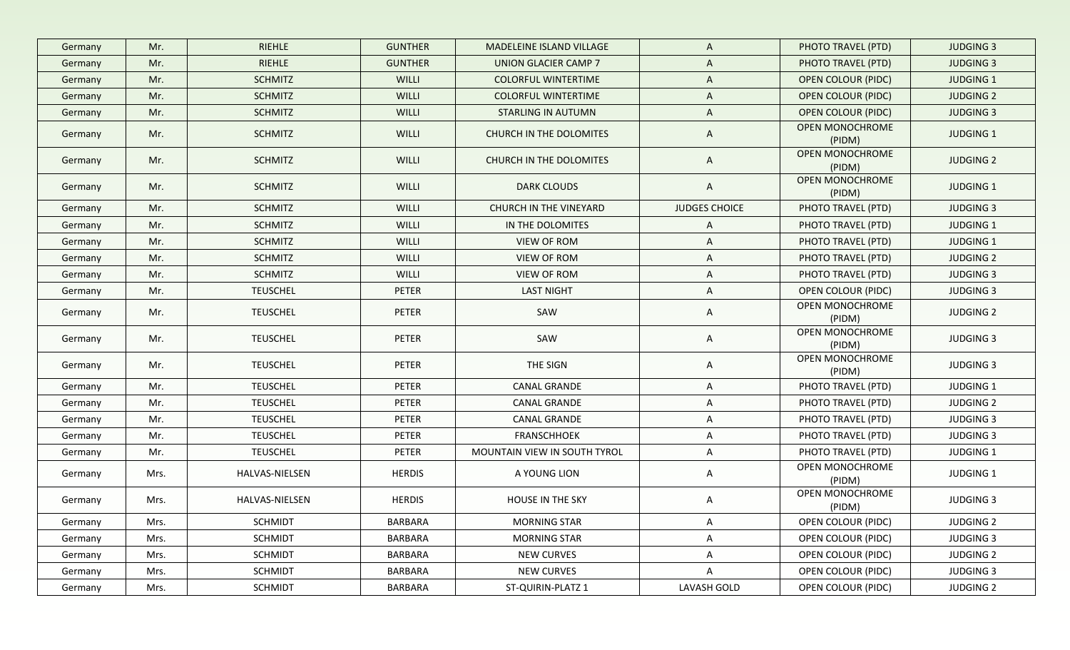| Germany | Mr. | RIEHLE | GUNTHER | MADELEINE ISLAND VILLAGE | A | PHOTO TRAVEL (PTD) | JUDGING 3 |
|---|---|---|---|---|---|---|---|
| Germany | Mr. | RIEHLE | GUNTHER | UNION GLACIER CAMP 7 | A | PHOTO TRAVEL (PTD) | JUDGING 3 |
| Germany | Mr. | SCHMITZ | WILLI | COLORFUL WINTERTIME | A | OPEN COLOUR (PIDC) | JUDGING 1 |
| Germany | Mr. | SCHMITZ | WILLI | COLORFUL WINTERTIME | A | OPEN COLOUR (PIDC) | JUDGING 2 |
| Germany | Mr. | SCHMITZ | WILLI | STARLING IN AUTUMN | A | OPEN COLOUR (PIDC) | JUDGING 3 |
| Germany | Mr. | SCHMITZ | WILLI | CHURCH IN THE DOLOMITES | A | OPEN MONOCHROME (PIDM) | JUDGING 1 |
| Germany | Mr. | SCHMITZ | WILLI | CHURCH IN THE DOLOMITES | A | OPEN MONOCHROME (PIDM) | JUDGING 2 |
| Germany | Mr. | SCHMITZ | WILLI | DARK CLOUDS | A | OPEN MONOCHROME (PIDM) | JUDGING 1 |
| Germany | Mr. | SCHMITZ | WILLI | CHURCH IN THE VINEYARD | JUDGES CHOICE | PHOTO TRAVEL (PTD) | JUDGING 3 |
| Germany | Mr. | SCHMITZ | WILLI | IN THE DOLOMITES | A | PHOTO TRAVEL (PTD) | JUDGING 1 |
| Germany | Mr. | SCHMITZ | WILLI | VIEW OF ROM | A | PHOTO TRAVEL (PTD) | JUDGING 1 |
| Germany | Mr. | SCHMITZ | WILLI | VIEW OF ROM | A | PHOTO TRAVEL (PTD) | JUDGING 2 |
| Germany | Mr. | SCHMITZ | WILLI | VIEW OF ROM | A | PHOTO TRAVEL (PTD) | JUDGING 3 |
| Germany | Mr. | TEUSCHEL | PETER | LAST NIGHT | A | OPEN COLOUR (PIDC) | JUDGING 3 |
| Germany | Mr. | TEUSCHEL | PETER | SAW | A | OPEN MONOCHROME (PIDM) | JUDGING 2 |
| Germany | Mr. | TEUSCHEL | PETER | SAW | A | OPEN MONOCHROME (PIDM) | JUDGING 3 |
| Germany | Mr. | TEUSCHEL | PETER | THE SIGN | A | OPEN MONOCHROME (PIDM) | JUDGING 3 |
| Germany | Mr. | TEUSCHEL | PETER | CANAL GRANDE | A | PHOTO TRAVEL (PTD) | JUDGING 1 |
| Germany | Mr. | TEUSCHEL | PETER | CANAL GRANDE | A | PHOTO TRAVEL (PTD) | JUDGING 2 |
| Germany | Mr. | TEUSCHEL | PETER | CANAL GRANDE | A | PHOTO TRAVEL (PTD) | JUDGING 3 |
| Germany | Mr. | TEUSCHEL | PETER | FRANSCHHOEK | A | PHOTO TRAVEL (PTD) | JUDGING 3 |
| Germany | Mr. | TEUSCHEL | PETER | MOUNTAIN VIEW IN SOUTH TYROL | A | PHOTO TRAVEL (PTD) | JUDGING 1 |
| Germany | Mrs. | HALVAS-NIELSEN | HERDIS | A YOUNG LION | A | OPEN MONOCHROME (PIDM) | JUDGING 1 |
| Germany | Mrs. | HALVAS-NIELSEN | HERDIS | HOUSE IN THE SKY | A | OPEN MONOCHROME (PIDM) | JUDGING 3 |
| Germany | Mrs. | SCHMIDT | BARBARA | MORNING STAR | A | OPEN COLOUR (PIDC) | JUDGING 2 |
| Germany | Mrs. | SCHMIDT | BARBARA | MORNING STAR | A | OPEN COLOUR (PIDC) | JUDGING 3 |
| Germany | Mrs. | SCHMIDT | BARBARA | NEW CURVES | A | OPEN COLOUR (PIDC) | JUDGING 2 |
| Germany | Mrs. | SCHMIDT | BARBARA | NEW CURVES | A | OPEN COLOUR (PIDC) | JUDGING 3 |
| Germany | Mrs. | SCHMIDT | BARBARA | ST-QUIRIN-PLATZ 1 | LAVASH GOLD | OPEN COLOUR (PIDC) | JUDGING 2 |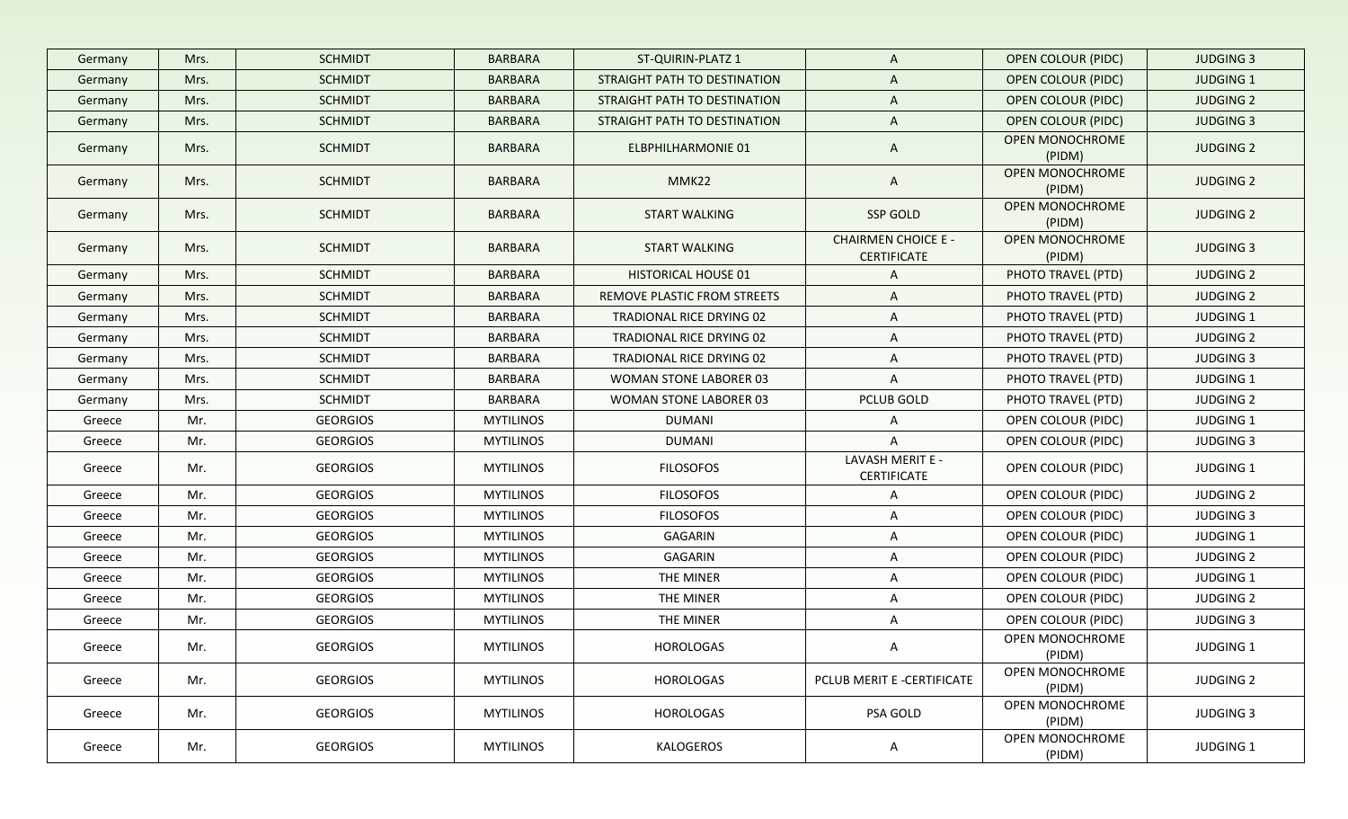| Germany | Mrs. | SCHMIDT | BARBARA | ST-QUIRIN-PLATZ 1 | A | OPEN COLOUR (PIDC) | JUDGING 3 |
|---|---|---|---|---|---|---|---|
| Germany | Mrs. | SCHMIDT | BARBARA | STRAIGHT PATH TO DESTINATION | A | OPEN COLOUR (PIDC) | JUDGING 1 |
| Germany | Mrs. | SCHMIDT | BARBARA | STRAIGHT PATH TO DESTINATION | A | OPEN COLOUR (PIDC) | JUDGING 2 |
| Germany | Mrs. | SCHMIDT | BARBARA | STRAIGHT PATH TO DESTINATION | A | OPEN COLOUR (PIDC) | JUDGING 3 |
| Germany | Mrs. | SCHMIDT | BARBARA | ELBPHILHARMONIE 01 | A | OPEN MONOCHROME (PIDM) | JUDGING 2 |
| Germany | Mrs. | SCHMIDT | BARBARA | MMK22 | A | OPEN MONOCHROME (PIDM) | JUDGING 2 |
| Germany | Mrs. | SCHMIDT | BARBARA | START WALKING | SSP GOLD | OPEN MONOCHROME (PIDM) | JUDGING 2 |
| Germany | Mrs. | SCHMIDT | BARBARA | START WALKING | CHAIRMEN CHOICE E - CERTIFICATE | OPEN MONOCHROME (PIDM) | JUDGING 3 |
| Germany | Mrs. | SCHMIDT | BARBARA | HISTORICAL HOUSE 01 | A | PHOTO TRAVEL (PTD) | JUDGING 2 |
| Germany | Mrs. | SCHMIDT | BARBARA | REMOVE PLASTIC FROM STREETS | A | PHOTO TRAVEL (PTD) | JUDGING 2 |
| Germany | Mrs. | SCHMIDT | BARBARA | TRADIONAL RICE DRYING 02 | A | PHOTO TRAVEL (PTD) | JUDGING 1 |
| Germany | Mrs. | SCHMIDT | BARBARA | TRADIONAL RICE DRYING 02 | A | PHOTO TRAVEL (PTD) | JUDGING 2 |
| Germany | Mrs. | SCHMIDT | BARBARA | TRADIONAL RICE DRYING 02 | A | PHOTO TRAVEL (PTD) | JUDGING 3 |
| Germany | Mrs. | SCHMIDT | BARBARA | WOMAN STONE LABORER 03 | A | PHOTO TRAVEL (PTD) | JUDGING 1 |
| Germany | Mrs. | SCHMIDT | BARBARA | WOMAN STONE LABORER 03 | PCLUB GOLD | PHOTO TRAVEL (PTD) | JUDGING 2 |
| Greece | Mr. | GEORGIOS | MYTILINOS | DUMANI | A | OPEN COLOUR (PIDC) | JUDGING 1 |
| Greece | Mr. | GEORGIOS | MYTILINOS | DUMANI | A | OPEN COLOUR (PIDC) | JUDGING 3 |
| Greece | Mr. | GEORGIOS | MYTILINOS | FILOSOFOS | LAVASH MERIT E - CERTIFICATE | OPEN COLOUR (PIDC) | JUDGING 1 |
| Greece | Mr. | GEORGIOS | MYTILINOS | FILOSOFOS | A | OPEN COLOUR (PIDC) | JUDGING 2 |
| Greece | Mr. | GEORGIOS | MYTILINOS | FILOSOFOS | A | OPEN COLOUR (PIDC) | JUDGING 3 |
| Greece | Mr. | GEORGIOS | MYTILINOS | GAGARIN | A | OPEN COLOUR (PIDC) | JUDGING 1 |
| Greece | Mr. | GEORGIOS | MYTILINOS | GAGARIN | A | OPEN COLOUR (PIDC) | JUDGING 2 |
| Greece | Mr. | GEORGIOS | MYTILINOS | THE MINER | A | OPEN COLOUR (PIDC) | JUDGING 1 |
| Greece | Mr. | GEORGIOS | MYTILINOS | THE MINER | A | OPEN COLOUR (PIDC) | JUDGING 2 |
| Greece | Mr. | GEORGIOS | MYTILINOS | THE MINER | A | OPEN COLOUR (PIDC) | JUDGING 3 |
| Greece | Mr. | GEORGIOS | MYTILINOS | HOROLOGAS | A | OPEN MONOCHROME (PIDM) | JUDGING 1 |
| Greece | Mr. | GEORGIOS | MYTILINOS | HOROLOGAS | PCLUB MERIT E -CERTIFICATE | OPEN MONOCHROME (PIDM) | JUDGING 2 |
| Greece | Mr. | GEORGIOS | MYTILINOS | HOROLOGAS | PSA GOLD | OPEN MONOCHROME (PIDM) | JUDGING 3 |
| Greece | Mr. | GEORGIOS | MYTILINOS | KALOGEROS | A | OPEN MONOCHROME (PIDM) | JUDGING 1 |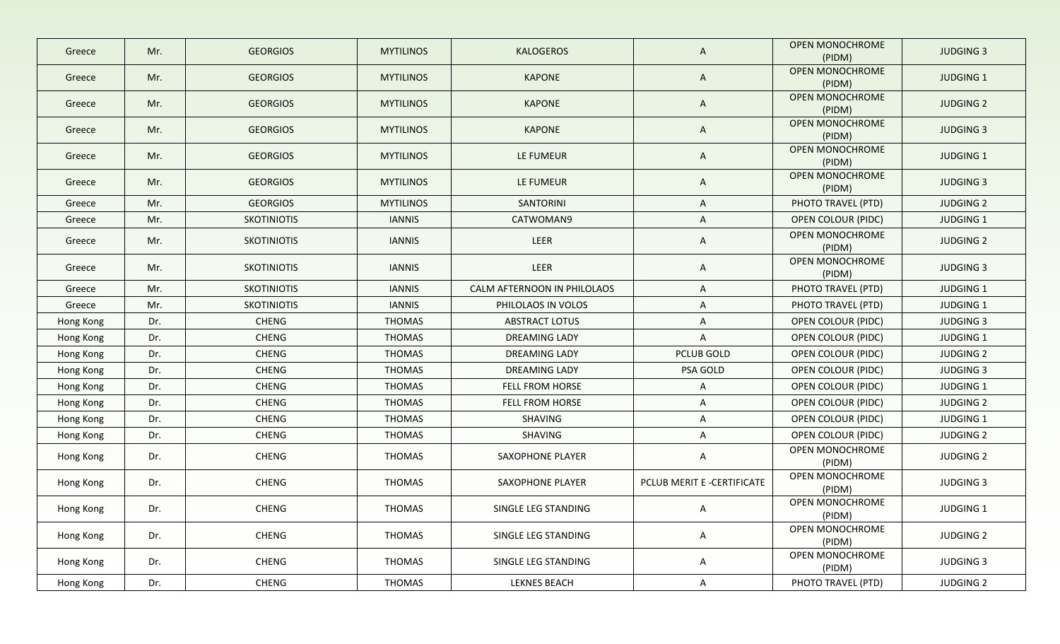| Greece | Mr. | GEORGIOS | MYTILINOS | KALOGEROS | A | OPEN MONOCHROME (PIDM) | JUDGING 3 |
|---|---|---|---|---|---|---|---|
| Greece | Mr. | GEORGIOS | MYTILINOS | KAPONE | A | OPEN MONOCHROME (PIDM) | JUDGING 1 |
| Greece | Mr. | GEORGIOS | MYTILINOS | KAPONE | A | OPEN MONOCHROME (PIDM) | JUDGING 2 |
| Greece | Mr. | GEORGIOS | MYTILINOS | KAPONE | A | OPEN MONOCHROME (PIDM) | JUDGING 3 |
| Greece | Mr. | GEORGIOS | MYTILINOS | LE FUMEUR | A | OPEN MONOCHROME (PIDM) | JUDGING 1 |
| Greece | Mr. | GEORGIOS | MYTILINOS | LE FUMEUR | A | OPEN MONOCHROME (PIDM) | JUDGING 3 |
| Greece | Mr. | GEORGIOS | MYTILINOS | SANTORINI | A | PHOTO TRAVEL (PTD) | JUDGING 2 |
| Greece | Mr. | SKOTINIOTIS | IANNIS | CATWOMAN9 | A | OPEN COLOUR (PIDC) | JUDGING 1 |
| Greece | Mr. | SKOTINIOTIS | IANNIS | LEER | A | OPEN MONOCHROME (PIDM) | JUDGING 2 |
| Greece | Mr. | SKOTINIOTIS | IANNIS | LEER | A | OPEN MONOCHROME (PIDM) | JUDGING 3 |
| Greece | Mr. | SKOTINIOTIS | IANNIS | CALM AFTERNOON IN PHILOLAOS | A | PHOTO TRAVEL (PTD) | JUDGING 1 |
| Greece | Mr. | SKOTINIOTIS | IANNIS | PHILOLAOS IN VOLOS | A | PHOTO TRAVEL (PTD) | JUDGING 1 |
| Hong Kong | Dr. | CHENG | THOMAS | ABSTRACT LOTUS | A | OPEN COLOUR (PIDC) | JUDGING 3 |
| Hong Kong | Dr. | CHENG | THOMAS | DREAMING LADY | A | OPEN COLOUR (PIDC) | JUDGING 1 |
| Hong Kong | Dr. | CHENG | THOMAS | DREAMING LADY | PCLUB GOLD | OPEN COLOUR (PIDC) | JUDGING 2 |
| Hong Kong | Dr. | CHENG | THOMAS | DREAMING LADY | PSA GOLD | OPEN COLOUR (PIDC) | JUDGING 3 |
| Hong Kong | Dr. | CHENG | THOMAS | FELL FROM HORSE | A | OPEN COLOUR (PIDC) | JUDGING 1 |
| Hong Kong | Dr. | CHENG | THOMAS | FELL FROM HORSE | A | OPEN COLOUR (PIDC) | JUDGING 2 |
| Hong Kong | Dr. | CHENG | THOMAS | SHAVING | A | OPEN COLOUR (PIDC) | JUDGING 1 |
| Hong Kong | Dr. | CHENG | THOMAS | SHAVING | A | OPEN COLOUR (PIDC) | JUDGING 2 |
| Hong Kong | Dr. | CHENG | THOMAS | SAXOPHONE PLAYER | A | OPEN MONOCHROME (PIDM) | JUDGING 2 |
| Hong Kong | Dr. | CHENG | THOMAS | SAXOPHONE PLAYER | PCLUB MERIT E -CERTIFICATE | OPEN MONOCHROME (PIDM) | JUDGING 3 |
| Hong Kong | Dr. | CHENG | THOMAS | SINGLE LEG STANDING | A | OPEN MONOCHROME (PIDM) | JUDGING 1 |
| Hong Kong | Dr. | CHENG | THOMAS | SINGLE LEG STANDING | A | OPEN MONOCHROME (PIDM) | JUDGING 2 |
| Hong Kong | Dr. | CHENG | THOMAS | SINGLE LEG STANDING | A | OPEN MONOCHROME (PIDM) | JUDGING 3 |
| Hong Kong | Dr. | CHENG | THOMAS | LEKNES BEACH | A | PHOTO TRAVEL (PTD) | JUDGING 2 |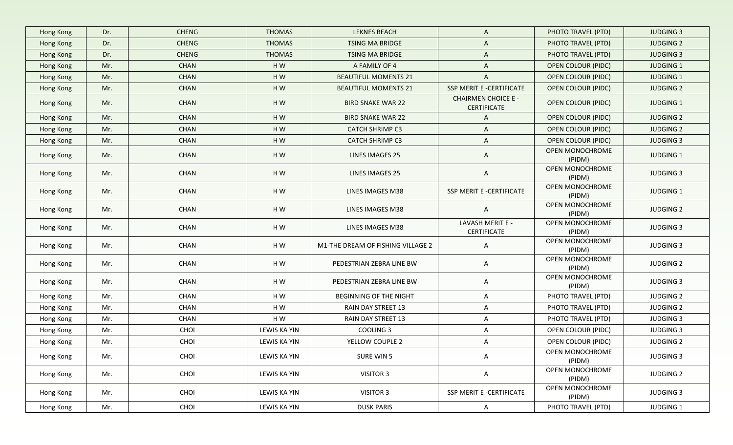| Hong Kong | Dr. | CHENG | THOMAS | LEKNES BEACH | A | PHOTO TRAVEL (PTD) | JUDGING 3 |
|---|---|---|---|---|---|---|---|
| Hong Kong | Dr. | CHENG | THOMAS | TSING MA BRIDGE | A | PHOTO TRAVEL (PTD) | JUDGING 2 |
| Hong Kong | Dr. | CHENG | THOMAS | TSING MA BRIDGE | A | PHOTO TRAVEL (PTD) | JUDGING 3 |
| Hong Kong | Mr. | CHAN | H W | A FAMILY OF 4 | A | OPEN COLOUR (PIDC) | JUDGING 1 |
| Hong Kong | Mr. | CHAN | H W | BEAUTIFUL MOMENTS 21 | A | OPEN COLOUR (PIDC) | JUDGING 1 |
| Hong Kong | Mr. | CHAN | H W | BEAUTIFUL MOMENTS 21 | SSP MERIT E -CERTIFICATE | OPEN COLOUR (PIDC) | JUDGING 2 |
| Hong Kong | Mr. | CHAN | H W | BIRD SNAKE WAR 22 | CHAIRMEN CHOICE E - CERTIFICATE | OPEN COLOUR (PIDC) | JUDGING 1 |
| Hong Kong | Mr. | CHAN | H W | BIRD SNAKE WAR 22 | A | OPEN COLOUR (PIDC) | JUDGING 2 |
| Hong Kong | Mr. | CHAN | H W | CATCH SHRIMP C3 | A | OPEN COLOUR (PIDC) | JUDGING 2 |
| Hong Kong | Mr. | CHAN | H W | CATCH SHRIMP C3 | A | OPEN COLOUR (PIDC) | JUDGING 3 |
| Hong Kong | Mr. | CHAN | H W | LINES IMAGES 25 | A | OPEN MONOCHROME (PIDM) | JUDGING 1 |
| Hong Kong | Mr. | CHAN | H W | LINES IMAGES 25 | A | OPEN MONOCHROME (PIDM) | JUDGING 3 |
| Hong Kong | Mr. | CHAN | H W | LINES IMAGES M38 | SSP MERIT E -CERTIFICATE | OPEN MONOCHROME (PIDM) | JUDGING 1 |
| Hong Kong | Mr. | CHAN | H W | LINES IMAGES M38 | A | OPEN MONOCHROME (PIDM) | JUDGING 2 |
| Hong Kong | Mr. | CHAN | H W | LINES IMAGES M38 | LAVASH MERIT E - CERTIFICATE | OPEN MONOCHROME (PIDM) | JUDGING 3 |
| Hong Kong | Mr. | CHAN | H W | M1-THE DREAM OF FISHING VILLAGE 2 | A | OPEN MONOCHROME (PIDM) | JUDGING 3 |
| Hong Kong | Mr. | CHAN | H W | PEDESTRIAN ZEBRA LINE BW | A | OPEN MONOCHROME (PIDM) | JUDGING 2 |
| Hong Kong | Mr. | CHAN | H W | PEDESTRIAN ZEBRA LINE BW | A | OPEN MONOCHROME (PIDM) | JUDGING 3 |
| Hong Kong | Mr. | CHAN | H W | BEGINNING OF THE NIGHT | A | PHOTO TRAVEL (PTD) | JUDGING 2 |
| Hong Kong | Mr. | CHAN | H W | RAIN DAY STREET 13 | A | PHOTO TRAVEL (PTD) | JUDGING 2 |
| Hong Kong | Mr. | CHAN | H W | RAIN DAY STREET 13 | A | PHOTO TRAVEL (PTD) | JUDGING 3 |
| Hong Kong | Mr. | CHOI | LEWIS KA YIN | COOLING 3 | A | OPEN COLOUR (PIDC) | JUDGING 3 |
| Hong Kong | Mr. | CHOI | LEWIS KA YIN | YELLOW COUPLE 2 | A | OPEN COLOUR (PIDC) | JUDGING 2 |
| Hong Kong | Mr. | CHOI | LEWIS KA YIN | SURE WIN 5 | A | OPEN MONOCHROME (PIDM) | JUDGING 3 |
| Hong Kong | Mr. | CHOI | LEWIS KA YIN | VISITOR 3 | A | OPEN MONOCHROME (PIDM) | JUDGING 2 |
| Hong Kong | Mr. | CHOI | LEWIS KA YIN | VISITOR 3 | SSP MERIT E -CERTIFICATE | OPEN MONOCHROME (PIDM) | JUDGING 3 |
| Hong Kong | Mr. | CHOI | LEWIS KA YIN | DUSK PARIS | A | PHOTO TRAVEL (PTD) | JUDGING 1 |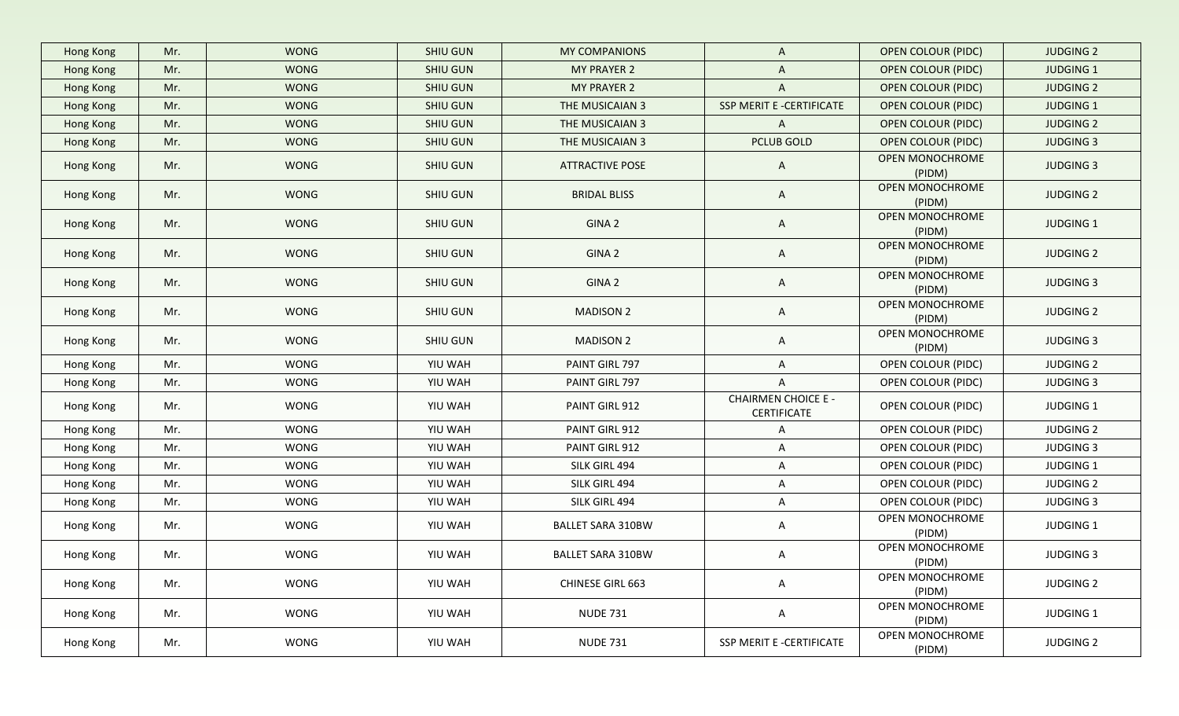| Hong Kong | Mr. | WONG | SHIU GUN | MY COMPANIONS | A | OPEN COLOUR (PIDC) | JUDGING 2 |
|---|---|---|---|---|---|---|---|
| Hong Kong | Mr. | WONG | SHIU GUN | MY PRAYER 2 | A | OPEN COLOUR (PIDC) | JUDGING 1 |
| Hong Kong | Mr. | WONG | SHIU GUN | MY PRAYER 2 | A | OPEN COLOUR (PIDC) | JUDGING 2 |
| Hong Kong | Mr. | WONG | SHIU GUN | THE MUSICAIAN 3 | SSP MERIT E -CERTIFICATE | OPEN COLOUR (PIDC) | JUDGING 1 |
| Hong Kong | Mr. | WONG | SHIU GUN | THE MUSICAIAN 3 | A | OPEN COLOUR (PIDC) | JUDGING 2 |
| Hong Kong | Mr. | WONG | SHIU GUN | THE MUSICAIAN 3 | PCLUB GOLD | OPEN COLOUR (PIDC) | JUDGING 3 |
| Hong Kong | Mr. | WONG | SHIU GUN | ATTRACTIVE POSE | A | OPEN MONOCHROME (PIDM) | JUDGING 3 |
| Hong Kong | Mr. | WONG | SHIU GUN | BRIDAL BLISS | A | OPEN MONOCHROME (PIDM) | JUDGING 2 |
| Hong Kong | Mr. | WONG | SHIU GUN | GINA 2 | A | OPEN MONOCHROME (PIDM) | JUDGING 1 |
| Hong Kong | Mr. | WONG | SHIU GUN | GINA 2 | A | OPEN MONOCHROME (PIDM) | JUDGING 2 |
| Hong Kong | Mr. | WONG | SHIU GUN | GINA 2 | A | OPEN MONOCHROME (PIDM) | JUDGING 3 |
| Hong Kong | Mr. | WONG | SHIU GUN | MADISON 2 | A | OPEN MONOCHROME (PIDM) | JUDGING 2 |
| Hong Kong | Mr. | WONG | SHIU GUN | MADISON 2 | A | OPEN MONOCHROME (PIDM) | JUDGING 3 |
| Hong Kong | Mr. | WONG | YIU WAH | PAINT GIRL 797 | A | OPEN COLOUR (PIDC) | JUDGING 2 |
| Hong Kong | Mr. | WONG | YIU WAH | PAINT GIRL 797 | A | OPEN COLOUR (PIDC) | JUDGING 3 |
| Hong Kong | Mr. | WONG | YIU WAH | PAINT GIRL 912 | CHAIRMEN CHOICE E - CERTIFICATE | OPEN COLOUR (PIDC) | JUDGING 1 |
| Hong Kong | Mr. | WONG | YIU WAH | PAINT GIRL 912 | A | OPEN COLOUR (PIDC) | JUDGING 2 |
| Hong Kong | Mr. | WONG | YIU WAH | PAINT GIRL 912 | A | OPEN COLOUR (PIDC) | JUDGING 3 |
| Hong Kong | Mr. | WONG | YIU WAH | SILK GIRL 494 | A | OPEN COLOUR (PIDC) | JUDGING 1 |
| Hong Kong | Mr. | WONG | YIU WAH | SILK GIRL 494 | A | OPEN COLOUR (PIDC) | JUDGING 2 |
| Hong Kong | Mr. | WONG | YIU WAH | SILK GIRL 494 | A | OPEN COLOUR (PIDC) | JUDGING 3 |
| Hong Kong | Mr. | WONG | YIU WAH | BALLET SARA 310BW | A | OPEN MONOCHROME (PIDM) | JUDGING 1 |
| Hong Kong | Mr. | WONG | YIU WAH | BALLET SARA 310BW | A | OPEN MONOCHROME (PIDM) | JUDGING 3 |
| Hong Kong | Mr. | WONG | YIU WAH | CHINESE GIRL 663 | A | OPEN MONOCHROME (PIDM) | JUDGING 2 |
| Hong Kong | Mr. | WONG | YIU WAH | NUDE 731 | A | OPEN MONOCHROME (PIDM) | JUDGING 1 |
| Hong Kong | Mr. | WONG | YIU WAH | NUDE 731 | SSP MERIT E -CERTIFICATE | OPEN MONOCHROME (PIDM) | JUDGING 2 |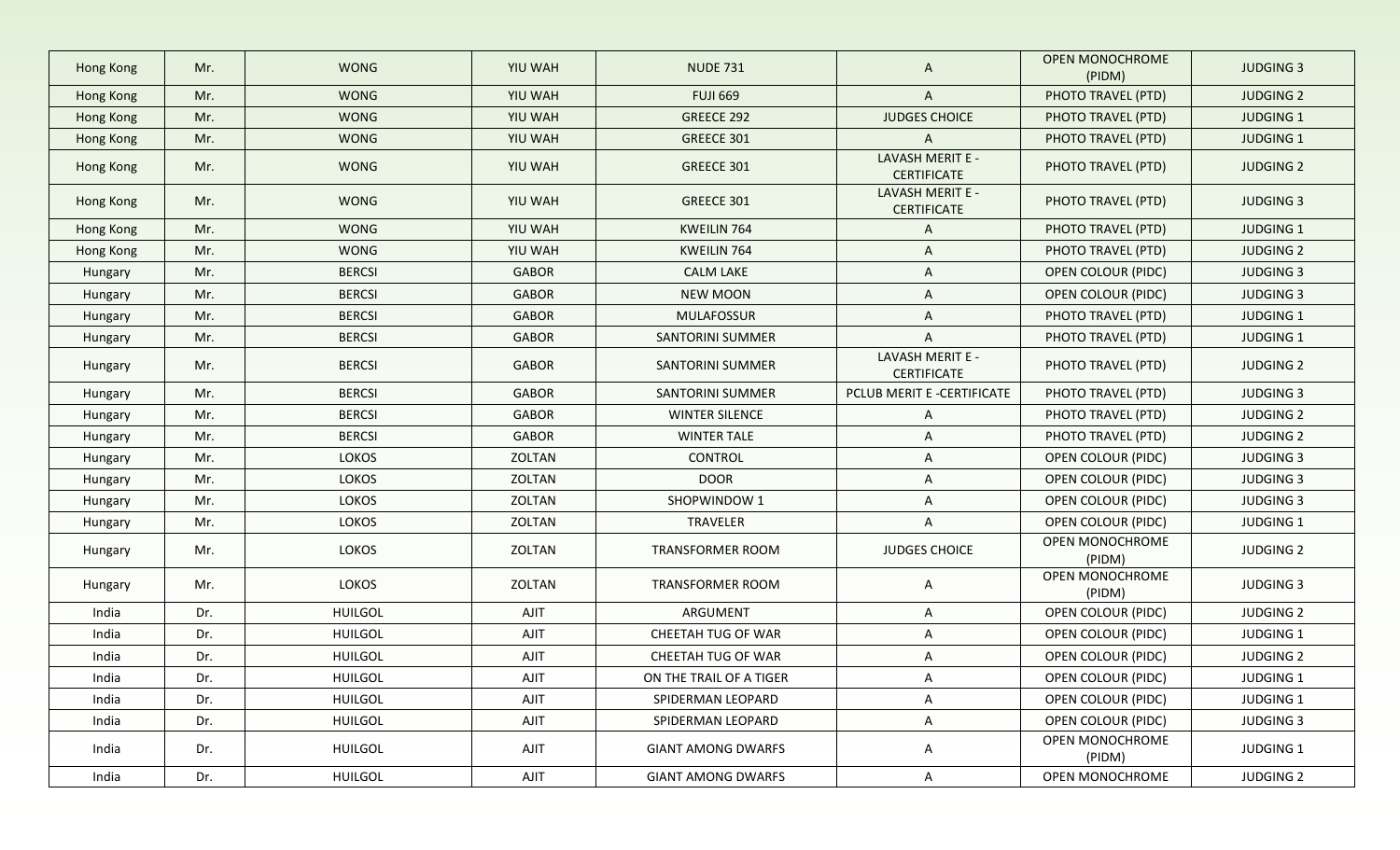| Hong Kong | Mr. | WONG | YIU WAH | NUDE 731 | A | OPEN MONOCHROME (PIDM) | JUDGING 3 |
|---|---|---|---|---|---|---|---|
| Hong Kong | Mr. | WONG | YIU WAH | FUJI 669 | A | PHOTO TRAVEL (PTD) | JUDGING 2 |
| Hong Kong | Mr. | WONG | YIU WAH | GREECE 292 | JUDGES CHOICE | PHOTO TRAVEL (PTD) | JUDGING 1 |
| Hong Kong | Mr. | WONG | YIU WAH | GREECE 301 | A | PHOTO TRAVEL (PTD) | JUDGING 1 |
| Hong Kong | Mr. | WONG | YIU WAH | GREECE 301 | LAVASH MERIT E - CERTIFICATE | PHOTO TRAVEL (PTD) | JUDGING 2 |
| Hong Kong | Mr. | WONG | YIU WAH | GREECE 301 | LAVASH MERIT E - CERTIFICATE | PHOTO TRAVEL (PTD) | JUDGING 3 |
| Hong Kong | Mr. | WONG | YIU WAH | KWEILIN 764 | A | PHOTO TRAVEL (PTD) | JUDGING 1 |
| Hong Kong | Mr. | WONG | YIU WAH | KWEILIN 764 | A | PHOTO TRAVEL (PTD) | JUDGING 2 |
| Hungary | Mr. | BERCSI | GABOR | CALM LAKE | A | OPEN COLOUR (PIDC) | JUDGING 3 |
| Hungary | Mr. | BERCSI | GABOR | NEW MOON | A | OPEN COLOUR (PIDC) | JUDGING 3 |
| Hungary | Mr. | BERCSI | GABOR | MULAFOSSUR | A | PHOTO TRAVEL (PTD) | JUDGING 1 |
| Hungary | Mr. | BERCSI | GABOR | SANTORINI SUMMER | A | PHOTO TRAVEL (PTD) | JUDGING 1 |
| Hungary | Mr. | BERCSI | GABOR | SANTORINI SUMMER | LAVASH MERIT E - CERTIFICATE | PHOTO TRAVEL (PTD) | JUDGING 2 |
| Hungary | Mr. | BERCSI | GABOR | SANTORINI SUMMER | PCLUB MERIT E -CERTIFICATE | PHOTO TRAVEL (PTD) | JUDGING 3 |
| Hungary | Mr. | BERCSI | GABOR | WINTER SILENCE | A | PHOTO TRAVEL (PTD) | JUDGING 2 |
| Hungary | Mr. | BERCSI | GABOR | WINTER TALE | A | PHOTO TRAVEL (PTD) | JUDGING 2 |
| Hungary | Mr. | LOKOS | ZOLTAN | CONTROL | A | OPEN COLOUR (PIDC) | JUDGING 3 |
| Hungary | Mr. | LOKOS | ZOLTAN | DOOR | A | OPEN COLOUR (PIDC) | JUDGING 3 |
| Hungary | Mr. | LOKOS | ZOLTAN | SHOPWINDOW 1 | A | OPEN COLOUR (PIDC) | JUDGING 3 |
| Hungary | Mr. | LOKOS | ZOLTAN | TRAVELER | A | OPEN COLOUR (PIDC) | JUDGING 1 |
| Hungary | Mr. | LOKOS | ZOLTAN | TRANSFORMER ROOM | JUDGES CHOICE | OPEN MONOCHROME (PIDM) | JUDGING 2 |
| Hungary | Mr. | LOKOS | ZOLTAN | TRANSFORMER ROOM | A | OPEN MONOCHROME (PIDM) | JUDGING 3 |
| India | Dr. | HUILGOL | AJIT | ARGUMENT | A | OPEN COLOUR (PIDC) | JUDGING 2 |
| India | Dr. | HUILGOL | AJIT | CHEETAH TUG OF WAR | A | OPEN COLOUR (PIDC) | JUDGING 1 |
| India | Dr. | HUILGOL | AJIT | CHEETAH TUG OF WAR | A | OPEN COLOUR (PIDC) | JUDGING 2 |
| India | Dr. | HUILGOL | AJIT | ON THE TRAIL OF A TIGER | A | OPEN COLOUR (PIDC) | JUDGING 1 |
| India | Dr. | HUILGOL | AJIT | SPIDERMAN LEOPARD | A | OPEN COLOUR (PIDC) | JUDGING 1 |
| India | Dr. | HUILGOL | AJIT | SPIDERMAN LEOPARD | A | OPEN COLOUR (PIDC) | JUDGING 3 |
| India | Dr. | HUILGOL | AJIT | GIANT AMONG DWARFS | A | OPEN MONOCHROME (PIDM) | JUDGING 1 |
| India | Dr. | HUILGOL | AJIT | GIANT AMONG DWARFS | A | OPEN MONOCHROME | JUDGING 2 |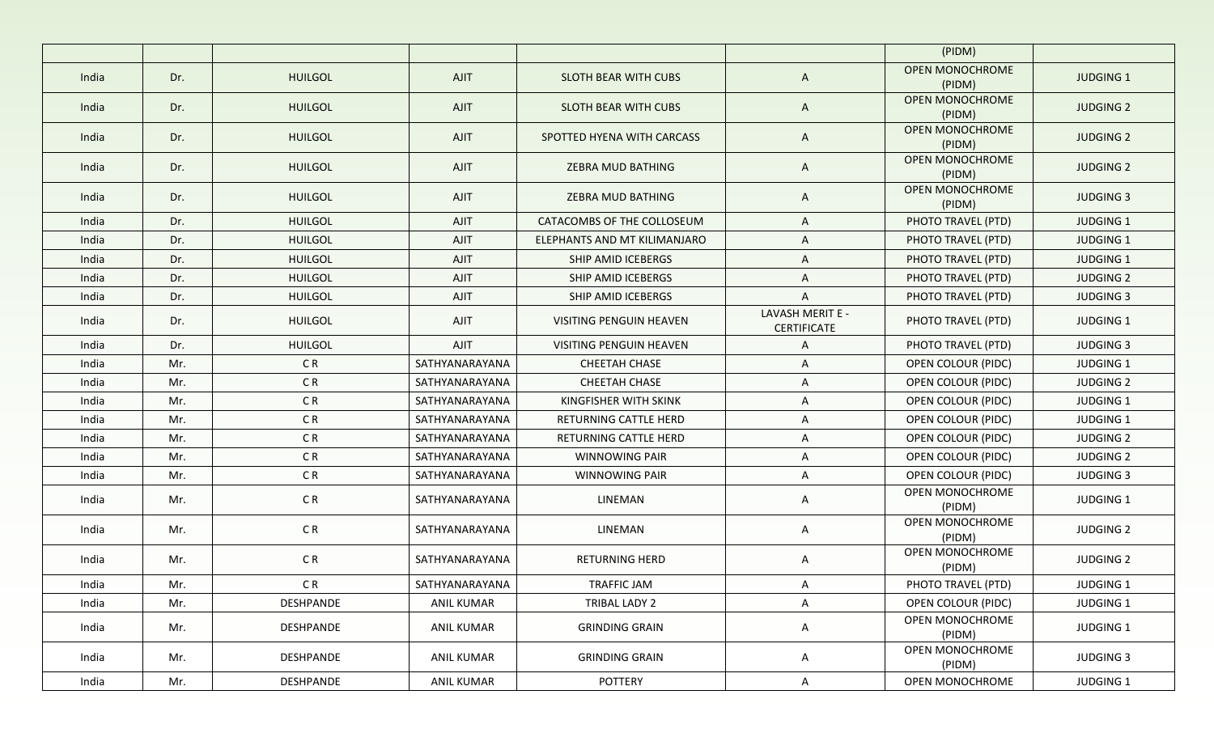| | | | | | | (PIDM) | |
|---|---|---|---|---|---|---|---|
| India | Dr. | HUILGOL | AJIT | SLOTH BEAR WITH CUBS | A | OPEN MONOCHROME (PIDM) | JUDGING 1 |
| India | Dr. | HUILGOL | AJIT | SLOTH BEAR WITH CUBS | A | OPEN MONOCHROME (PIDM) | JUDGING 2 |
| India | Dr. | HUILGOL | AJIT | SPOTTED HYENA WITH CARCASS | A | OPEN MONOCHROME (PIDM) | JUDGING 2 |
| India | Dr. | HUILGOL | AJIT | ZEBRA MUD BATHING | A | OPEN MONOCHROME (PIDM) | JUDGING 2 |
| India | Dr. | HUILGOL | AJIT | ZEBRA MUD BATHING | A | OPEN MONOCHROME (PIDM) | JUDGING 3 |
| India | Dr. | HUILGOL | AJIT | CATACOMBS OF THE COLLOSEUM | A | PHOTO TRAVEL (PTD) | JUDGING 1 |
| India | Dr. | HUILGOL | AJIT | ELEPHANTS AND MT KILIMANJARO | A | PHOTO TRAVEL (PTD) | JUDGING 1 |
| India | Dr. | HUILGOL | AJIT | SHIP AMID ICEBERGS | A | PHOTO TRAVEL (PTD) | JUDGING 1 |
| India | Dr. | HUILGOL | AJIT | SHIP AMID ICEBERGS | A | PHOTO TRAVEL (PTD) | JUDGING 2 |
| India | Dr. | HUILGOL | AJIT | SHIP AMID ICEBERGS | A | PHOTO TRAVEL (PTD) | JUDGING 3 |
| India | Dr. | HUILGOL | AJIT | VISITING PENGUIN HEAVEN | LAVASH MERIT E - CERTIFICATE | PHOTO TRAVEL (PTD) | JUDGING 1 |
| India | Dr. | HUILGOL | AJIT | VISITING PENGUIN HEAVEN | A | PHOTO TRAVEL (PTD) | JUDGING 3 |
| India | Mr. | C R | SATHYANARAYANA | CHEETAH CHASE | A | OPEN COLOUR (PIDC) | JUDGING 1 |
| India | Mr. | C R | SATHYANARAYANA | CHEETAH CHASE | A | OPEN COLOUR (PIDC) | JUDGING 2 |
| India | Mr. | C R | SATHYANARAYANA | KINGFISHER WITH SKINK | A | OPEN COLOUR (PIDC) | JUDGING 1 |
| India | Mr. | C R | SATHYANARAYANA | RETURNING CATTLE HERD | A | OPEN COLOUR (PIDC) | JUDGING 1 |
| India | Mr. | C R | SATHYANARAYANA | RETURNING CATTLE HERD | A | OPEN COLOUR (PIDC) | JUDGING 2 |
| India | Mr. | C R | SATHYANARAYANA | WINNOWING PAIR | A | OPEN COLOUR (PIDC) | JUDGING 2 |
| India | Mr. | C R | SATHYANARAYANA | WINNOWING PAIR | A | OPEN COLOUR (PIDC) | JUDGING 3 |
| India | Mr. | C R | SATHYANARAYANA | LINEMAN | A | OPEN MONOCHROME (PIDM) | JUDGING 1 |
| India | Mr. | C R | SATHYANARAYANA | LINEMAN | A | OPEN MONOCHROME (PIDM) | JUDGING 2 |
| India | Mr. | C R | SATHYANARAYANA | RETURNING HERD | A | OPEN MONOCHROME (PIDM) | JUDGING 2 |
| India | Mr. | C R | SATHYANARAYANA | TRAFFIC JAM | A | PHOTO TRAVEL (PTD) | JUDGING 1 |
| India | Mr. | DESHPANDE | ANIL KUMAR | TRIBAL LADY 2 | A | OPEN COLOUR (PIDC) | JUDGING 1 |
| India | Mr. | DESHPANDE | ANIL KUMAR | GRINDING GRAIN | A | OPEN MONOCHROME (PIDM) | JUDGING 1 |
| India | Mr. | DESHPANDE | ANIL KUMAR | GRINDING GRAIN | A | OPEN MONOCHROME (PIDM) | JUDGING 3 |
| India | Mr. | DESHPANDE | ANIL KUMAR | POTTERY | A | OPEN MONOCHROME | JUDGING 1 |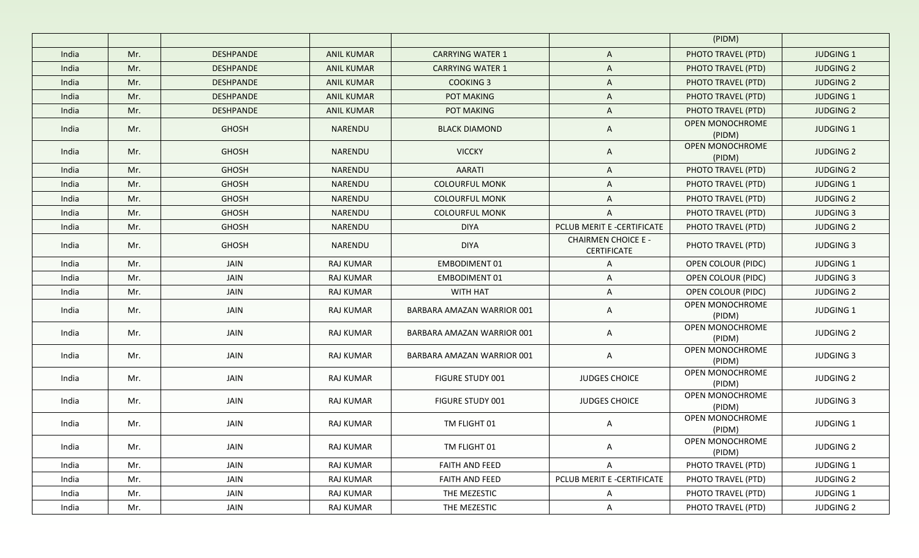|  |  |  |  |  |  | (PIDM) |  |
|---|---|---|---|---|---|---|---|
| India | Mr. | DESHPANDE | ANIL KUMAR | CARRYING WATER 1 | A | PHOTO TRAVEL (PTD) | JUDGING 1 |
| India | Mr. | DESHPANDE | ANIL KUMAR | CARRYING WATER 1 | A | PHOTO TRAVEL (PTD) | JUDGING 2 |
| India | Mr. | DESHPANDE | ANIL KUMAR | COOKING 3 | A | PHOTO TRAVEL (PTD) | JUDGING 2 |
| India | Mr. | DESHPANDE | ANIL KUMAR | POT MAKING | A | PHOTO TRAVEL (PTD) | JUDGING 1 |
| India | Mr. | DESHPANDE | ANIL KUMAR | POT MAKING | A | PHOTO TRAVEL (PTD) | JUDGING 2 |
| India | Mr. | GHOSH | NARENDU | BLACK DIAMOND | A | OPEN MONOCHROME (PIDM) | JUDGING 1 |
| India | Mr. | GHOSH | NARENDU | VICCKY | A | OPEN MONOCHROME (PIDM) | JUDGING 2 |
| India | Mr. | GHOSH | NARENDU | AARATI | A | PHOTO TRAVEL (PTD) | JUDGING 2 |
| India | Mr. | GHOSH | NARENDU | COLOURFUL MONK | A | PHOTO TRAVEL (PTD) | JUDGING 1 |
| India | Mr. | GHOSH | NARENDU | COLOURFUL MONK | A | PHOTO TRAVEL (PTD) | JUDGING 2 |
| India | Mr. | GHOSH | NARENDU | COLOURFUL MONK | A | PHOTO TRAVEL (PTD) | JUDGING 3 |
| India | Mr. | GHOSH | NARENDU | DIYA | PCLUB MERIT E -CERTIFICATE | PHOTO TRAVEL (PTD) | JUDGING 2 |
| India | Mr. | GHOSH | NARENDU | DIYA | CHAIRMEN CHOICE E - CERTIFICATE | PHOTO TRAVEL (PTD) | JUDGING 3 |
| India | Mr. | JAIN | RAJ KUMAR | EMBODIMENT 01 | A | OPEN COLOUR (PIDC) | JUDGING 1 |
| India | Mr. | JAIN | RAJ KUMAR | EMBODIMENT 01 | A | OPEN COLOUR (PIDC) | JUDGING 3 |
| India | Mr. | JAIN | RAJ KUMAR | WITH HAT | A | OPEN COLOUR (PIDC) | JUDGING 2 |
| India | Mr. | JAIN | RAJ KUMAR | BARBARA AMAZAN WARRIOR 001 | A | OPEN MONOCHROME (PIDM) | JUDGING 1 |
| India | Mr. | JAIN | RAJ KUMAR | BARBARA AMAZAN WARRIOR 001 | A | OPEN MONOCHROME (PIDM) | JUDGING 2 |
| India | Mr. | JAIN | RAJ KUMAR | BARBARA AMAZAN WARRIOR 001 | A | OPEN MONOCHROME (PIDM) | JUDGING 3 |
| India | Mr. | JAIN | RAJ KUMAR | FIGURE STUDY 001 | JUDGES CHOICE | OPEN MONOCHROME (PIDM) | JUDGING 2 |
| India | Mr. | JAIN | RAJ KUMAR | FIGURE STUDY 001 | JUDGES CHOICE | OPEN MONOCHROME (PIDM) | JUDGING 3 |
| India | Mr. | JAIN | RAJ KUMAR | TM FLIGHT 01 | A | OPEN MONOCHROME (PIDM) | JUDGING 1 |
| India | Mr. | JAIN | RAJ KUMAR | TM FLIGHT 01 | A | OPEN MONOCHROME (PIDM) | JUDGING 2 |
| India | Mr. | JAIN | RAJ KUMAR | FAITH AND FEED | A | PHOTO TRAVEL (PTD) | JUDGING 1 |
| India | Mr. | JAIN | RAJ KUMAR | FAITH AND FEED | PCLUB MERIT E -CERTIFICATE | PHOTO TRAVEL (PTD) | JUDGING 2 |
| India | Mr. | JAIN | RAJ KUMAR | THE MEZESTIC | A | PHOTO TRAVEL (PTD) | JUDGING 1 |
| India | Mr. | JAIN | RAJ KUMAR | THE MEZESTIC | A | PHOTO TRAVEL (PTD) | JUDGING 2 |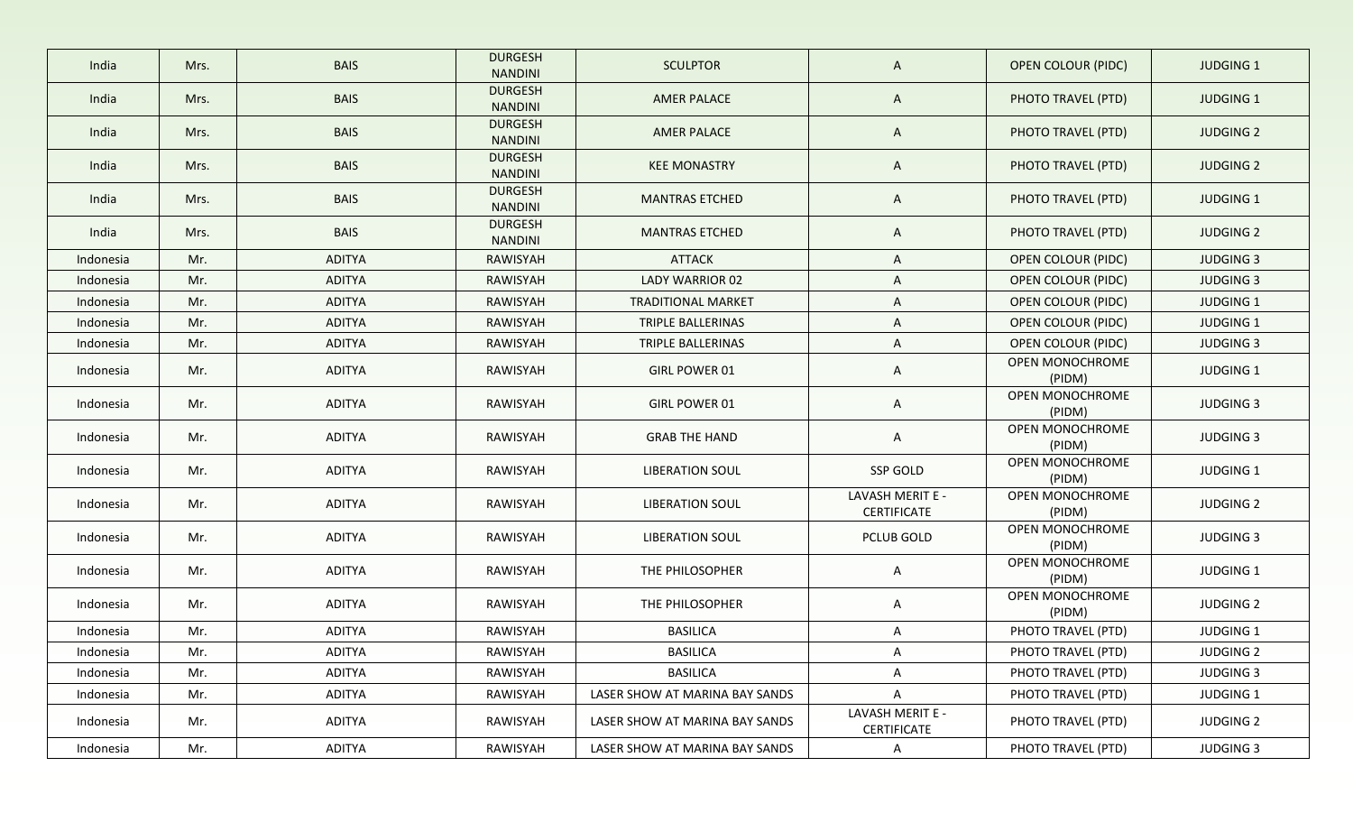| India | Mrs. | BAIS | DURGESH NANDINI | SCULPTOR | A | OPEN COLOUR (PIDC) | JUDGING 1 |
|---|---|---|---|---|---|---|---|
| India | Mrs. | BAIS | DURGESH NANDINI | AMER PALACE | A | PHOTO TRAVEL (PTD) | JUDGING 1 |
| India | Mrs. | BAIS | DURGESH NANDINI | AMER PALACE | A | PHOTO TRAVEL (PTD) | JUDGING 2 |
| India | Mrs. | BAIS | DURGESH NANDINI | KEE MONASTRY | A | PHOTO TRAVEL (PTD) | JUDGING 2 |
| India | Mrs. | BAIS | DURGESH NANDINI | MANTRAS ETCHED | A | PHOTO TRAVEL (PTD) | JUDGING 1 |
| India | Mrs. | BAIS | DURGESH NANDINI | MANTRAS ETCHED | A | PHOTO TRAVEL (PTD) | JUDGING 2 |
| Indonesia | Mr. | ADITYA | RAWISYAH | ATTACK | A | OPEN COLOUR (PIDC) | JUDGING 3 |
| Indonesia | Mr. | ADITYA | RAWISYAH | LADY WARRIOR 02 | A | OPEN COLOUR (PIDC) | JUDGING 3 |
| Indonesia | Mr. | ADITYA | RAWISYAH | TRADITIONAL MARKET | A | OPEN COLOUR (PIDC) | JUDGING 1 |
| Indonesia | Mr. | ADITYA | RAWISYAH | TRIPLE BALLERINAS | A | OPEN COLOUR (PIDC) | JUDGING 1 |
| Indonesia | Mr. | ADITYA | RAWISYAH | TRIPLE BALLERINAS | A | OPEN COLOUR (PIDC) | JUDGING 3 |
| Indonesia | Mr. | ADITYA | RAWISYAH | GIRL POWER 01 | A | OPEN MONOCHROME (PIDM) | JUDGING 1 |
| Indonesia | Mr. | ADITYA | RAWISYAH | GIRL POWER 01 | A | OPEN MONOCHROME (PIDM) | JUDGING 3 |
| Indonesia | Mr. | ADITYA | RAWISYAH | GRAB THE HAND | A | OPEN MONOCHROME (PIDM) | JUDGING 3 |
| Indonesia | Mr. | ADITYA | RAWISYAH | LIBERATION SOUL | SSP GOLD | OPEN MONOCHROME (PIDM) | JUDGING 1 |
| Indonesia | Mr. | ADITYA | RAWISYAH | LIBERATION SOUL | LAVASH MERIT E - CERTIFICATE | OPEN MONOCHROME (PIDM) | JUDGING 2 |
| Indonesia | Mr. | ADITYA | RAWISYAH | LIBERATION SOUL | PCLUB GOLD | OPEN MONOCHROME (PIDM) | JUDGING 3 |
| Indonesia | Mr. | ADITYA | RAWISYAH | THE PHILOSOPHER | A | OPEN MONOCHROME (PIDM) | JUDGING 1 |
| Indonesia | Mr. | ADITYA | RAWISYAH | THE PHILOSOPHER | A | OPEN MONOCHROME (PIDM) | JUDGING 2 |
| Indonesia | Mr. | ADITYA | RAWISYAH | BASILICA | A | PHOTO TRAVEL (PTD) | JUDGING 1 |
| Indonesia | Mr. | ADITYA | RAWISYAH | BASILICA | A | PHOTO TRAVEL (PTD) | JUDGING 2 |
| Indonesia | Mr. | ADITYA | RAWISYAH | BASILICA | A | PHOTO TRAVEL (PTD) | JUDGING 3 |
| Indonesia | Mr. | ADITYA | RAWISYAH | LASER SHOW AT MARINA BAY SANDS | A | PHOTO TRAVEL (PTD) | JUDGING 1 |
| Indonesia | Mr. | ADITYA | RAWISYAH | LASER SHOW AT MARINA BAY SANDS | LAVASH MERIT E - CERTIFICATE | PHOTO TRAVEL (PTD) | JUDGING 2 |
| Indonesia | Mr. | ADITYA | RAWISYAH | LASER SHOW AT MARINA BAY SANDS | A | PHOTO TRAVEL (PTD) | JUDGING 3 |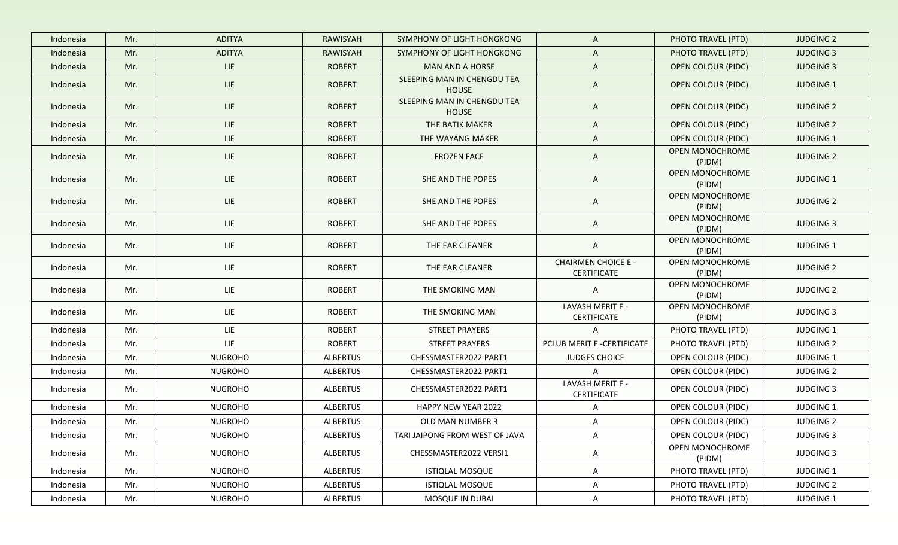| Indonesia | Mr. | ADITYA | RAWISYAH | SYMPHONY OF LIGHT HONGKONG | A | PHOTO TRAVEL (PTD) | JUDGING 2 |
|---|---|---|---|---|---|---|---|
| Indonesia | Mr. | ADITYA | RAWISYAH | SYMPHONY OF LIGHT HONGKONG | A | PHOTO TRAVEL (PTD) | JUDGING 3 |
| Indonesia | Mr. | LIE | ROBERT | MAN AND A HORSE | A | OPEN COLOUR (PIDC) | JUDGING 3 |
| Indonesia | Mr. | LIE | ROBERT | SLEEPING MAN IN CHENGDU TEA HOUSE | A | OPEN COLOUR (PIDC) | JUDGING 1 |
| Indonesia | Mr. | LIE | ROBERT | SLEEPING MAN IN CHENGDU TEA HOUSE | A | OPEN COLOUR (PIDC) | JUDGING 2 |
| Indonesia | Mr. | LIE | ROBERT | THE BATIK MAKER | A | OPEN COLOUR (PIDC) | JUDGING 2 |
| Indonesia | Mr. | LIE | ROBERT | THE WAYANG MAKER | A | OPEN COLOUR (PIDC) | JUDGING 1 |
| Indonesia | Mr. | LIE | ROBERT | FROZEN FACE | A | OPEN MONOCHROME (PIDM) | JUDGING 2 |
| Indonesia | Mr. | LIE | ROBERT | SHE AND THE POPES | A | OPEN MONOCHROME (PIDM) | JUDGING 1 |
| Indonesia | Mr. | LIE | ROBERT | SHE AND THE POPES | A | OPEN MONOCHROME (PIDM) | JUDGING 2 |
| Indonesia | Mr. | LIE | ROBERT | SHE AND THE POPES | A | OPEN MONOCHROME (PIDM) | JUDGING 3 |
| Indonesia | Mr. | LIE | ROBERT | THE EAR CLEANER | A | OPEN MONOCHROME (PIDM) | JUDGING 1 |
| Indonesia | Mr. | LIE | ROBERT | THE EAR CLEANER | CHAIRMEN CHOICE E - CERTIFICATE | OPEN MONOCHROME (PIDM) | JUDGING 2 |
| Indonesia | Mr. | LIE | ROBERT | THE SMOKING MAN | A | OPEN MONOCHROME (PIDM) | JUDGING 2 |
| Indonesia | Mr. | LIE | ROBERT | THE SMOKING MAN | LAVASH MERIT E - CERTIFICATE | OPEN MONOCHROME (PIDM) | JUDGING 3 |
| Indonesia | Mr. | LIE | ROBERT | STREET PRAYERS | A | PHOTO TRAVEL (PTD) | JUDGING 1 |
| Indonesia | Mr. | LIE | ROBERT | STREET PRAYERS | PCLUB MERIT E -CERTIFICATE | PHOTO TRAVEL (PTD) | JUDGING 2 |
| Indonesia | Mr. | NUGROHO | ALBERTUS | CHESSMASTER2022 PART1 | JUDGES CHOICE | OPEN COLOUR (PIDC) | JUDGING 1 |
| Indonesia | Mr. | NUGROHO | ALBERTUS | CHESSMASTER2022 PART1 | A | OPEN COLOUR (PIDC) | JUDGING 2 |
| Indonesia | Mr. | NUGROHO | ALBERTUS | CHESSMASTER2022 PART1 | LAVASH MERIT E - CERTIFICATE | OPEN COLOUR (PIDC) | JUDGING 3 |
| Indonesia | Mr. | NUGROHO | ALBERTUS | HAPPY NEW YEAR 2022 | A | OPEN COLOUR (PIDC) | JUDGING 1 |
| Indonesia | Mr. | NUGROHO | ALBERTUS | OLD MAN NUMBER 3 | A | OPEN COLOUR (PIDC) | JUDGING 2 |
| Indonesia | Mr. | NUGROHO | ALBERTUS | TARI JAIPONG FROM WEST OF JAVA | A | OPEN COLOUR (PIDC) | JUDGING 3 |
| Indonesia | Mr. | NUGROHO | ALBERTUS | CHESSMASTER2022 VERSI1 | A | OPEN MONOCHROME (PIDM) | JUDGING 3 |
| Indonesia | Mr. | NUGROHO | ALBERTUS | ISTIQLAL MOSQUE | A | PHOTO TRAVEL (PTD) | JUDGING 1 |
| Indonesia | Mr. | NUGROHO | ALBERTUS | ISTIQLAL MOSQUE | A | PHOTO TRAVEL (PTD) | JUDGING 2 |
| Indonesia | Mr. | NUGROHO | ALBERTUS | MOSQUE IN DUBAI | A | PHOTO TRAVEL (PTD) | JUDGING 1 |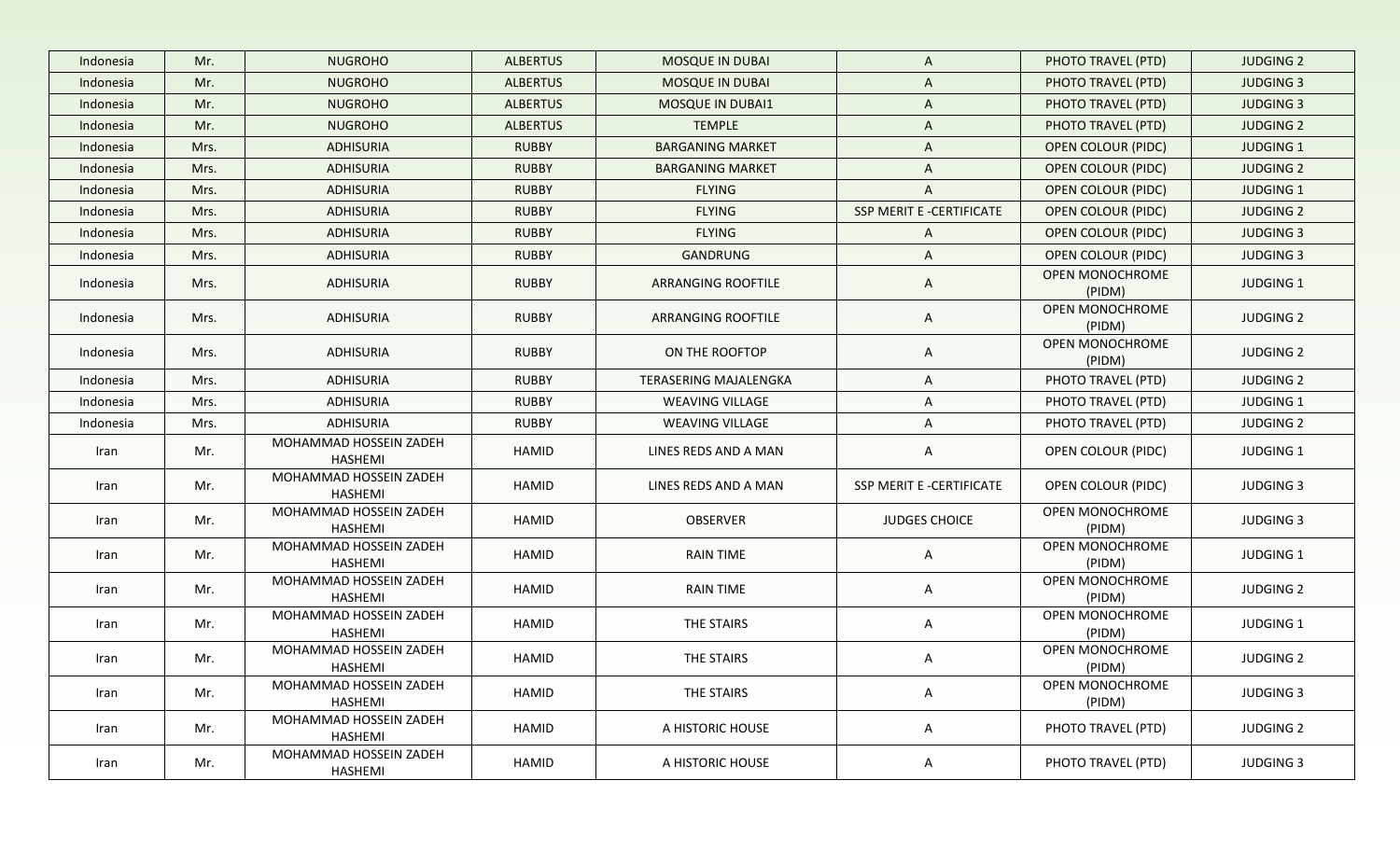| Indonesia | Mr. | NUGROHO | ALBERTUS | MOSQUE IN DUBAI | A | PHOTO TRAVEL (PTD) | JUDGING 2 |
|---|---|---|---|---|---|---|---|
| Indonesia | Mr. | NUGROHO | ALBERTUS | MOSQUE IN DUBAI | A | PHOTO TRAVEL (PTD) | JUDGING 3 |
| Indonesia | Mr. | NUGROHO | ALBERTUS | MOSQUE IN DUBAI1 | A | PHOTO TRAVEL (PTD) | JUDGING 3 |
| Indonesia | Mr. | NUGROHO | ALBERTUS | TEMPLE | A | PHOTO TRAVEL (PTD) | JUDGING 2 |
| Indonesia | Mrs. | ADHISURIA | RUBBY | BARGANING MARKET | A | OPEN COLOUR (PIDC) | JUDGING 1 |
| Indonesia | Mrs. | ADHISURIA | RUBBY | BARGANING MARKET | A | OPEN COLOUR (PIDC) | JUDGING 2 |
| Indonesia | Mrs. | ADHISURIA | RUBBY | FLYING | A | OPEN COLOUR (PIDC) | JUDGING 1 |
| Indonesia | Mrs. | ADHISURIA | RUBBY | FLYING | SSP MERIT E -CERTIFICATE | OPEN COLOUR (PIDC) | JUDGING 2 |
| Indonesia | Mrs. | ADHISURIA | RUBBY | FLYING | A | OPEN COLOUR (PIDC) | JUDGING 3 |
| Indonesia | Mrs. | ADHISURIA | RUBBY | GANDRUNG | A | OPEN COLOUR (PIDC) | JUDGING 3 |
| Indonesia | Mrs. | ADHISURIA | RUBBY | ARRANGING ROOFTILE | A | OPEN MONOCHROME (PIDM) | JUDGING 1 |
| Indonesia | Mrs. | ADHISURIA | RUBBY | ARRANGING ROOFTILE | A | OPEN MONOCHROME (PIDM) | JUDGING 2 |
| Indonesia | Mrs. | ADHISURIA | RUBBY | ON THE ROOFTOP | A | OPEN MONOCHROME (PIDM) | JUDGING 2 |
| Indonesia | Mrs. | ADHISURIA | RUBBY | TERASERING MAJALENGKA | A | PHOTO TRAVEL (PTD) | JUDGING 2 |
| Indonesia | Mrs. | ADHISURIA | RUBBY | WEAVING VILLAGE | A | PHOTO TRAVEL (PTD) | JUDGING 1 |
| Indonesia | Mrs. | ADHISURIA | RUBBY | WEAVING VILLAGE | A | PHOTO TRAVEL (PTD) | JUDGING 2 |
| Iran | Mr. | MOHAMMAD HOSSEIN ZADEH HASHEMI | HAMID | LINES REDS AND A MAN | A | OPEN COLOUR (PIDC) | JUDGING 1 |
| Iran | Mr. | MOHAMMAD HOSSEIN ZADEH HASHEMI | HAMID | LINES REDS AND A MAN | SSP MERIT E -CERTIFICATE | OPEN COLOUR (PIDC) | JUDGING 3 |
| Iran | Mr. | MOHAMMAD HOSSEIN ZADEH HASHEMI | HAMID | OBSERVER | JUDGES CHOICE | OPEN MONOCHROME (PIDM) | JUDGING 3 |
| Iran | Mr. | MOHAMMAD HOSSEIN ZADEH HASHEMI | HAMID | RAIN TIME | A | OPEN MONOCHROME (PIDM) | JUDGING 1 |
| Iran | Mr. | MOHAMMAD HOSSEIN ZADEH HASHEMI | HAMID | RAIN TIME | A | OPEN MONOCHROME (PIDM) | JUDGING 2 |
| Iran | Mr. | MOHAMMAD HOSSEIN ZADEH HASHEMI | HAMID | THE STAIRS | A | OPEN MONOCHROME (PIDM) | JUDGING 1 |
| Iran | Mr. | MOHAMMAD HOSSEIN ZADEH HASHEMI | HAMID | THE STAIRS | A | OPEN MONOCHROME (PIDM) | JUDGING 2 |
| Iran | Mr. | MOHAMMAD HOSSEIN ZADEH HASHEMI | HAMID | THE STAIRS | A | OPEN MONOCHROME (PIDM) | JUDGING 3 |
| Iran | Mr. | MOHAMMAD HOSSEIN ZADEH HASHEMI | HAMID | A HISTORIC HOUSE | A | PHOTO TRAVEL (PTD) | JUDGING 2 |
| Iran | Mr. | MOHAMMAD HOSSEIN ZADEH HASHEMI | HAMID | A HISTORIC HOUSE | A | PHOTO TRAVEL (PTD) | JUDGING 3 |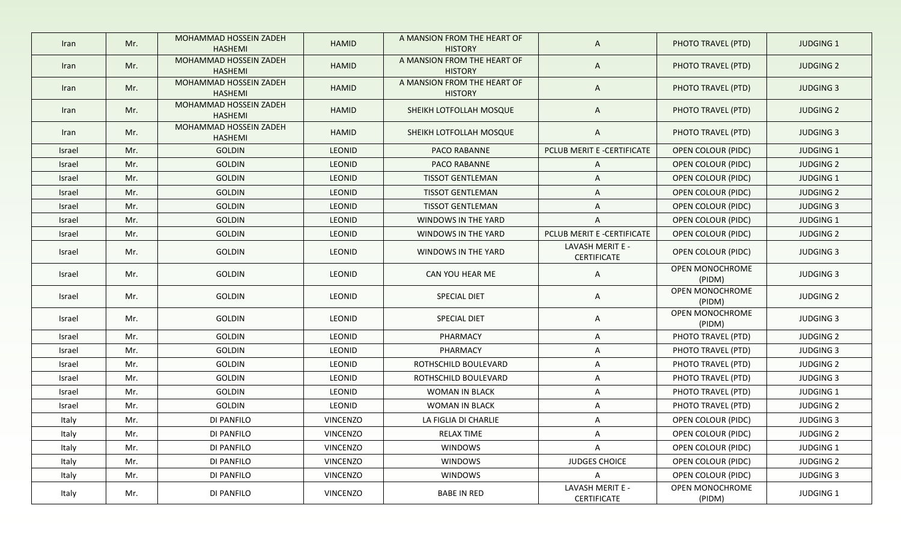| Iran | Mr. | MOHAMMAD HOSSEIN ZADEH HASHEMI | HAMID | A MANSION FROM THE HEART OF HISTORY | A | PHOTO TRAVEL (PTD) | JUDGING 1 |
|---|---|---|---|---|---|---|---|
| Iran | Mr. | MOHAMMAD HOSSEIN ZADEH HASHEMI | HAMID | A MANSION FROM THE HEART OF HISTORY | A | PHOTO TRAVEL (PTD) | JUDGING 2 |
| Iran | Mr. | MOHAMMAD HOSSEIN ZADEH HASHEMI | HAMID | A MANSION FROM THE HEART OF HISTORY | A | PHOTO TRAVEL (PTD) | JUDGING 3 |
| Iran | Mr. | MOHAMMAD HOSSEIN ZADEH HASHEMI | HAMID | SHEIKH LOTFOLLAH MOSQUE | A | PHOTO TRAVEL (PTD) | JUDGING 2 |
| Iran | Mr. | MOHAMMAD HOSSEIN ZADEH HASHEMI | HAMID | SHEIKH LOTFOLLAH MOSQUE | A | PHOTO TRAVEL (PTD) | JUDGING 3 |
| Israel | Mr. | GOLDIN | LEONID | PACO RABANNE | PCLUB MERIT E -CERTIFICATE | OPEN COLOUR (PIDC) | JUDGING 1 |
| Israel | Mr. | GOLDIN | LEONID | PACO RABANNE | A | OPEN COLOUR (PIDC) | JUDGING 2 |
| Israel | Mr. | GOLDIN | LEONID | TISSOT GENTLEMAN | A | OPEN COLOUR (PIDC) | JUDGING 1 |
| Israel | Mr. | GOLDIN | LEONID | TISSOT GENTLEMAN | A | OPEN COLOUR (PIDC) | JUDGING 2 |
| Israel | Mr. | GOLDIN | LEONID | TISSOT GENTLEMAN | A | OPEN COLOUR (PIDC) | JUDGING 3 |
| Israel | Mr. | GOLDIN | LEONID | WINDOWS IN THE YARD | A | OPEN COLOUR (PIDC) | JUDGING 1 |
| Israel | Mr. | GOLDIN | LEONID | WINDOWS IN THE YARD | PCLUB MERIT E -CERTIFICATE | OPEN COLOUR (PIDC) | JUDGING 2 |
| Israel | Mr. | GOLDIN | LEONID | WINDOWS IN THE YARD | LAVASH MERIT E - CERTIFICATE | OPEN COLOUR (PIDC) | JUDGING 3 |
| Israel | Mr. | GOLDIN | LEONID | CAN YOU HEAR ME | A | OPEN MONOCHROME (PIDM) | JUDGING 3 |
| Israel | Mr. | GOLDIN | LEONID | SPECIAL DIET | A | OPEN MONOCHROME (PIDM) | JUDGING 2 |
| Israel | Mr. | GOLDIN | LEONID | SPECIAL DIET | A | OPEN MONOCHROME (PIDM) | JUDGING 3 |
| Israel | Mr. | GOLDIN | LEONID | PHARMACY | A | PHOTO TRAVEL (PTD) | JUDGING 2 |
| Israel | Mr. | GOLDIN | LEONID | PHARMACY | A | PHOTO TRAVEL (PTD) | JUDGING 3 |
| Israel | Mr. | GOLDIN | LEONID | ROTHSCHILD BOULEVARD | A | PHOTO TRAVEL (PTD) | JUDGING 2 |
| Israel | Mr. | GOLDIN | LEONID | ROTHSCHILD BOULEVARD | A | PHOTO TRAVEL (PTD) | JUDGING 3 |
| Israel | Mr. | GOLDIN | LEONID | WOMAN IN BLACK | A | PHOTO TRAVEL (PTD) | JUDGING 1 |
| Israel | Mr. | GOLDIN | LEONID | WOMAN IN BLACK | A | PHOTO TRAVEL (PTD) | JUDGING 2 |
| Italy | Mr. | DI PANFILO | VINCENZO | LA FIGLIA DI CHARLIE | A | OPEN COLOUR (PIDC) | JUDGING 3 |
| Italy | Mr. | DI PANFILO | VINCENZO | RELAX TIME | A | OPEN COLOUR (PIDC) | JUDGING 2 |
| Italy | Mr. | DI PANFILO | VINCENZO | WINDOWS | A | OPEN COLOUR (PIDC) | JUDGING 1 |
| Italy | Mr. | DI PANFILO | VINCENZO | WINDOWS | JUDGES CHOICE | OPEN COLOUR (PIDC) | JUDGING 2 |
| Italy | Mr. | DI PANFILO | VINCENZO | WINDOWS | A | OPEN COLOUR (PIDC) | JUDGING 3 |
| Italy | Mr. | DI PANFILO | VINCENZO | BABE IN RED | LAVASH MERIT E - CERTIFICATE | OPEN MONOCHROME (PIDM) | JUDGING 1 |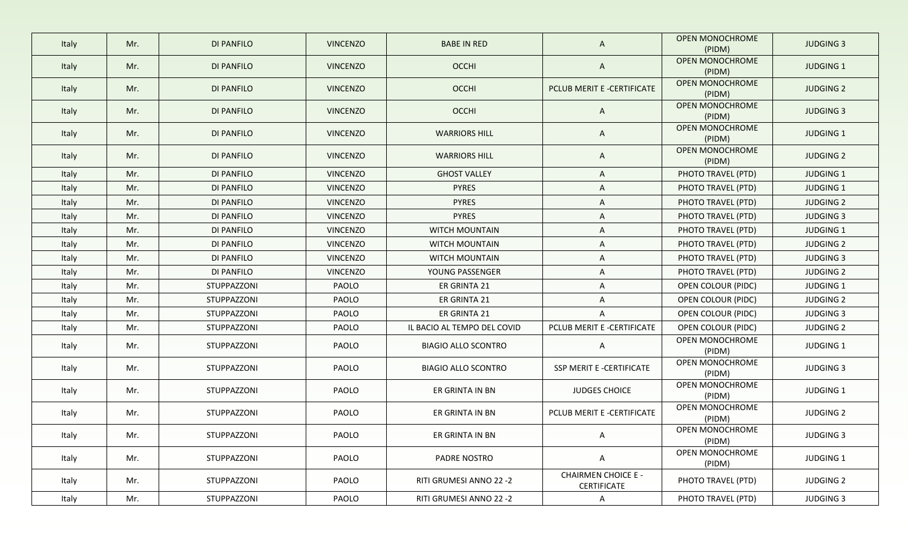| Italy | Mr. | DI PANFILO | VINCENZO | BABE IN RED | A | OPEN MONOCHROME (PIDM) | JUDGING 3 |
|---|---|---|---|---|---|---|---|
| Italy | Mr. | DI PANFILO | VINCENZO | OCCHI | A | OPEN MONOCHROME (PIDM) | JUDGING 1 |
| Italy | Mr. | DI PANFILO | VINCENZO | OCCHI | PCLUB MERIT E -CERTIFICATE | OPEN MONOCHROME (PIDM) | JUDGING 2 |
| Italy | Mr. | DI PANFILO | VINCENZO | OCCHI | A | OPEN MONOCHROME (PIDM) | JUDGING 3 |
| Italy | Mr. | DI PANFILO | VINCENZO | WARRIORS HILL | A | OPEN MONOCHROME (PIDM) | JUDGING 1 |
| Italy | Mr. | DI PANFILO | VINCENZO | WARRIORS HILL | A | OPEN MONOCHROME (PIDM) | JUDGING 2 |
| Italy | Mr. | DI PANFILO | VINCENZO | GHOST VALLEY | A | PHOTO TRAVEL (PTD) | JUDGING 1 |
| Italy | Mr. | DI PANFILO | VINCENZO | PYRES | A | PHOTO TRAVEL (PTD) | JUDGING 1 |
| Italy | Mr. | DI PANFILO | VINCENZO | PYRES | A | PHOTO TRAVEL (PTD) | JUDGING 2 |
| Italy | Mr. | DI PANFILO | VINCENZO | PYRES | A | PHOTO TRAVEL (PTD) | JUDGING 3 |
| Italy | Mr. | DI PANFILO | VINCENZO | WITCH MOUNTAIN | A | PHOTO TRAVEL (PTD) | JUDGING 1 |
| Italy | Mr. | DI PANFILO | VINCENZO | WITCH MOUNTAIN | A | PHOTO TRAVEL (PTD) | JUDGING 2 |
| Italy | Mr. | DI PANFILO | VINCENZO | WITCH MOUNTAIN | A | PHOTO TRAVEL (PTD) | JUDGING 3 |
| Italy | Mr. | DI PANFILO | VINCENZO | YOUNG PASSENGER | A | PHOTO TRAVEL (PTD) | JUDGING 2 |
| Italy | Mr. | STUPPAZZONI | PAOLO | ER GRINTA 21 | A | OPEN COLOUR (PIDC) | JUDGING 1 |
| Italy | Mr. | STUPPAZZONI | PAOLO | ER GRINTA 21 | A | OPEN COLOUR (PIDC) | JUDGING 2 |
| Italy | Mr. | STUPPAZZONI | PAOLO | ER GRINTA 21 | A | OPEN COLOUR (PIDC) | JUDGING 3 |
| Italy | Mr. | STUPPAZZONI | PAOLO | IL BACIO AL TEMPO DEL COVID | PCLUB MERIT E -CERTIFICATE | OPEN COLOUR (PIDC) | JUDGING 2 |
| Italy | Mr. | STUPPAZZONI | PAOLO | BIAGIO ALLO SCONTRO | A | OPEN MONOCHROME (PIDM) | JUDGING 1 |
| Italy | Mr. | STUPPAZZONI | PAOLO | BIAGIO ALLO SCONTRO | SSP MERIT E -CERTIFICATE | OPEN MONOCHROME (PIDM) | JUDGING 3 |
| Italy | Mr. | STUPPAZZONI | PAOLO | ER GRINTA IN BN | JUDGES CHOICE | OPEN MONOCHROME (PIDM) | JUDGING 1 |
| Italy | Mr. | STUPPAZZONI | PAOLO | ER GRINTA IN BN | PCLUB MERIT E -CERTIFICATE | OPEN MONOCHROME (PIDM) | JUDGING 2 |
| Italy | Mr. | STUPPAZZONI | PAOLO | ER GRINTA IN BN | A | OPEN MONOCHROME (PIDM) | JUDGING 3 |
| Italy | Mr. | STUPPAZZONI | PAOLO | PADRE NOSTRO | A | OPEN MONOCHROME (PIDM) | JUDGING 1 |
| Italy | Mr. | STUPPAZZONI | PAOLO | RITI GRUMESI ANNO 22 -2 | CHAIRMEN CHOICE E -CERTIFICATE | PHOTO TRAVEL (PTD) | JUDGING 2 |
| Italy | Mr. | STUPPAZZONI | PAOLO | RITI GRUMESI ANNO 22 -2 | A | PHOTO TRAVEL (PTD) | JUDGING 3 |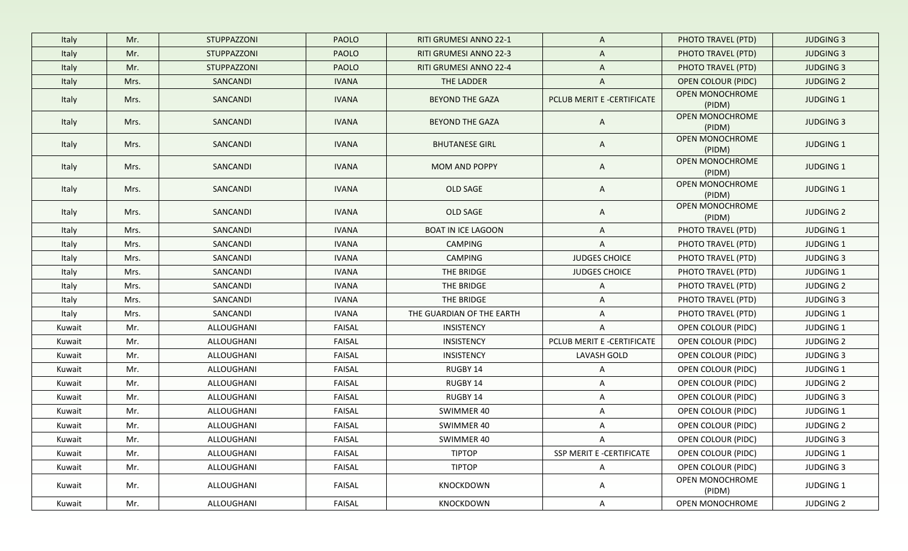| Italy | Mr. | STUPPAZZONI | PAOLO | RITI GRUMESI ANNO 22-1 | A | PHOTO TRAVEL (PTD) | JUDGING 3 |
|---|---|---|---|---|---|---|---|
| Italy | Mr. | STUPPAZZONI | PAOLO | RITI GRUMESI ANNO 22-3 | A | PHOTO TRAVEL (PTD) | JUDGING 3 |
| Italy | Mr. | STUPPAZZONI | PAOLO | RITI GRUMESI ANNO 22-4 | A | PHOTO TRAVEL (PTD) | JUDGING 3 |
| Italy | Mrs. | SANCANDI | IVANA | THE LADDER | A | OPEN COLOUR (PIDC) | JUDGING 2 |
| Italy | Mrs. | SANCANDI | IVANA | BEYOND THE GAZA | PCLUB MERIT E -CERTIFICATE | OPEN MONOCHROME (PIDM) | JUDGING 1 |
| Italy | Mrs. | SANCANDI | IVANA | BEYOND THE GAZA | A | OPEN MONOCHROME (PIDM) | JUDGING 3 |
| Italy | Mrs. | SANCANDI | IVANA | BHUTANESE GIRL | A | OPEN MONOCHROME (PIDM) | JUDGING 1 |
| Italy | Mrs. | SANCANDI | IVANA | MOM AND POPPY | A | OPEN MONOCHROME (PIDM) | JUDGING 1 |
| Italy | Mrs. | SANCANDI | IVANA | OLD SAGE | A | OPEN MONOCHROME (PIDM) | JUDGING 1 |
| Italy | Mrs. | SANCANDI | IVANA | OLD SAGE | A | OPEN MONOCHROME (PIDM) | JUDGING 2 |
| Italy | Mrs. | SANCANDI | IVANA | BOAT IN ICE LAGOON | A | PHOTO TRAVEL (PTD) | JUDGING 1 |
| Italy | Mrs. | SANCANDI | IVANA | CAMPING | A | PHOTO TRAVEL (PTD) | JUDGING 1 |
| Italy | Mrs. | SANCANDI | IVANA | CAMPING | JUDGES CHOICE | PHOTO TRAVEL (PTD) | JUDGING 3 |
| Italy | Mrs. | SANCANDI | IVANA | THE BRIDGE | JUDGES CHOICE | PHOTO TRAVEL (PTD) | JUDGING 1 |
| Italy | Mrs. | SANCANDI | IVANA | THE BRIDGE | A | PHOTO TRAVEL (PTD) | JUDGING 2 |
| Italy | Mrs. | SANCANDI | IVANA | THE BRIDGE | A | PHOTO TRAVEL (PTD) | JUDGING 3 |
| Italy | Mrs. | SANCANDI | IVANA | THE GUARDIAN OF THE EARTH | A | PHOTO TRAVEL (PTD) | JUDGING 1 |
| Kuwait | Mr. | ALLOUGHANI | FAISAL | INSISTENCY | A | OPEN COLOUR (PIDC) | JUDGING 1 |
| Kuwait | Mr. | ALLOUGHANI | FAISAL | INSISTENCY | PCLUB MERIT E -CERTIFICATE | OPEN COLOUR (PIDC) | JUDGING 2 |
| Kuwait | Mr. | ALLOUGHANI | FAISAL | INSISTENCY | LAVASH GOLD | OPEN COLOUR (PIDC) | JUDGING 3 |
| Kuwait | Mr. | ALLOUGHANI | FAISAL | RUGBY 14 | A | OPEN COLOUR (PIDC) | JUDGING 1 |
| Kuwait | Mr. | ALLOUGHANI | FAISAL | RUGBY 14 | A | OPEN COLOUR (PIDC) | JUDGING 2 |
| Kuwait | Mr. | ALLOUGHANI | FAISAL | RUGBY 14 | A | OPEN COLOUR (PIDC) | JUDGING 3 |
| Kuwait | Mr. | ALLOUGHANI | FAISAL | SWIMMER 40 | A | OPEN COLOUR (PIDC) | JUDGING 1 |
| Kuwait | Mr. | ALLOUGHANI | FAISAL | SWIMMER 40 | A | OPEN COLOUR (PIDC) | JUDGING 2 |
| Kuwait | Mr. | ALLOUGHANI | FAISAL | SWIMMER 40 | A | OPEN COLOUR (PIDC) | JUDGING 3 |
| Kuwait | Mr. | ALLOUGHANI | FAISAL | TIPTOP | SSP MERIT E -CERTIFICATE | OPEN COLOUR (PIDC) | JUDGING 1 |
| Kuwait | Mr. | ALLOUGHANI | FAISAL | TIPTOP | A | OPEN COLOUR (PIDC) | JUDGING 3 |
| Kuwait | Mr. | ALLOUGHANI | FAISAL | KNOCKDOWN | A | OPEN MONOCHROME (PIDM) | JUDGING 1 |
| Kuwait | Mr. | ALLOUGHANI | FAISAL | KNOCKDOWN | A | OPEN MONOCHROME | JUDGING 2 |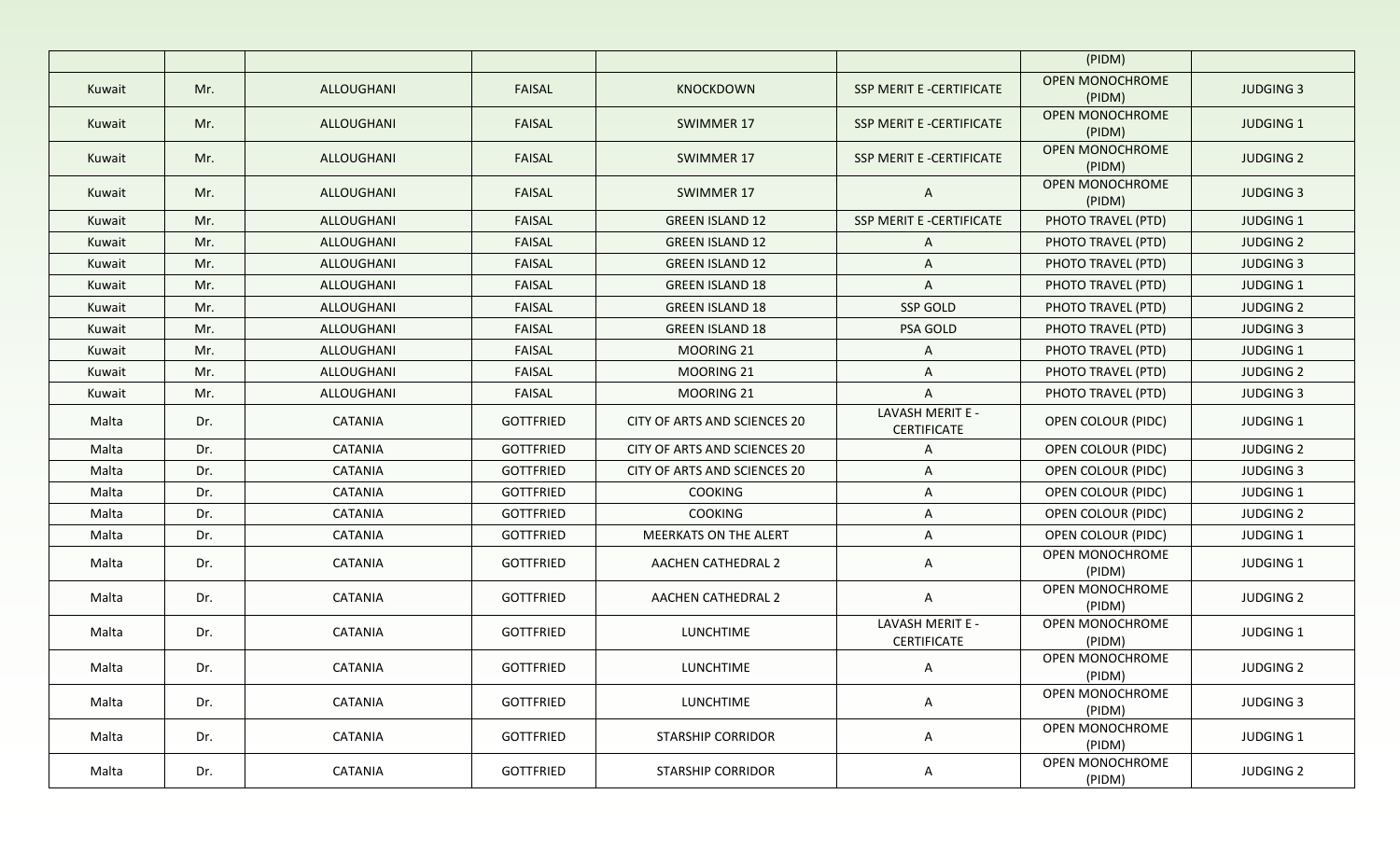| | | | | | | (PIDM) | |
|---|---|---|---|---|---|---|---|
| Kuwait | Mr. | ALLOUGHANI | FAISAL | KNOCKDOWN | SSP MERIT E -CERTIFICATE | OPEN MONOCHROME (PIDM) | JUDGING 3 |
| Kuwait | Mr. | ALLOUGHANI | FAISAL | SWIMMER 17 | SSP MERIT E -CERTIFICATE | OPEN MONOCHROME (PIDM) | JUDGING 1 |
| Kuwait | Mr. | ALLOUGHANI | FAISAL | SWIMMER 17 | SSP MERIT E -CERTIFICATE | OPEN MONOCHROME (PIDM) | JUDGING 2 |
| Kuwait | Mr. | ALLOUGHANI | FAISAL | SWIMMER 17 | A | OPEN MONOCHROME (PIDM) | JUDGING 3 |
| Kuwait | Mr. | ALLOUGHANI | FAISAL | GREEN ISLAND 12 | SSP MERIT E -CERTIFICATE | PHOTO TRAVEL (PTD) | JUDGING 1 |
| Kuwait | Mr. | ALLOUGHANI | FAISAL | GREEN ISLAND 12 | A | PHOTO TRAVEL (PTD) | JUDGING 2 |
| Kuwait | Mr. | ALLOUGHANI | FAISAL | GREEN ISLAND 12 | A | PHOTO TRAVEL (PTD) | JUDGING 3 |
| Kuwait | Mr. | ALLOUGHANI | FAISAL | GREEN ISLAND 18 | A | PHOTO TRAVEL (PTD) | JUDGING 1 |
| Kuwait | Mr. | ALLOUGHANI | FAISAL | GREEN ISLAND 18 | SSP GOLD | PHOTO TRAVEL (PTD) | JUDGING 2 |
| Kuwait | Mr. | ALLOUGHANI | FAISAL | GREEN ISLAND 18 | PSA GOLD | PHOTO TRAVEL (PTD) | JUDGING 3 |
| Kuwait | Mr. | ALLOUGHANI | FAISAL | MOORING 21 | A | PHOTO TRAVEL (PTD) | JUDGING 1 |
| Kuwait | Mr. | ALLOUGHANI | FAISAL | MOORING 21 | A | PHOTO TRAVEL (PTD) | JUDGING 2 |
| Kuwait | Mr. | ALLOUGHANI | FAISAL | MOORING 21 | A | PHOTO TRAVEL (PTD) | JUDGING 3 |
| Malta | Dr. | CATANIA | GOTTFRIED | CITY OF ARTS AND SCIENCES 20 | LAVASH MERIT E - CERTIFICATE | OPEN COLOUR (PIDC) | JUDGING 1 |
| Malta | Dr. | CATANIA | GOTTFRIED | CITY OF ARTS AND SCIENCES 20 | A | OPEN COLOUR (PIDC) | JUDGING 2 |
| Malta | Dr. | CATANIA | GOTTFRIED | CITY OF ARTS AND SCIENCES 20 | A | OPEN COLOUR (PIDC) | JUDGING 3 |
| Malta | Dr. | CATANIA | GOTTFRIED | COOKING | A | OPEN COLOUR (PIDC) | JUDGING 1 |
| Malta | Dr. | CATANIA | GOTTFRIED | COOKING | A | OPEN COLOUR (PIDC) | JUDGING 2 |
| Malta | Dr. | CATANIA | GOTTFRIED | MEERKATS ON THE ALERT | A | OPEN COLOUR (PIDC) | JUDGING 1 |
| Malta | Dr. | CATANIA | GOTTFRIED | AACHEN CATHEDRAL 2 | A | OPEN MONOCHROME (PIDM) | JUDGING 1 |
| Malta | Dr. | CATANIA | GOTTFRIED | AACHEN CATHEDRAL 2 | A | OPEN MONOCHROME (PIDM) | JUDGING 2 |
| Malta | Dr. | CATANIA | GOTTFRIED | LUNCHTIME | LAVASH MERIT E - CERTIFICATE | OPEN MONOCHROME (PIDM) | JUDGING 1 |
| Malta | Dr. | CATANIA | GOTTFRIED | LUNCHTIME | A | OPEN MONOCHROME (PIDM) | JUDGING 2 |
| Malta | Dr. | CATANIA | GOTTFRIED | LUNCHTIME | A | OPEN MONOCHROME (PIDM) | JUDGING 3 |
| Malta | Dr. | CATANIA | GOTTFRIED | STARSHIP CORRIDOR | A | OPEN MONOCHROME (PIDM) | JUDGING 1 |
| Malta | Dr. | CATANIA | GOTTFRIED | STARSHIP CORRIDOR | A | OPEN MONOCHROME (PIDM) | JUDGING 2 |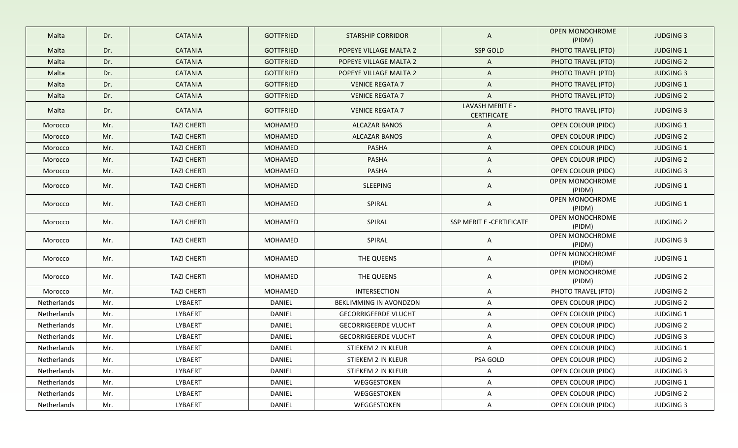| Malta | Dr. | CATANIA | GOTTFRIED | STARSHIP CORRIDOR | A | OPEN MONOCHROME (PIDM) | JUDGING 3 |
|---|---|---|---|---|---|---|---|
| Malta | Dr. | CATANIA | GOTTFRIED | POPEYE VILLAGE MALTA 2 | SSP GOLD | PHOTO TRAVEL (PTD) | JUDGING 1 |
| Malta | Dr. | CATANIA | GOTTFRIED | POPEYE VILLAGE MALTA 2 | A | PHOTO TRAVEL (PTD) | JUDGING 2 |
| Malta | Dr. | CATANIA | GOTTFRIED | POPEYE VILLAGE MALTA 2 | A | PHOTO TRAVEL (PTD) | JUDGING 3 |
| Malta | Dr. | CATANIA | GOTTFRIED | VENICE REGATA 7 | A | PHOTO TRAVEL (PTD) | JUDGING 1 |
| Malta | Dr. | CATANIA | GOTTFRIED | VENICE REGATA 7 | A | PHOTO TRAVEL (PTD) | JUDGING 2 |
| Malta | Dr. | CATANIA | GOTTFRIED | VENICE REGATA 7 | LAVASH MERIT E - CERTIFICATE | PHOTO TRAVEL (PTD) | JUDGING 3 |
| Morocco | Mr. | TAZI CHERTI | MOHAMED | ALCAZAR BANOS | A | OPEN COLOUR (PIDC) | JUDGING 1 |
| Morocco | Mr. | TAZI CHERTI | MOHAMED | ALCAZAR BANOS | A | OPEN COLOUR (PIDC) | JUDGING 2 |
| Morocco | Mr. | TAZI CHERTI | MOHAMED | PASHA | A | OPEN COLOUR (PIDC) | JUDGING 1 |
| Morocco | Mr. | TAZI CHERTI | MOHAMED | PASHA | A | OPEN COLOUR (PIDC) | JUDGING 2 |
| Morocco | Mr. | TAZI CHERTI | MOHAMED | PASHA | A | OPEN COLOUR (PIDC) | JUDGING 3 |
| Morocco | Mr. | TAZI CHERTI | MOHAMED | SLEEPING | A | OPEN MONOCHROME (PIDM) | JUDGING 1 |
| Morocco | Mr. | TAZI CHERTI | MOHAMED | SPIRAL | A | OPEN MONOCHROME (PIDM) | JUDGING 1 |
| Morocco | Mr. | TAZI CHERTI | MOHAMED | SPIRAL | SSP MERIT E -CERTIFICATE | OPEN MONOCHROME (PIDM) | JUDGING 2 |
| Morocco | Mr. | TAZI CHERTI | MOHAMED | SPIRAL | A | OPEN MONOCHROME (PIDM) | JUDGING 3 |
| Morocco | Mr. | TAZI CHERTI | MOHAMED | THE QUEENS | A | OPEN MONOCHROME (PIDM) | JUDGING 1 |
| Morocco | Mr. | TAZI CHERTI | MOHAMED | THE QUEENS | A | OPEN MONOCHROME (PIDM) | JUDGING 2 |
| Morocco | Mr. | TAZI CHERTI | MOHAMED | INTERSECTION | A | PHOTO TRAVEL (PTD) | JUDGING 2 |
| Netherlands | Mr. | LYBAERT | DANIEL | BEKLIMMING IN AVONDZON | A | OPEN COLOUR (PIDC) | JUDGING 2 |
| Netherlands | Mr. | LYBAERT | DANIEL | GECORRIGEERDE VLUCHT | A | OPEN COLOUR (PIDC) | JUDGING 1 |
| Netherlands | Mr. | LYBAERT | DANIEL | GECORRIGEERDE VLUCHT | A | OPEN COLOUR (PIDC) | JUDGING 2 |
| Netherlands | Mr. | LYBAERT | DANIEL | GECORRIGEERDE VLUCHT | A | OPEN COLOUR (PIDC) | JUDGING 3 |
| Netherlands | Mr. | LYBAERT | DANIEL | STIEKEM 2 IN KLEUR | A | OPEN COLOUR (PIDC) | JUDGING 1 |
| Netherlands | Mr. | LYBAERT | DANIEL | STIEKEM 2 IN KLEUR | PSA GOLD | OPEN COLOUR (PIDC) | JUDGING 2 |
| Netherlands | Mr. | LYBAERT | DANIEL | STIEKEM 2 IN KLEUR | A | OPEN COLOUR (PIDC) | JUDGING 3 |
| Netherlands | Mr. | LYBAERT | DANIEL | WEGGESTOKEN | A | OPEN COLOUR (PIDC) | JUDGING 1 |
| Netherlands | Mr. | LYBAERT | DANIEL | WEGGESTOKEN | A | OPEN COLOUR (PIDC) | JUDGING 2 |
| Netherlands | Mr. | LYBAERT | DANIEL | WEGGESTOKEN | A | OPEN COLOUR (PIDC) | JUDGING 3 |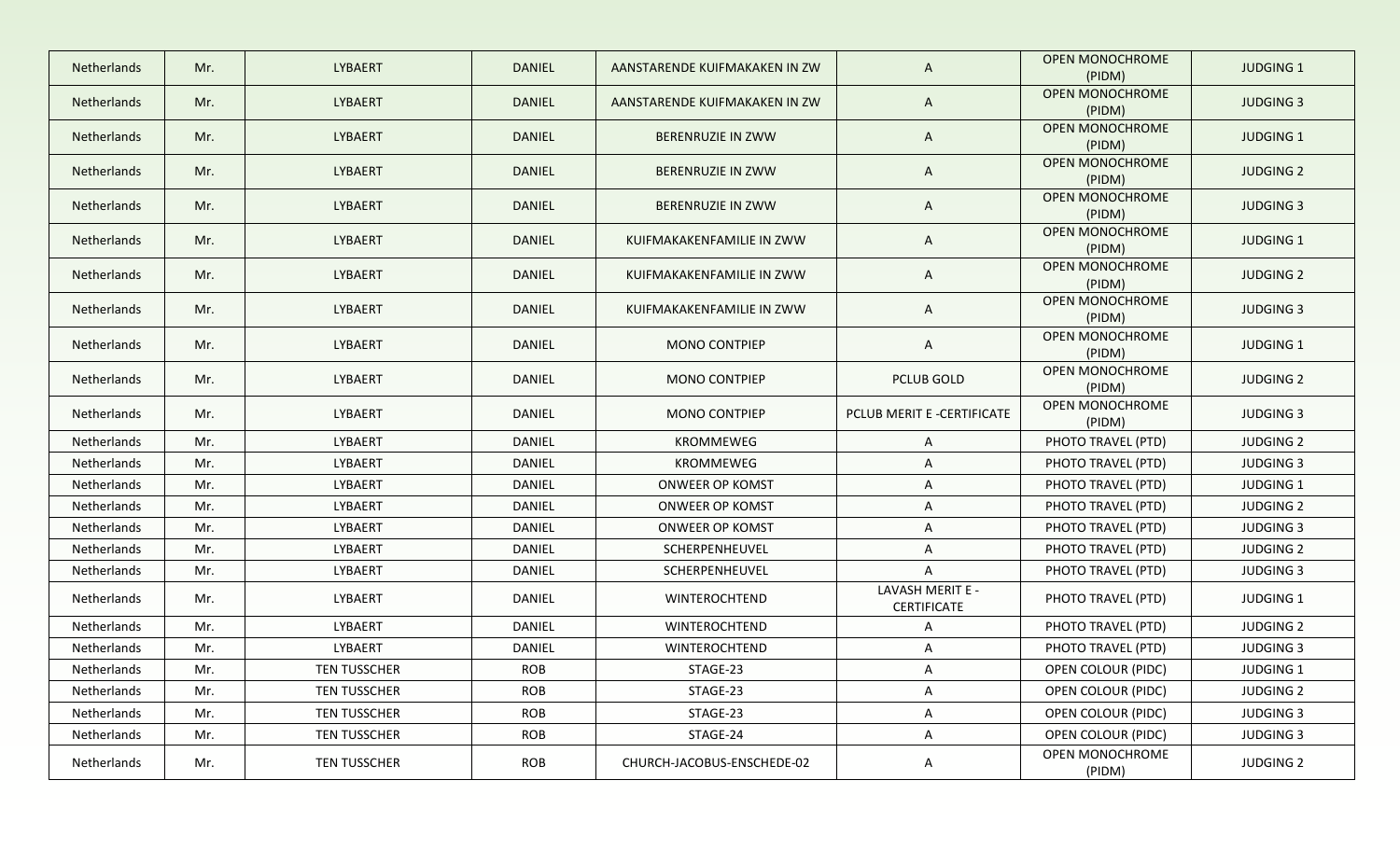| Netherlands | Mr. | LYBAERT | DANIEL | AANSTARENDE KUIFMAKAKEN IN ZW | A | OPEN MONOCHROME (PIDM) | JUDGING 1 |
|---|---|---|---|---|---|---|---|
| Netherlands | Mr. | LYBAERT | DANIEL | AANSTARENDE KUIFMAKAKEN IN ZW | A | OPEN MONOCHROME (PIDM) | JUDGING 3 |
| Netherlands | Mr. | LYBAERT | DANIEL | BERENRUZIE IN ZWW | A | OPEN MONOCHROME (PIDM) | JUDGING 1 |
| Netherlands | Mr. | LYBAERT | DANIEL | BERENRUZIE IN ZWW | A | OPEN MONOCHROME (PIDM) | JUDGING 2 |
| Netherlands | Mr. | LYBAERT | DANIEL | BERENRUZIE IN ZWW | A | OPEN MONOCHROME (PIDM) | JUDGING 3 |
| Netherlands | Mr. | LYBAERT | DANIEL | KUIFMAKAKENFAMILIE IN ZWW | A | OPEN MONOCHROME (PIDM) | JUDGING 1 |
| Netherlands | Mr. | LYBAERT | DANIEL | KUIFMAKAKENFAMILIE IN ZWW | A | OPEN MONOCHROME (PIDM) | JUDGING 2 |
| Netherlands | Mr. | LYBAERT | DANIEL | KUIFMAKAKENFAMILIE IN ZWW | A | OPEN MONOCHROME (PIDM) | JUDGING 3 |
| Netherlands | Mr. | LYBAERT | DANIEL | MONO CONTPIEP | A | OPEN MONOCHROME (PIDM) | JUDGING 1 |
| Netherlands | Mr. | LYBAERT | DANIEL | MONO CONTPIEP | PCLUB GOLD | OPEN MONOCHROME (PIDM) | JUDGING 2 |
| Netherlands | Mr. | LYBAERT | DANIEL | MONO CONTPIEP | PCLUB MERIT E -CERTIFICATE | OPEN MONOCHROME (PIDM) | JUDGING 3 |
| Netherlands | Mr. | LYBAERT | DANIEL | KROMMEWEG | A | PHOTO TRAVEL (PTD) | JUDGING 2 |
| Netherlands | Mr. | LYBAERT | DANIEL | KROMMEWEG | A | PHOTO TRAVEL (PTD) | JUDGING 3 |
| Netherlands | Mr. | LYBAERT | DANIEL | ONWEER OP KOMST | A | PHOTO TRAVEL (PTD) | JUDGING 1 |
| Netherlands | Mr. | LYBAERT | DANIEL | ONWEER OP KOMST | A | PHOTO TRAVEL (PTD) | JUDGING 2 |
| Netherlands | Mr. | LYBAERT | DANIEL | ONWEER OP KOMST | A | PHOTO TRAVEL (PTD) | JUDGING 3 |
| Netherlands | Mr. | LYBAERT | DANIEL | SCHERPENHEUVEL | A | PHOTO TRAVEL (PTD) | JUDGING 2 |
| Netherlands | Mr. | LYBAERT | DANIEL | SCHERPENHEUVEL | A | PHOTO TRAVEL (PTD) | JUDGING 3 |
| Netherlands | Mr. | LYBAERT | DANIEL | WINTEROCHTEND | LAVASH MERIT E - CERTIFICATE | PHOTO TRAVEL (PTD) | JUDGING 1 |
| Netherlands | Mr. | LYBAERT | DANIEL | WINTEROCHTEND | A | PHOTO TRAVEL (PTD) | JUDGING 2 |
| Netherlands | Mr. | LYBAERT | DANIEL | WINTEROCHTEND | A | PHOTO TRAVEL (PTD) | JUDGING 3 |
| Netherlands | Mr. | TEN TUSSCHER | ROB | STAGE-23 | A | OPEN COLOUR (PIDC) | JUDGING 1 |
| Netherlands | Mr. | TEN TUSSCHER | ROB | STAGE-23 | A | OPEN COLOUR (PIDC) | JUDGING 2 |
| Netherlands | Mr. | TEN TUSSCHER | ROB | STAGE-23 | A | OPEN COLOUR (PIDC) | JUDGING 3 |
| Netherlands | Mr. | TEN TUSSCHER | ROB | STAGE-24 | A | OPEN COLOUR (PIDC) | JUDGING 3 |
| Netherlands | Mr. | TEN TUSSCHER | ROB | CHURCH-JACOBUS-ENSCHEDE-02 | A | OPEN MONOCHROME (PIDM) | JUDGING 2 |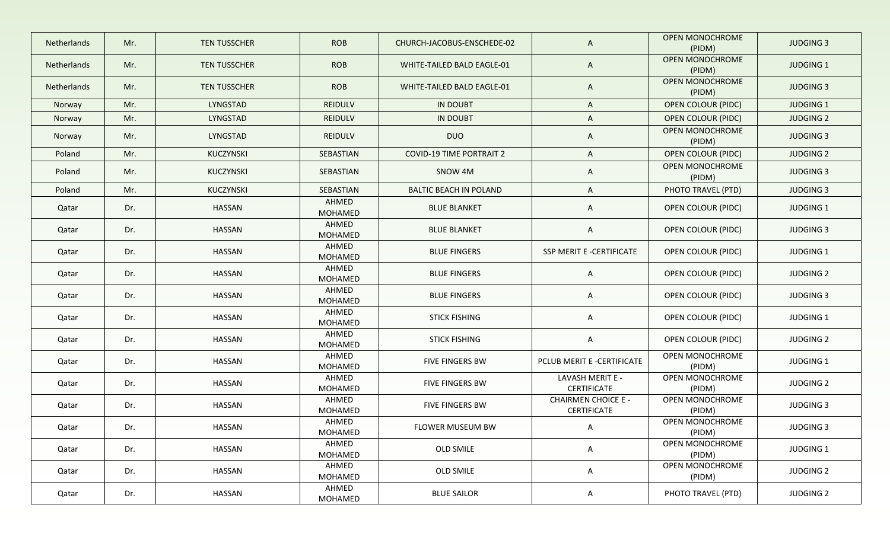| Netherlands | Mr. | TEN TUSSCHER | ROB | CHURCH-JACOBUS-ENSCHEDE-02 | A | OPEN MONOCHROME (PIDM) | JUDGING 3 |
|---|---|---|---|---|---|---|---|
| Netherlands | Mr. | TEN TUSSCHER | ROB | WHITE-TAILED BALD EAGLE-01 | A | OPEN MONOCHROME (PIDM) | JUDGING 1 |
| Netherlands | Mr. | TEN TUSSCHER | ROB | WHITE-TAILED BALD EAGLE-01 | A | OPEN MONOCHROME (PIDM) | JUDGING 3 |
| Norway | Mr. | LYNGSTAD | REIDULV | IN DOUBT | A | OPEN COLOUR (PIDC) | JUDGING 1 |
| Norway | Mr. | LYNGSTAD | REIDULV | IN DOUBT | A | OPEN COLOUR (PIDC) | JUDGING 2 |
| Norway | Mr. | LYNGSTAD | REIDULV | DUO | A | OPEN MONOCHROME (PIDM) | JUDGING 3 |
| Poland | Mr. | KUCZYNSKI | SEBASTIAN | COVID-19 TIME PORTRAIT 2 | A | OPEN COLOUR (PIDC) | JUDGING 2 |
| Poland | Mr. | KUCZYNSKI | SEBASTIAN | SNOW 4M | A | OPEN MONOCHROME (PIDM) | JUDGING 3 |
| Poland | Mr. | KUCZYNSKI | SEBASTIAN | BALTIC BEACH IN POLAND | A | PHOTO TRAVEL (PTD) | JUDGING 3 |
| Qatar | Dr. | HASSAN | AHMED MOHAMED | BLUE BLANKET | A | OPEN COLOUR (PIDC) | JUDGING 1 |
| Qatar | Dr. | HASSAN | AHMED MOHAMED | BLUE BLANKET | A | OPEN COLOUR (PIDC) | JUDGING 3 |
| Qatar | Dr. | HASSAN | AHMED MOHAMED | BLUE FINGERS | SSP MERIT E -CERTIFICATE | OPEN COLOUR (PIDC) | JUDGING 1 |
| Qatar | Dr. | HASSAN | AHMED MOHAMED | BLUE FINGERS | A | OPEN COLOUR (PIDC) | JUDGING 2 |
| Qatar | Dr. | HASSAN | AHMED MOHAMED | BLUE FINGERS | A | OPEN COLOUR (PIDC) | JUDGING 3 |
| Qatar | Dr. | HASSAN | AHMED MOHAMED | STICK FISHING | A | OPEN COLOUR (PIDC) | JUDGING 1 |
| Qatar | Dr. | HASSAN | AHMED MOHAMED | STICK FISHING | A | OPEN COLOUR (PIDC) | JUDGING 2 |
| Qatar | Dr. | HASSAN | AHMED MOHAMED | FIVE FINGERS BW | PCLUB MERIT E -CERTIFICATE | OPEN MONOCHROME (PIDM) | JUDGING 1 |
| Qatar | Dr. | HASSAN | AHMED MOHAMED | FIVE FINGERS BW | LAVASH MERIT E - CERTIFICATE | OPEN MONOCHROME (PIDM) | JUDGING 2 |
| Qatar | Dr. | HASSAN | AHMED MOHAMED | FIVE FINGERS BW | CHAIRMEN CHOICE E - CERTIFICATE | OPEN MONOCHROME (PIDM) | JUDGING 3 |
| Qatar | Dr. | HASSAN | AHMED MOHAMED | FLOWER MUSEUM BW | A | OPEN MONOCHROME (PIDM) | JUDGING 3 |
| Qatar | Dr. | HASSAN | AHMED MOHAMED | OLD SMILE | A | OPEN MONOCHROME (PIDM) | JUDGING 1 |
| Qatar | Dr. | HASSAN | AHMED MOHAMED | OLD SMILE | A | OPEN MONOCHROME (PIDM) | JUDGING 2 |
| Qatar | Dr. | HASSAN | AHMED MOHAMED | BLUE SAILOR | A | PHOTO TRAVEL (PTD) | JUDGING 2 |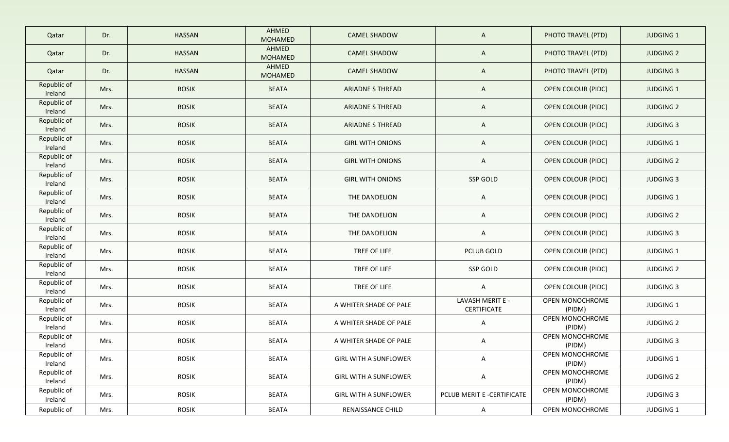| Qatar | Dr. | HASSAN | AHMED MOHAMED | CAMEL SHADOW | A | PHOTO TRAVEL (PTD) | JUDGING 1 |
|---|---|---|---|---|---|---|---|
| Qatar | Dr. | HASSAN | AHMED MOHAMED | CAMEL SHADOW | A | PHOTO TRAVEL (PTD) | JUDGING 2 |
| Qatar | Dr. | HASSAN | AHMED MOHAMED | CAMEL SHADOW | A | PHOTO TRAVEL (PTD) | JUDGING 3 |
| Republic of Ireland | Mrs. | ROSIK | BEATA | ARIADNE S THREAD | A | OPEN COLOUR (PIDC) | JUDGING 1 |
| Republic of Ireland | Mrs. | ROSIK | BEATA | ARIADNE S THREAD | A | OPEN COLOUR (PIDC) | JUDGING 2 |
| Republic of Ireland | Mrs. | ROSIK | BEATA | ARIADNE S THREAD | A | OPEN COLOUR (PIDC) | JUDGING 3 |
| Republic of Ireland | Mrs. | ROSIK | BEATA | GIRL WITH ONIONS | A | OPEN COLOUR (PIDC) | JUDGING 1 |
| Republic of Ireland | Mrs. | ROSIK | BEATA | GIRL WITH ONIONS | A | OPEN COLOUR (PIDC) | JUDGING 2 |
| Republic of Ireland | Mrs. | ROSIK | BEATA | GIRL WITH ONIONS | SSP GOLD | OPEN COLOUR (PIDC) | JUDGING 3 |
| Republic of Ireland | Mrs. | ROSIK | BEATA | THE DANDELION | A | OPEN COLOUR (PIDC) | JUDGING 1 |
| Republic of Ireland | Mrs. | ROSIK | BEATA | THE DANDELION | A | OPEN COLOUR (PIDC) | JUDGING 2 |
| Republic of Ireland | Mrs. | ROSIK | BEATA | THE DANDELION | A | OPEN COLOUR (PIDC) | JUDGING 3 |
| Republic of Ireland | Mrs. | ROSIK | BEATA | TREE OF LIFE | PCLUB GOLD | OPEN COLOUR (PIDC) | JUDGING 1 |
| Republic of Ireland | Mrs. | ROSIK | BEATA | TREE OF LIFE | SSP GOLD | OPEN COLOUR (PIDC) | JUDGING 2 |
| Republic of Ireland | Mrs. | ROSIK | BEATA | TREE OF LIFE | A | OPEN COLOUR (PIDC) | JUDGING 3 |
| Republic of Ireland | Mrs. | ROSIK | BEATA | A WHITER SHADE OF PALE | LAVASH MERIT E - CERTIFICATE | OPEN MONOCHROME (PIDM) | JUDGING 1 |
| Republic of Ireland | Mrs. | ROSIK | BEATA | A WHITER SHADE OF PALE | A | OPEN MONOCHROME (PIDM) | JUDGING 2 |
| Republic of Ireland | Mrs. | ROSIK | BEATA | A WHITER SHADE OF PALE | A | OPEN MONOCHROME (PIDM) | JUDGING 3 |
| Republic of Ireland | Mrs. | ROSIK | BEATA | GIRL WITH A SUNFLOWER | A | OPEN MONOCHROME (PIDM) | JUDGING 1 |
| Republic of Ireland | Mrs. | ROSIK | BEATA | GIRL WITH A SUNFLOWER | A | OPEN MONOCHROME (PIDM) | JUDGING 2 |
| Republic of Ireland | Mrs. | ROSIK | BEATA | GIRL WITH A SUNFLOWER | PCLUB MERIT E -CERTIFICATE | OPEN MONOCHROME (PIDM) | JUDGING 3 |
| Republic of | Mrs. | ROSIK | BEATA | RENAISSANCE CHILD | A | OPEN MONOCHROME | JUDGING 1 |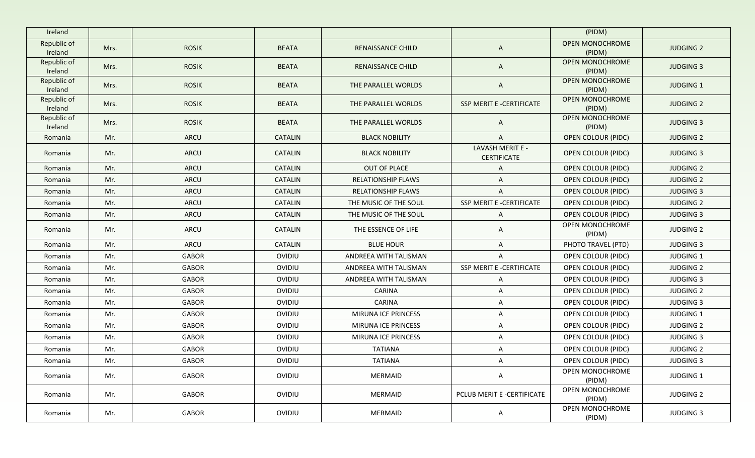| Ireland | | | | | | (PIDM) | |
|---|---|---|---|---|---|---|---|
| Republic of Ireland | Mrs. | ROSIK | BEATA | RENAISSANCE CHILD | A | OPEN MONOCHROME (PIDM) | JUDGING 2 |
| Republic of Ireland | Mrs. | ROSIK | BEATA | RENAISSANCE CHILD | A | OPEN MONOCHROME (PIDM) | JUDGING 3 |
| Republic of Ireland | Mrs. | ROSIK | BEATA | THE PARALLEL WORLDS | A | OPEN MONOCHROME (PIDM) | JUDGING 1 |
| Republic of Ireland | Mrs. | ROSIK | BEATA | THE PARALLEL WORLDS | SSP MERIT E -CERTIFICATE | OPEN MONOCHROME (PIDM) | JUDGING 2 |
| Republic of Ireland | Mrs. | ROSIK | BEATA | THE PARALLEL WORLDS | A | OPEN MONOCHROME (PIDM) | JUDGING 3 |
| Romania | Mr. | ARCU | CATALIN | BLACK NOBILITY | A | OPEN COLOUR (PIDC) | JUDGING 2 |
| Romania | Mr. | ARCU | CATALIN | BLACK NOBILITY | LAVASH MERIT E - CERTIFICATE | OPEN COLOUR (PIDC) | JUDGING 3 |
| Romania | Mr. | ARCU | CATALIN | OUT OF PLACE | A | OPEN COLOUR (PIDC) | JUDGING 2 |
| Romania | Mr. | ARCU | CATALIN | RELATIONSHIP FLAWS | A | OPEN COLOUR (PIDC) | JUDGING 2 |
| Romania | Mr. | ARCU | CATALIN | RELATIONSHIP FLAWS | A | OPEN COLOUR (PIDC) | JUDGING 3 |
| Romania | Mr. | ARCU | CATALIN | THE MUSIC OF THE SOUL | SSP MERIT E -CERTIFICATE | OPEN COLOUR (PIDC) | JUDGING 2 |
| Romania | Mr. | ARCU | CATALIN | THE MUSIC OF THE SOUL | A | OPEN COLOUR (PIDC) | JUDGING 3 |
| Romania | Mr. | ARCU | CATALIN | THE ESSENCE OF LIFE | A | OPEN MONOCHROME (PIDM) | JUDGING 2 |
| Romania | Mr. | ARCU | CATALIN | BLUE HOUR | A | PHOTO TRAVEL (PTD) | JUDGING 3 |
| Romania | Mr. | GABOR | OVIDIU | ANDREEA WITH TALISMAN | A | OPEN COLOUR (PIDC) | JUDGING 1 |
| Romania | Mr. | GABOR | OVIDIU | ANDREEA WITH TALISMAN | SSP MERIT E -CERTIFICATE | OPEN COLOUR (PIDC) | JUDGING 2 |
| Romania | Mr. | GABOR | OVIDIU | ANDREEA WITH TALISMAN | A | OPEN COLOUR (PIDC) | JUDGING 3 |
| Romania | Mr. | GABOR | OVIDIU | CARINA | A | OPEN COLOUR (PIDC) | JUDGING 2 |
| Romania | Mr. | GABOR | OVIDIU | CARINA | A | OPEN COLOUR (PIDC) | JUDGING 3 |
| Romania | Mr. | GABOR | OVIDIU | MIRUNA ICE PRINCESS | A | OPEN COLOUR (PIDC) | JUDGING 1 |
| Romania | Mr. | GABOR | OVIDIU | MIRUNA ICE PRINCESS | A | OPEN COLOUR (PIDC) | JUDGING 2 |
| Romania | Mr. | GABOR | OVIDIU | MIRUNA ICE PRINCESS | A | OPEN COLOUR (PIDC) | JUDGING 3 |
| Romania | Mr. | GABOR | OVIDIU | TATIANA | A | OPEN COLOUR (PIDC) | JUDGING 2 |
| Romania | Mr. | GABOR | OVIDIU | TATIANA | A | OPEN COLOUR (PIDC) | JUDGING 3 |
| Romania | Mr. | GABOR | OVIDIU | MERMAID | A | OPEN MONOCHROME (PIDM) | JUDGING 1 |
| Romania | Mr. | GABOR | OVIDIU | MERMAID | PCLUB MERIT E -CERTIFICATE | OPEN MONOCHROME (PIDM) | JUDGING 2 |
| Romania | Mr. | GABOR | OVIDIU | MERMAID | A | OPEN MONOCHROME (PIDM) | JUDGING 3 |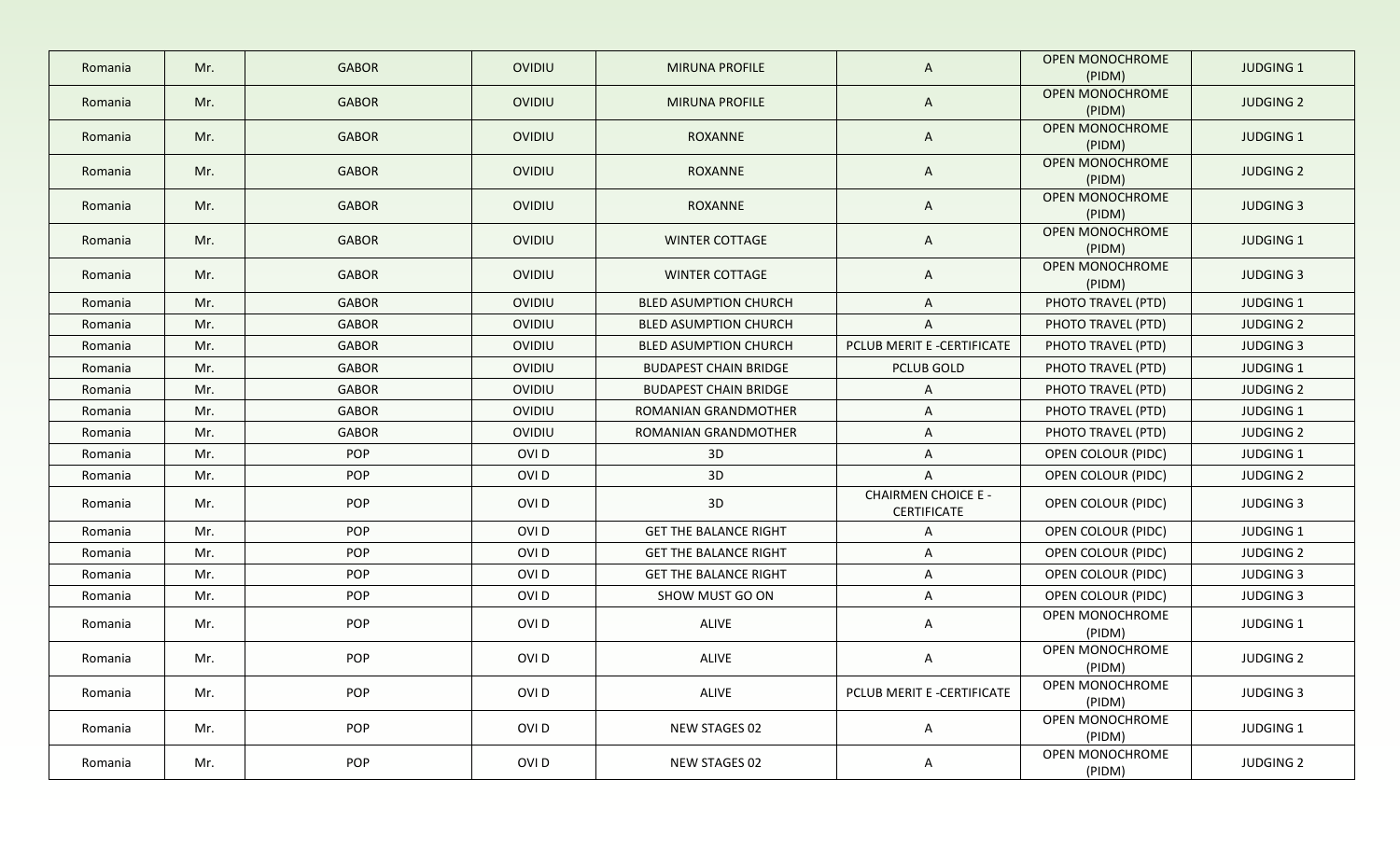| Romania | Mr. | GABOR | OVIDIU | MIRUNA PROFILE | A | OPEN MONOCHROME (PIDM) | JUDGING 1 |
|---|---|---|---|---|---|---|---|
| Romania | Mr. | GABOR | OVIDIU | MIRUNA PROFILE | A | OPEN MONOCHROME (PIDM) | JUDGING 2 |
| Romania | Mr. | GABOR | OVIDIU | ROXANNE | A | OPEN MONOCHROME (PIDM) | JUDGING 1 |
| Romania | Mr. | GABOR | OVIDIU | ROXANNE | A | OPEN MONOCHROME (PIDM) | JUDGING 2 |
| Romania | Mr. | GABOR | OVIDIU | ROXANNE | A | OPEN MONOCHROME (PIDM) | JUDGING 3 |
| Romania | Mr. | GABOR | OVIDIU | WINTER COTTAGE | A | OPEN MONOCHROME (PIDM) | JUDGING 1 |
| Romania | Mr. | GABOR | OVIDIU | WINTER COTTAGE | A | OPEN MONOCHROME (PIDM) | JUDGING 3 |
| Romania | Mr. | GABOR | OVIDIU | BLED ASUMPTION CHURCH | A | PHOTO TRAVEL (PTD) | JUDGING 1 |
| Romania | Mr. | GABOR | OVIDIU | BLED ASUMPTION CHURCH | A | PHOTO TRAVEL (PTD) | JUDGING 2 |
| Romania | Mr. | GABOR | OVIDIU | BLED ASUMPTION CHURCH | PCLUB MERIT E -CERTIFICATE | PHOTO TRAVEL (PTD) | JUDGING 3 |
| Romania | Mr. | GABOR | OVIDIU | BUDAPEST CHAIN BRIDGE | PCLUB GOLD | PHOTO TRAVEL (PTD) | JUDGING 1 |
| Romania | Mr. | GABOR | OVIDIU | BUDAPEST CHAIN BRIDGE | A | PHOTO TRAVEL (PTD) | JUDGING 2 |
| Romania | Mr. | GABOR | OVIDIU | ROMANIAN GRANDMOTHER | A | PHOTO TRAVEL (PTD) | JUDGING 1 |
| Romania | Mr. | GABOR | OVIDIU | ROMANIAN GRANDMOTHER | A | PHOTO TRAVEL (PTD) | JUDGING 2 |
| Romania | Mr. | POP | OVI D | 3D | A | OPEN COLOUR (PIDC) | JUDGING 1 |
| Romania | Mr. | POP | OVI D | 3D | A | OPEN COLOUR (PIDC) | JUDGING 2 |
| Romania | Mr. | POP | OVI D | 3D | CHAIRMEN CHOICE E - CERTIFICATE | OPEN COLOUR (PIDC) | JUDGING 3 |
| Romania | Mr. | POP | OVI D | GET THE BALANCE RIGHT | A | OPEN COLOUR (PIDC) | JUDGING 1 |
| Romania | Mr. | POP | OVI D | GET THE BALANCE RIGHT | A | OPEN COLOUR (PIDC) | JUDGING 2 |
| Romania | Mr. | POP | OVI D | GET THE BALANCE RIGHT | A | OPEN COLOUR (PIDC) | JUDGING 3 |
| Romania | Mr. | POP | OVI D | SHOW MUST GO ON | A | OPEN COLOUR (PIDC) | JUDGING 3 |
| Romania | Mr. | POP | OVI D | ALIVE | A | OPEN MONOCHROME (PIDM) | JUDGING 1 |
| Romania | Mr. | POP | OVI D | ALIVE | A | OPEN MONOCHROME (PIDM) | JUDGING 2 |
| Romania | Mr. | POP | OVI D | ALIVE | PCLUB MERIT E -CERTIFICATE | OPEN MONOCHROME (PIDM) | JUDGING 3 |
| Romania | Mr. | POP | OVI D | NEW STAGES 02 | A | OPEN MONOCHROME (PIDM) | JUDGING 1 |
| Romania | Mr. | POP | OVI D | NEW STAGES 02 | A | OPEN MONOCHROME (PIDM) | JUDGING 2 |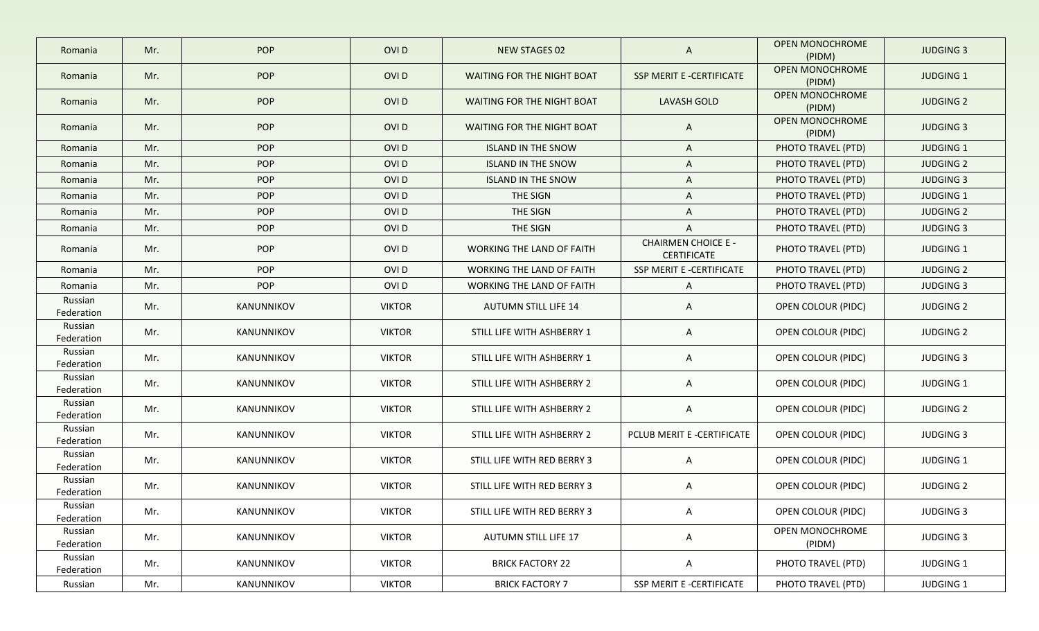| Romania | Mr. | POP | OVI D | NEW STAGES 02 | A | OPEN MONOCHROME (PIDM) | JUDGING 3 |
|---|---|---|---|---|---|---|---|
| Romania | Mr. | POP | OVI D | WAITING FOR THE NIGHT BOAT | SSP MERIT E -CERTIFICATE | OPEN MONOCHROME (PIDM) | JUDGING 1 |
| Romania | Mr. | POP | OVI D | WAITING FOR THE NIGHT BOAT | LAVASH GOLD | OPEN MONOCHROME (PIDM) | JUDGING 2 |
| Romania | Mr. | POP | OVI D | WAITING FOR THE NIGHT BOAT | A | OPEN MONOCHROME (PIDM) | JUDGING 3 |
| Romania | Mr. | POP | OVI D | ISLAND IN THE SNOW | A | PHOTO TRAVEL (PTD) | JUDGING 1 |
| Romania | Mr. | POP | OVI D | ISLAND IN THE SNOW | A | PHOTO TRAVEL (PTD) | JUDGING 2 |
| Romania | Mr. | POP | OVI D | ISLAND IN THE SNOW | A | PHOTO TRAVEL (PTD) | JUDGING 3 |
| Romania | Mr. | POP | OVI D | THE SIGN | A | PHOTO TRAVEL (PTD) | JUDGING 1 |
| Romania | Mr. | POP | OVI D | THE SIGN | A | PHOTO TRAVEL (PTD) | JUDGING 2 |
| Romania | Mr. | POP | OVI D | THE SIGN | A | PHOTO TRAVEL (PTD) | JUDGING 3 |
| Romania | Mr. | POP | OVI D | WORKING THE LAND OF FAITH | CHAIRMEN CHOICE E - CERTIFICATE | PHOTO TRAVEL (PTD) | JUDGING 1 |
| Romania | Mr. | POP | OVI D | WORKING THE LAND OF FAITH | SSP MERIT E -CERTIFICATE | PHOTO TRAVEL (PTD) | JUDGING 2 |
| Romania | Mr. | POP | OVI D | WORKING THE LAND OF FAITH | A | PHOTO TRAVEL (PTD) | JUDGING 3 |
| Russian Federation | Mr. | KANUNNIKOV | VIKTOR | AUTUMN STILL LIFE 14 | A | OPEN COLOUR (PIDC) | JUDGING 2 |
| Russian Federation | Mr. | KANUNNIKOV | VIKTOR | STILL LIFE WITH ASHBERRY 1 | A | OPEN COLOUR (PIDC) | JUDGING 2 |
| Russian Federation | Mr. | KANUNNIKOV | VIKTOR | STILL LIFE WITH ASHBERRY 1 | A | OPEN COLOUR (PIDC) | JUDGING 3 |
| Russian Federation | Mr. | KANUNNIKOV | VIKTOR | STILL LIFE WITH ASHBERRY 2 | A | OPEN COLOUR (PIDC) | JUDGING 1 |
| Russian Federation | Mr. | KANUNNIKOV | VIKTOR | STILL LIFE WITH ASHBERRY 2 | A | OPEN COLOUR (PIDC) | JUDGING 2 |
| Russian Federation | Mr. | KANUNNIKOV | VIKTOR | STILL LIFE WITH ASHBERRY 2 | PCLUB MERIT E -CERTIFICATE | OPEN COLOUR (PIDC) | JUDGING 3 |
| Russian Federation | Mr. | KANUNNIKOV | VIKTOR | STILL LIFE WITH RED BERRY 3 | A | OPEN COLOUR (PIDC) | JUDGING 1 |
| Russian Federation | Mr. | KANUNNIKOV | VIKTOR | STILL LIFE WITH RED BERRY 3 | A | OPEN COLOUR (PIDC) | JUDGING 2 |
| Russian Federation | Mr. | KANUNNIKOV | VIKTOR | STILL LIFE WITH RED BERRY 3 | A | OPEN COLOUR (PIDC) | JUDGING 3 |
| Russian Federation | Mr. | KANUNNIKOV | VIKTOR | AUTUMN STILL LIFE 17 | A | OPEN MONOCHROME (PIDM) | JUDGING 3 |
| Russian Federation | Mr. | KANUNNIKOV | VIKTOR | BRICK FACTORY 22 | A | PHOTO TRAVEL (PTD) | JUDGING 1 |
| Russian | Mr. | KANUNNIKOV | VIKTOR | BRICK FACTORY 7 | SSP MERIT E -CERTIFICATE | PHOTO TRAVEL (PTD) | JUDGING 1 |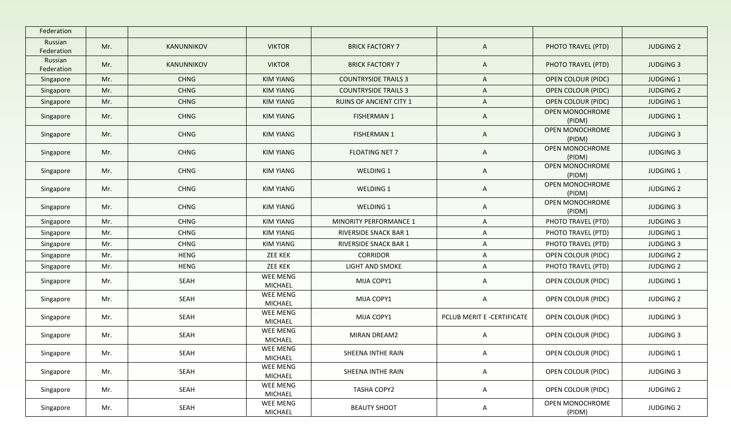| Federation | | | | | | | |
|---|---|---|---|---|---|---|---|
| Russian Federation | Mr. | KANUNNIKOV | VIKTOR | BRICK FACTORY 7 | A | PHOTO TRAVEL (PTD) | JUDGING 2 |
| Russian Federation | Mr. | KANUNNIKOV | VIKTOR | BRICK FACTORY 7 | A | PHOTO TRAVEL (PTD) | JUDGING 3 |
| Singapore | Mr. | CHNG | KIM YIANG | COUNTRYSIDE TRAILS 3 | A | OPEN COLOUR (PIDC) | JUDGING 1 |
| Singapore | Mr. | CHNG | KIM YIANG | COUNTRYSIDE TRAILS 3 | A | OPEN COLOUR (PIDC) | JUDGING 2 |
| Singapore | Mr. | CHNG | KIM YIANG | RUINS OF ANCIENT CITY 1 | A | OPEN COLOUR (PIDC) | JUDGING 1 |
| Singapore | Mr. | CHNG | KIM YIANG | FISHERMAN 1 | A | OPEN MONOCHROME (PIDM) | JUDGING 1 |
| Singapore | Mr. | CHNG | KIM YIANG | FISHERMAN 1 | A | OPEN MONOCHROME (PIDM) | JUDGING 3 |
| Singapore | Mr. | CHNG | KIM YIANG | FLOATING NET 7 | A | OPEN MONOCHROME (PIDM) | JUDGING 3 |
| Singapore | Mr. | CHNG | KIM YIANG | WELDING 1 | A | OPEN MONOCHROME (PIDM) | JUDGING 1 |
| Singapore | Mr. | CHNG | KIM YIANG | WELDING 1 | A | OPEN MONOCHROME (PIDM) | JUDGING 2 |
| Singapore | Mr. | CHNG | KIM YIANG | WELDING 1 | A | OPEN MONOCHROME (PIDM) | JUDGING 3 |
| Singapore | Mr. | CHNG | KIM YIANG | MINORITY PERFORMANCE 1 | A | PHOTO TRAVEL (PTD) | JUDGING 3 |
| Singapore | Mr. | CHNG | KIM YIANG | RIVERSIDE SNACK BAR 1 | A | PHOTO TRAVEL (PTD) | JUDGING 1 |
| Singapore | Mr. | CHNG | KIM YIANG | RIVERSIDE SNACK BAR 1 | A | PHOTO TRAVEL (PTD) | JUDGING 3 |
| Singapore | Mr. | HENG | ZEE KEK | CORRIDOR | A | OPEN COLOUR (PIDC) | JUDGING 2 |
| Singapore | Mr. | HENG | ZEE KEK | LIGHT AND SMOKE | A | PHOTO TRAVEL (PTD) | JUDGING 2 |
| Singapore | Mr. | SEAH | WEE MENG MICHAEL | MIJA COPY1 | A | OPEN COLOUR (PIDC) | JUDGING 1 |
| Singapore | Mr. | SEAH | WEE MENG MICHAEL | MIJA COPY1 | A | OPEN COLOUR (PIDC) | JUDGING 2 |
| Singapore | Mr. | SEAH | WEE MENG MICHAEL | MIJA COPY1 | PCLUB MERIT E -CERTIFICATE | OPEN COLOUR (PIDC) | JUDGING 3 |
| Singapore | Mr. | SEAH | WEE MENG MICHAEL | MIRAN DREAM2 | A | OPEN COLOUR (PIDC) | JUDGING 3 |
| Singapore | Mr. | SEAH | WEE MENG MICHAEL | SHEENA INTHE RAIN | A | OPEN COLOUR (PIDC) | JUDGING 1 |
| Singapore | Mr. | SEAH | WEE MENG MICHAEL | SHEENA INTHE RAIN | A | OPEN COLOUR (PIDC) | JUDGING 3 |
| Singapore | Mr. | SEAH | WEE MENG MICHAEL | TASHA COPY2 | A | OPEN COLOUR (PIDC) | JUDGING 2 |
| Singapore | Mr. | SEAH | WEE MENG MICHAEL | BEAUTY SHOOT | A | OPEN MONOCHROME (PIDM) | JUDGING 2 |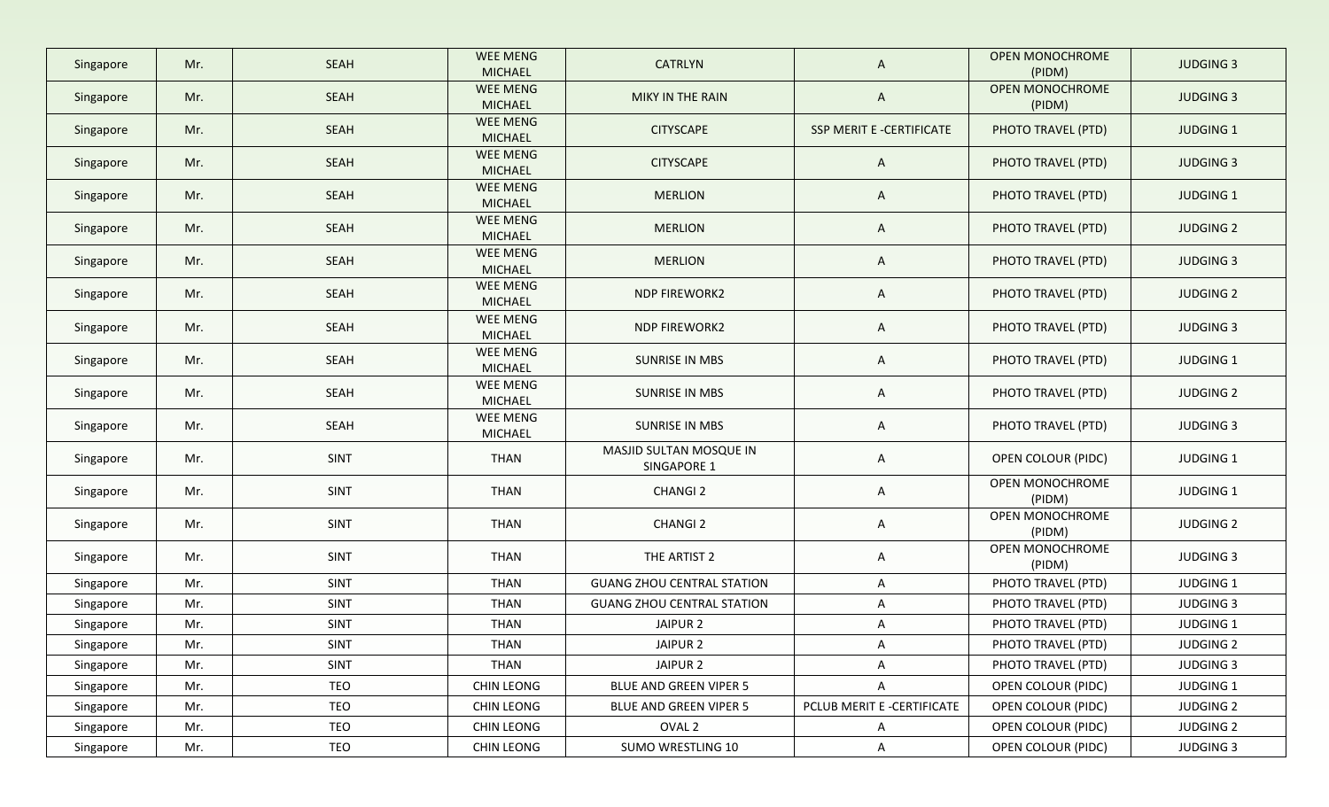| | | | | | | | |
|---|---|---|---|---|---|---|---|
| Singapore | Mr. | SEAH | WEE MENG MICHAEL | CATRLYN | A | OPEN MONOCHROME (PIDM) | JUDGING 3 |
| Singapore | Mr. | SEAH | WEE MENG MICHAEL | MIKY IN THE RAIN | A | OPEN MONOCHROME (PIDM) | JUDGING 3 |
| Singapore | Mr. | SEAH | WEE MENG MICHAEL | CITYSCAPE | SSP MERIT E -CERTIFICATE | PHOTO TRAVEL (PTD) | JUDGING 1 |
| Singapore | Mr. | SEAH | WEE MENG MICHAEL | CITYSCAPE | A | PHOTO TRAVEL (PTD) | JUDGING 3 |
| Singapore | Mr. | SEAH | WEE MENG MICHAEL | MERLION | A | PHOTO TRAVEL (PTD) | JUDGING 1 |
| Singapore | Mr. | SEAH | WEE MENG MICHAEL | MERLION | A | PHOTO TRAVEL (PTD) | JUDGING 2 |
| Singapore | Mr. | SEAH | WEE MENG MICHAEL | MERLION | A | PHOTO TRAVEL (PTD) | JUDGING 3 |
| Singapore | Mr. | SEAH | WEE MENG MICHAEL | NDP FIREWORK2 | A | PHOTO TRAVEL (PTD) | JUDGING 2 |
| Singapore | Mr. | SEAH | WEE MENG MICHAEL | NDP FIREWORK2 | A | PHOTO TRAVEL (PTD) | JUDGING 3 |
| Singapore | Mr. | SEAH | WEE MENG MICHAEL | SUNRISE IN MBS | A | PHOTO TRAVEL (PTD) | JUDGING 1 |
| Singapore | Mr. | SEAH | WEE MENG MICHAEL | SUNRISE IN MBS | A | PHOTO TRAVEL (PTD) | JUDGING 2 |
| Singapore | Mr. | SEAH | WEE MENG MICHAEL | SUNRISE IN MBS | A | PHOTO TRAVEL (PTD) | JUDGING 3 |
| Singapore | Mr. | SINT | THAN | MASJID SULTAN MOSQUE IN SINGAPORE 1 | A | OPEN COLOUR (PIDC) | JUDGING 1 |
| Singapore | Mr. | SINT | THAN | CHANGI 2 | A | OPEN MONOCHROME (PIDM) | JUDGING 1 |
| Singapore | Mr. | SINT | THAN | CHANGI 2 | A | OPEN MONOCHROME (PIDM) | JUDGING 2 |
| Singapore | Mr. | SINT | THAN | THE ARTIST 2 | A | OPEN MONOCHROME (PIDM) | JUDGING 3 |
| Singapore | Mr. | SINT | THAN | GUANG ZHOU CENTRAL STATION | A | PHOTO TRAVEL (PTD) | JUDGING 1 |
| Singapore | Mr. | SINT | THAN | GUANG ZHOU CENTRAL STATION | A | PHOTO TRAVEL (PTD) | JUDGING 3 |
| Singapore | Mr. | SINT | THAN | JAIPUR 2 | A | PHOTO TRAVEL (PTD) | JUDGING 1 |
| Singapore | Mr. | SINT | THAN | JAIPUR 2 | A | PHOTO TRAVEL (PTD) | JUDGING 2 |
| Singapore | Mr. | SINT | THAN | JAIPUR 2 | A | PHOTO TRAVEL (PTD) | JUDGING 3 |
| Singapore | Mr. | TEO | CHIN LEONG | BLUE AND GREEN VIPER 5 | A | OPEN COLOUR (PIDC) | JUDGING 1 |
| Singapore | Mr. | TEO | CHIN LEONG | BLUE AND GREEN VIPER 5 | PCLUB MERIT E -CERTIFICATE | OPEN COLOUR (PIDC) | JUDGING 2 |
| Singapore | Mr. | TEO | CHIN LEONG | OVAL 2 | A | OPEN COLOUR (PIDC) | JUDGING 2 |
| Singapore | Mr. | TEO | CHIN LEONG | SUMO WRESTLING 10 | A | OPEN COLOUR (PIDC) | JUDGING 3 |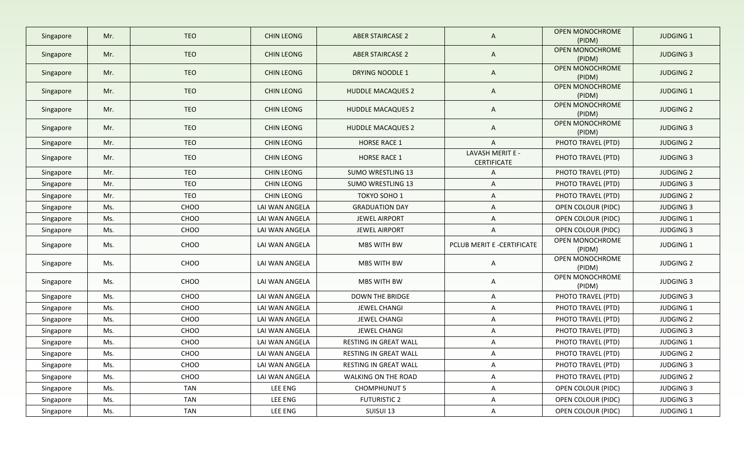| Singapore | Mr. | TEO | CHIN LEONG | ABER STAIRCASE 2 | A | OPEN MONOCHROME (PIDM) | JUDGING 1 |
|---|---|---|---|---|---|---|---|
| Singapore | Mr. | TEO | CHIN LEONG | ABER STAIRCASE 2 | A | OPEN MONOCHROME (PIDM) | JUDGING 3 |
| Singapore | Mr. | TEO | CHIN LEONG | DRYING NOODLE 1 | A | OPEN MONOCHROME (PIDM) | JUDGING 2 |
| Singapore | Mr. | TEO | CHIN LEONG | HUDDLE MACAQUES 2 | A | OPEN MONOCHROME (PIDM) | JUDGING 1 |
| Singapore | Mr. | TEO | CHIN LEONG | HUDDLE MACAQUES 2 | A | OPEN MONOCHROME (PIDM) | JUDGING 2 |
| Singapore | Mr. | TEO | CHIN LEONG | HUDDLE MACAQUES 2 | A | OPEN MONOCHROME (PIDM) | JUDGING 3 |
| Singapore | Mr. | TEO | CHIN LEONG | HORSE RACE 1 | A | PHOTO TRAVEL (PTD) | JUDGING 2 |
| Singapore | Mr. | TEO | CHIN LEONG | HORSE RACE 1 | LAVASH MERIT E - CERTIFICATE | PHOTO TRAVEL (PTD) | JUDGING 3 |
| Singapore | Mr. | TEO | CHIN LEONG | SUMO WRESTLING 13 | A | PHOTO TRAVEL (PTD) | JUDGING 2 |
| Singapore | Mr. | TEO | CHIN LEONG | SUMO WRESTLING 13 | A | PHOTO TRAVEL (PTD) | JUDGING 3 |
| Singapore | Mr. | TEO | CHIN LEONG | TOKYO SOHO 1 | A | PHOTO TRAVEL (PTD) | JUDGING 2 |
| Singapore | Ms. | CHOO | LAI WAN ANGELA | GRADUATION DAY | A | OPEN COLOUR (PIDC) | JUDGING 3 |
| Singapore | Ms. | CHOO | LAI WAN ANGELA | JEWEL AIRPORT | A | OPEN COLOUR (PIDC) | JUDGING 1 |
| Singapore | Ms. | CHOO | LAI WAN ANGELA | JEWEL AIRPORT | A | OPEN COLOUR (PIDC) | JUDGING 3 |
| Singapore | Ms. | CHOO | LAI WAN ANGELA | MBS WITH BW | PCLUB MERIT E -CERTIFICATE | OPEN MONOCHROME (PIDM) | JUDGING 1 |
| Singapore | Ms. | CHOO | LAI WAN ANGELA | MBS WITH BW | A | OPEN MONOCHROME (PIDM) | JUDGING 2 |
| Singapore | Ms. | CHOO | LAI WAN ANGELA | MBS WITH BW | A | OPEN MONOCHROME (PIDM) | JUDGING 3 |
| Singapore | Ms. | CHOO | LAI WAN ANGELA | DOWN THE BRIDGE | A | PHOTO TRAVEL (PTD) | JUDGING 3 |
| Singapore | Ms. | CHOO | LAI WAN ANGELA | JEWEL CHANGI | A | PHOTO TRAVEL (PTD) | JUDGING 1 |
| Singapore | Ms. | CHOO | LAI WAN ANGELA | JEWEL CHANGI | A | PHOTO TRAVEL (PTD) | JUDGING 2 |
| Singapore | Ms. | CHOO | LAI WAN ANGELA | JEWEL CHANGI | A | PHOTO TRAVEL (PTD) | JUDGING 3 |
| Singapore | Ms. | CHOO | LAI WAN ANGELA | RESTING IN GREAT WALL | A | PHOTO TRAVEL (PTD) | JUDGING 1 |
| Singapore | Ms. | CHOO | LAI WAN ANGELA | RESTING IN GREAT WALL | A | PHOTO TRAVEL (PTD) | JUDGING 2 |
| Singapore | Ms. | CHOO | LAI WAN ANGELA | RESTING IN GREAT WALL | A | PHOTO TRAVEL (PTD) | JUDGING 3 |
| Singapore | Ms. | CHOO | LAI WAN ANGELA | WALKING ON THE ROAD | A | PHOTO TRAVEL (PTD) | JUDGING 2 |
| Singapore | Ms. | TAN | LEE ENG | CHOMPHUNUT 5 | A | OPEN COLOUR (PIDC) | JUDGING 3 |
| Singapore | Ms. | TAN | LEE ENG | FUTURISTIC 2 | A | OPEN COLOUR (PIDC) | JUDGING 3 |
| Singapore | Ms. | TAN | LEE ENG | SUISUI 13 | A | OPEN COLOUR (PIDC) | JUDGING 1 |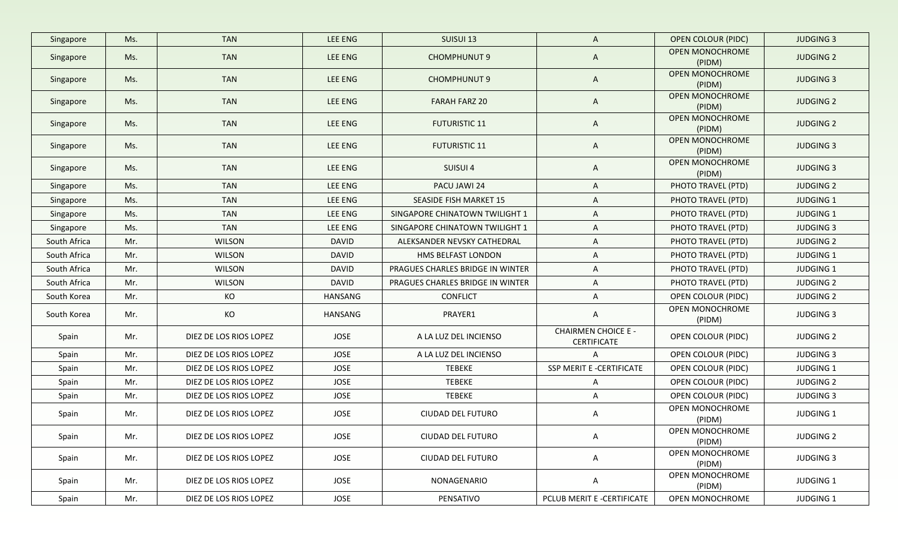| Singapore | Ms. | TAN | LEE ENG | SUISUI 13 | A | OPEN COLOUR (PIDC) | JUDGING 3 |
|---|---|---|---|---|---|---|---|
| Singapore | Ms. | TAN | LEE ENG | CHOMPHUNUT 9 | A | OPEN MONOCHROME (PIDM) | JUDGING 2 |
| Singapore | Ms. | TAN | LEE ENG | CHOMPHUNUT 9 | A | OPEN MONOCHROME (PIDM) | JUDGING 3 |
| Singapore | Ms. | TAN | LEE ENG | FARAH FARZ 20 | A | OPEN MONOCHROME (PIDM) | JUDGING 2 |
| Singapore | Ms. | TAN | LEE ENG | FUTURISTIC 11 | A | OPEN MONOCHROME (PIDM) | JUDGING 2 |
| Singapore | Ms. | TAN | LEE ENG | FUTURISTIC 11 | A | OPEN MONOCHROME (PIDM) | JUDGING 3 |
| Singapore | Ms. | TAN | LEE ENG | SUISUI 4 | A | OPEN MONOCHROME (PIDM) | JUDGING 3 |
| Singapore | Ms. | TAN | LEE ENG | PACU JAWI 24 | A | PHOTO TRAVEL (PTD) | JUDGING 2 |
| Singapore | Ms. | TAN | LEE ENG | SEASIDE FISH MARKET 15 | A | PHOTO TRAVEL (PTD) | JUDGING 1 |
| Singapore | Ms. | TAN | LEE ENG | SINGAPORE CHINATOWN TWILIGHT 1 | A | PHOTO TRAVEL (PTD) | JUDGING 1 |
| Singapore | Ms. | TAN | LEE ENG | SINGAPORE CHINATOWN TWILIGHT 1 | A | PHOTO TRAVEL (PTD) | JUDGING 3 |
| South Africa | Mr. | WILSON | DAVID | ALEKSANDER NEVSKY CATHEDRAL | A | PHOTO TRAVEL (PTD) | JUDGING 2 |
| South Africa | Mr. | WILSON | DAVID | HMS BELFAST LONDON | A | PHOTO TRAVEL (PTD) | JUDGING 1 |
| South Africa | Mr. | WILSON | DAVID | PRAGUES CHARLES BRIDGE IN WINTER | A | PHOTO TRAVEL (PTD) | JUDGING 1 |
| South Africa | Mr. | WILSON | DAVID | PRAGUES CHARLES BRIDGE IN WINTER | A | PHOTO TRAVEL (PTD) | JUDGING 2 |
| South Korea | Mr. | KO | HANSANG | CONFLICT | A | OPEN COLOUR (PIDC) | JUDGING 2 |
| South Korea | Mr. | KO | HANSANG | PRAYER1 | A | OPEN MONOCHROME (PIDM) | JUDGING 3 |
| Spain | Mr. | DIEZ DE LOS RIOS LOPEZ | JOSE | A LA LUZ DEL INCIENSO | CHAIRMEN CHOICE E - CERTIFICATE | OPEN COLOUR (PIDC) | JUDGING 2 |
| Spain | Mr. | DIEZ DE LOS RIOS LOPEZ | JOSE | A LA LUZ DEL INCIENSO | A | OPEN COLOUR (PIDC) | JUDGING 3 |
| Spain | Mr. | DIEZ DE LOS RIOS LOPEZ | JOSE | TEBEKE | SSP MERIT E -CERTIFICATE | OPEN COLOUR (PIDC) | JUDGING 1 |
| Spain | Mr. | DIEZ DE LOS RIOS LOPEZ | JOSE | TEBEKE | A | OPEN COLOUR (PIDC) | JUDGING 2 |
| Spain | Mr. | DIEZ DE LOS RIOS LOPEZ | JOSE | TEBEKE | A | OPEN COLOUR (PIDC) | JUDGING 3 |
| Spain | Mr. | DIEZ DE LOS RIOS LOPEZ | JOSE | CIUDAD DEL FUTURO | A | OPEN MONOCHROME (PIDM) | JUDGING 1 |
| Spain | Mr. | DIEZ DE LOS RIOS LOPEZ | JOSE | CIUDAD DEL FUTURO | A | OPEN MONOCHROME (PIDM) | JUDGING 2 |
| Spain | Mr. | DIEZ DE LOS RIOS LOPEZ | JOSE | CIUDAD DEL FUTURO | A | OPEN MONOCHROME (PIDM) | JUDGING 3 |
| Spain | Mr. | DIEZ DE LOS RIOS LOPEZ | JOSE | NONAGENARIO | A | OPEN MONOCHROME (PIDM) | JUDGING 1 |
| Spain | Mr. | DIEZ DE LOS RIOS LOPEZ | JOSE | PENSATIVO | PCLUB MERIT E -CERTIFICATE | OPEN MONOCHROME | JUDGING 1 |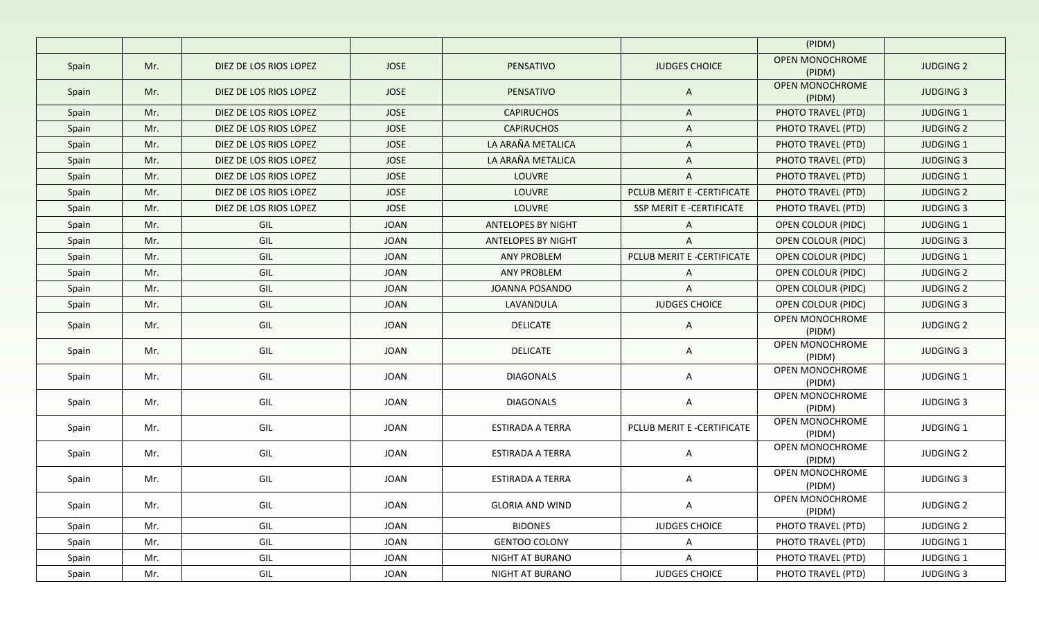| | | | | | | | |
|---|---|---|---|---|---|---|---|
| | | | | | | (PIDM) | |
| Spain | Mr. | DIEZ DE LOS RIOS LOPEZ | JOSE | PENSATIVO | JUDGES CHOICE | OPEN MONOCHROME (PIDM) | JUDGING 2 |
| Spain | Mr. | DIEZ DE LOS RIOS LOPEZ | JOSE | PENSATIVO | A | OPEN MONOCHROME (PIDM) | JUDGING 3 |
| Spain | Mr. | DIEZ DE LOS RIOS LOPEZ | JOSE | CAPIRUCHOS | A | PHOTO TRAVEL (PTD) | JUDGING 1 |
| Spain | Mr. | DIEZ DE LOS RIOS LOPEZ | JOSE | CAPIRUCHOS | A | PHOTO TRAVEL (PTD) | JUDGING 2 |
| Spain | Mr. | DIEZ DE LOS RIOS LOPEZ | JOSE | LA ARAÑA METALICA | A | PHOTO TRAVEL (PTD) | JUDGING 1 |
| Spain | Mr. | DIEZ DE LOS RIOS LOPEZ | JOSE | LA ARAÑA METALICA | A | PHOTO TRAVEL (PTD) | JUDGING 3 |
| Spain | Mr. | DIEZ DE LOS RIOS LOPEZ | JOSE | LOUVRE | A | PHOTO TRAVEL (PTD) | JUDGING 1 |
| Spain | Mr. | DIEZ DE LOS RIOS LOPEZ | JOSE | LOUVRE | PCLUB MERIT E -CERTIFICATE | PHOTO TRAVEL (PTD) | JUDGING 2 |
| Spain | Mr. | DIEZ DE LOS RIOS LOPEZ | JOSE | LOUVRE | SSP MERIT E -CERTIFICATE | PHOTO TRAVEL (PTD) | JUDGING 3 |
| Spain | Mr. | GIL | JOAN | ANTELOPES BY NIGHT | A | OPEN COLOUR (PIDC) | JUDGING 1 |
| Spain | Mr. | GIL | JOAN | ANTELOPES BY NIGHT | A | OPEN COLOUR (PIDC) | JUDGING 3 |
| Spain | Mr. | GIL | JOAN | ANY PROBLEM | PCLUB MERIT E -CERTIFICATE | OPEN COLOUR (PIDC) | JUDGING 1 |
| Spain | Mr. | GIL | JOAN | ANY PROBLEM | A | OPEN COLOUR (PIDC) | JUDGING 2 |
| Spain | Mr. | GIL | JOAN | JOANNA POSANDO | A | OPEN COLOUR (PIDC) | JUDGING 2 |
| Spain | Mr. | GIL | JOAN | LAVANDULA | JUDGES CHOICE | OPEN COLOUR (PIDC) | JUDGING 3 |
| Spain | Mr. | GIL | JOAN | DELICATE | A | OPEN MONOCHROME (PIDM) | JUDGING 2 |
| Spain | Mr. | GIL | JOAN | DELICATE | A | OPEN MONOCHROME (PIDM) | JUDGING 3 |
| Spain | Mr. | GIL | JOAN | DIAGONALS | A | OPEN MONOCHROME (PIDM) | JUDGING 1 |
| Spain | Mr. | GIL | JOAN | DIAGONALS | A | OPEN MONOCHROME (PIDM) | JUDGING 3 |
| Spain | Mr. | GIL | JOAN | ESTIRADA A TERRA | PCLUB MERIT E -CERTIFICATE | OPEN MONOCHROME (PIDM) | JUDGING 1 |
| Spain | Mr. | GIL | JOAN | ESTIRADA A TERRA | A | OPEN MONOCHROME (PIDM) | JUDGING 2 |
| Spain | Mr. | GIL | JOAN | ESTIRADA A TERRA | A | OPEN MONOCHROME (PIDM) | JUDGING 3 |
| Spain | Mr. | GIL | JOAN | GLORIA AND WIND | A | OPEN MONOCHROME (PIDM) | JUDGING 2 |
| Spain | Mr. | GIL | JOAN | BIDONES | JUDGES CHOICE | PHOTO TRAVEL (PTD) | JUDGING 2 |
| Spain | Mr. | GIL | JOAN | GENTOO COLONY | A | PHOTO TRAVEL (PTD) | JUDGING 1 |
| Spain | Mr. | GIL | JOAN | NIGHT AT BURANO | A | PHOTO TRAVEL (PTD) | JUDGING 1 |
| Spain | Mr. | GIL | JOAN | NIGHT AT BURANO | JUDGES CHOICE | PHOTO TRAVEL (PTD) | JUDGING 3 |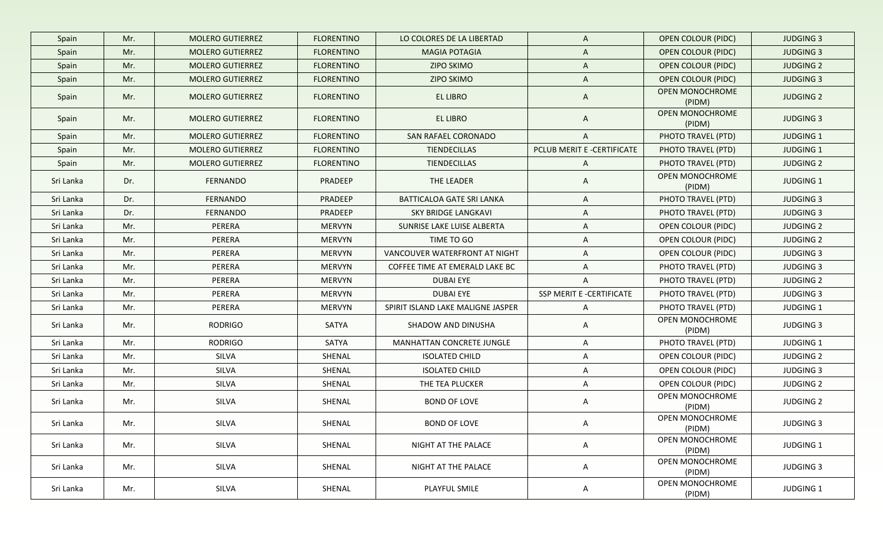| Spain | Mr. | MOLERO GUTIERREZ | FLORENTINO | LO COLORES DE LA LIBERTAD | A | OPEN COLOUR (PIDC) | JUDGING 3 |
|---|---|---|---|---|---|---|---|
| Spain | Mr. | MOLERO GUTIERREZ | FLORENTINO | MAGIA POTAGIA | A | OPEN COLOUR (PIDC) | JUDGING 3 |
| Spain | Mr. | MOLERO GUTIERREZ | FLORENTINO | ZIPO SKIMO | A | OPEN COLOUR (PIDC) | JUDGING 2 |
| Spain | Mr. | MOLERO GUTIERREZ | FLORENTINO | ZIPO SKIMO | A | OPEN COLOUR (PIDC) | JUDGING 3 |
| Spain | Mr. | MOLERO GUTIERREZ | FLORENTINO | EL LIBRO | A | OPEN MONOCHROME (PIDM) | JUDGING 2 |
| Spain | Mr. | MOLERO GUTIERREZ | FLORENTINO | EL LIBRO | A | OPEN MONOCHROME (PIDM) | JUDGING 3 |
| Spain | Mr. | MOLERO GUTIERREZ | FLORENTINO | SAN RAFAEL CORONADO | A | PHOTO TRAVEL (PTD) | JUDGING 1 |
| Spain | Mr. | MOLERO GUTIERREZ | FLORENTINO | TIENDECILLAS | PCLUB MERIT E -CERTIFICATE | PHOTO TRAVEL (PTD) | JUDGING 1 |
| Spain | Mr. | MOLERO GUTIERREZ | FLORENTINO | TIENDECILLAS | A | PHOTO TRAVEL (PTD) | JUDGING 2 |
| Sri Lanka | Dr. | FERNANDO | PRADEEP | THE LEADER | A | OPEN MONOCHROME (PIDM) | JUDGING 1 |
| Sri Lanka | Dr. | FERNANDO | PRADEEP | BATTICALOA GATE SRI LANKA | A | PHOTO TRAVEL (PTD) | JUDGING 3 |
| Sri Lanka | Dr. | FERNANDO | PRADEEP | SKY BRIDGE LANGKAVI | A | PHOTO TRAVEL (PTD) | JUDGING 3 |
| Sri Lanka | Mr. | PERERA | MERVYN | SUNRISE LAKE LUISE ALBERTA | A | OPEN COLOUR (PIDC) | JUDGING 2 |
| Sri Lanka | Mr. | PERERA | MERVYN | TIME TO GO | A | OPEN COLOUR (PIDC) | JUDGING 2 |
| Sri Lanka | Mr. | PERERA | MERVYN | VANCOUVER WATERFRONT AT NIGHT | A | OPEN COLOUR (PIDC) | JUDGING 3 |
| Sri Lanka | Mr. | PERERA | MERVYN | COFFEE TIME AT EMERALD LAKE BC | A | PHOTO TRAVEL (PTD) | JUDGING 3 |
| Sri Lanka | Mr. | PERERA | MERVYN | DUBAI EYE | A | PHOTO TRAVEL (PTD) | JUDGING 2 |
| Sri Lanka | Mr. | PERERA | MERVYN | DUBAI EYE | SSP MERIT E -CERTIFICATE | PHOTO TRAVEL (PTD) | JUDGING 3 |
| Sri Lanka | Mr. | PERERA | MERVYN | SPIRIT ISLAND LAKE MALIGNE JASPER | A | PHOTO TRAVEL (PTD) | JUDGING 1 |
| Sri Lanka | Mr. | RODRIGO | SATYA | SHADOW AND DINUSHA | A | OPEN MONOCHROME (PIDM) | JUDGING 3 |
| Sri Lanka | Mr. | RODRIGO | SATYA | MANHATTAN CONCRETE JUNGLE | A | PHOTO TRAVEL (PTD) | JUDGING 1 |
| Sri Lanka | Mr. | SILVA | SHENAL | ISOLATED CHILD | A | OPEN COLOUR (PIDC) | JUDGING 2 |
| Sri Lanka | Mr. | SILVA | SHENAL | ISOLATED CHILD | A | OPEN COLOUR (PIDC) | JUDGING 3 |
| Sri Lanka | Mr. | SILVA | SHENAL | THE TEA PLUCKER | A | OPEN COLOUR (PIDC) | JUDGING 2 |
| Sri Lanka | Mr. | SILVA | SHENAL | BOND OF LOVE | A | OPEN MONOCHROME (PIDM) | JUDGING 2 |
| Sri Lanka | Mr. | SILVA | SHENAL | BOND OF LOVE | A | OPEN MONOCHROME (PIDM) | JUDGING 3 |
| Sri Lanka | Mr. | SILVA | SHENAL | NIGHT AT THE PALACE | A | OPEN MONOCHROME (PIDM) | JUDGING 1 |
| Sri Lanka | Mr. | SILVA | SHENAL | NIGHT AT THE PALACE | A | OPEN MONOCHROME (PIDM) | JUDGING 3 |
| Sri Lanka | Mr. | SILVA | SHENAL | PLAYFUL SMILE | A | OPEN MONOCHROME (PIDM) | JUDGING 1 |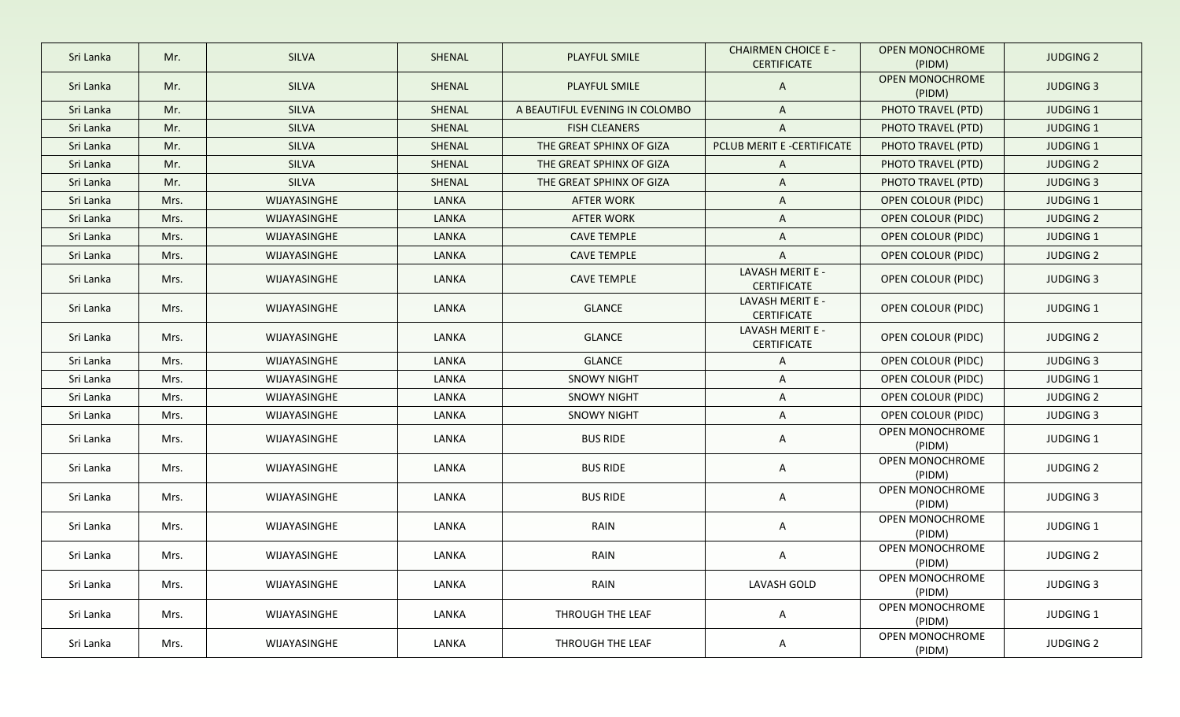| Sri Lanka | Mr. | SILVA | SHENAL | PLAYFUL SMILE | CHAIRMEN CHOICE E - CERTIFICATE | OPEN MONOCHROME (PIDM) | JUDGING 2 |
|---|---|---|---|---|---|---|---|
| Sri Lanka | Mr. | SILVA | SHENAL | PLAYFUL SMILE | A | OPEN MONOCHROME (PIDM) | JUDGING 3 |
| Sri Lanka | Mr. | SILVA | SHENAL | A BEAUTIFUL EVENING IN COLOMBO | A | PHOTO TRAVEL (PTD) | JUDGING 1 |
| Sri Lanka | Mr. | SILVA | SHENAL | FISH CLEANERS | A | PHOTO TRAVEL (PTD) | JUDGING 1 |
| Sri Lanka | Mr. | SILVA | SHENAL | THE GREAT SPHINX OF GIZA | PCLUB MERIT E -CERTIFICATE | PHOTO TRAVEL (PTD) | JUDGING 1 |
| Sri Lanka | Mr. | SILVA | SHENAL | THE GREAT SPHINX OF GIZA | A | PHOTO TRAVEL (PTD) | JUDGING 2 |
| Sri Lanka | Mr. | SILVA | SHENAL | THE GREAT SPHINX OF GIZA | A | PHOTO TRAVEL (PTD) | JUDGING 3 |
| Sri Lanka | Mrs. | WIJAYASINGHE | LANKA | AFTER WORK | A | OPEN COLOUR (PIDC) | JUDGING 1 |
| Sri Lanka | Mrs. | WIJAYASINGHE | LANKA | AFTER WORK | A | OPEN COLOUR (PIDC) | JUDGING 2 |
| Sri Lanka | Mrs. | WIJAYASINGHE | LANKA | CAVE TEMPLE | A | OPEN COLOUR (PIDC) | JUDGING 1 |
| Sri Lanka | Mrs. | WIJAYASINGHE | LANKA | CAVE TEMPLE | A | OPEN COLOUR (PIDC) | JUDGING 2 |
| Sri Lanka | Mrs. | WIJAYASINGHE | LANKA | CAVE TEMPLE | LAVASH MERIT E - CERTIFICATE | OPEN COLOUR (PIDC) | JUDGING 3 |
| Sri Lanka | Mrs. | WIJAYASINGHE | LANKA | GLANCE | LAVASH MERIT E - CERTIFICATE | OPEN COLOUR (PIDC) | JUDGING 1 |
| Sri Lanka | Mrs. | WIJAYASINGHE | LANKA | GLANCE | LAVASH MERIT E - CERTIFICATE | OPEN COLOUR (PIDC) | JUDGING 2 |
| Sri Lanka | Mrs. | WIJAYASINGHE | LANKA | GLANCE | A | OPEN COLOUR (PIDC) | JUDGING 3 |
| Sri Lanka | Mrs. | WIJAYASINGHE | LANKA | SNOWY NIGHT | A | OPEN COLOUR (PIDC) | JUDGING 1 |
| Sri Lanka | Mrs. | WIJAYASINGHE | LANKA | SNOWY NIGHT | A | OPEN COLOUR (PIDC) | JUDGING 2 |
| Sri Lanka | Mrs. | WIJAYASINGHE | LANKA | SNOWY NIGHT | A | OPEN COLOUR (PIDC) | JUDGING 3 |
| Sri Lanka | Mrs. | WIJAYASINGHE | LANKA | BUS RIDE | A | OPEN MONOCHROME (PIDM) | JUDGING 1 |
| Sri Lanka | Mrs. | WIJAYASINGHE | LANKA | BUS RIDE | A | OPEN MONOCHROME (PIDM) | JUDGING 2 |
| Sri Lanka | Mrs. | WIJAYASINGHE | LANKA | BUS RIDE | A | OPEN MONOCHROME (PIDM) | JUDGING 3 |
| Sri Lanka | Mrs. | WIJAYASINGHE | LANKA | RAIN | A | OPEN MONOCHROME (PIDM) | JUDGING 1 |
| Sri Lanka | Mrs. | WIJAYASINGHE | LANKA | RAIN | A | OPEN MONOCHROME (PIDM) | JUDGING 2 |
| Sri Lanka | Mrs. | WIJAYASINGHE | LANKA | RAIN | LAVASH GOLD | OPEN MONOCHROME (PIDM) | JUDGING 3 |
| Sri Lanka | Mrs. | WIJAYASINGHE | LANKA | THROUGH THE LEAF | A | OPEN MONOCHROME (PIDM) | JUDGING 1 |
| Sri Lanka | Mrs. | WIJAYASINGHE | LANKA | THROUGH THE LEAF | A | OPEN MONOCHROME (PIDM) | JUDGING 2 |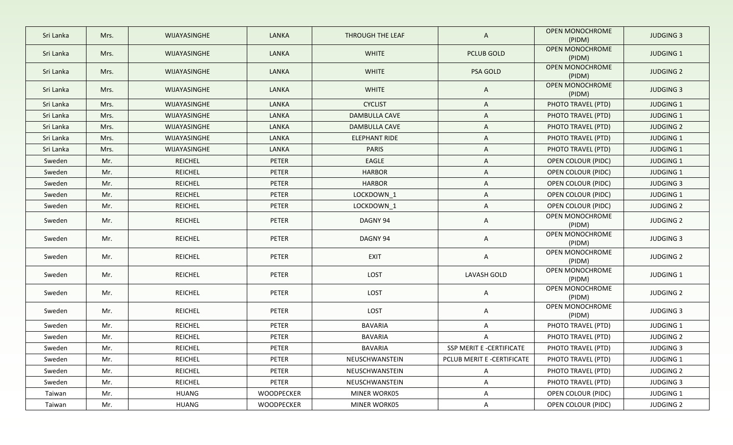| Sri Lanka | Mrs. | WIJAYASINGHE | LANKA | THROUGH THE LEAF | A | OPEN MONOCHROME (PIDM) | JUDGING 3 |
|---|---|---|---|---|---|---|---|
| Sri Lanka | Mrs. | WIJAYASINGHE | LANKA | WHITE | PCLUB GOLD | OPEN MONOCHROME (PIDM) | JUDGING 1 |
| Sri Lanka | Mrs. | WIJAYASINGHE | LANKA | WHITE | PSA GOLD | OPEN MONOCHROME (PIDM) | JUDGING 2 |
| Sri Lanka | Mrs. | WIJAYASINGHE | LANKA | WHITE | A | OPEN MONOCHROME (PIDM) | JUDGING 3 |
| Sri Lanka | Mrs. | WIJAYASINGHE | LANKA | CYCLIST | A | PHOTO TRAVEL (PTD) | JUDGING 1 |
| Sri Lanka | Mrs. | WIJAYASINGHE | LANKA | DAMBULLA CAVE | A | PHOTO TRAVEL (PTD) | JUDGING 1 |
| Sri Lanka | Mrs. | WIJAYASINGHE | LANKA | DAMBULLA CAVE | A | PHOTO TRAVEL (PTD) | JUDGING 2 |
| Sri Lanka | Mrs. | WIJAYASINGHE | LANKA | ELEPHANT RIDE | A | PHOTO TRAVEL (PTD) | JUDGING 1 |
| Sri Lanka | Mrs. | WIJAYASINGHE | LANKA | PARIS | A | PHOTO TRAVEL (PTD) | JUDGING 1 |
| Sweden | Mr. | REICHEL | PETER | EAGLE | A | OPEN COLOUR (PIDC) | JUDGING 1 |
| Sweden | Mr. | REICHEL | PETER | HARBOR | A | OPEN COLOUR (PIDC) | JUDGING 1 |
| Sweden | Mr. | REICHEL | PETER | HARBOR | A | OPEN COLOUR (PIDC) | JUDGING 3 |
| Sweden | Mr. | REICHEL | PETER | LOCKDOWN_1 | A | OPEN COLOUR (PIDC) | JUDGING 1 |
| Sweden | Mr. | REICHEL | PETER | LOCKDOWN_1 | A | OPEN COLOUR (PIDC) | JUDGING 2 |
| Sweden | Mr. | REICHEL | PETER | DAGNY 94 | A | OPEN MONOCHROME (PIDM) | JUDGING 2 |
| Sweden | Mr. | REICHEL | PETER | DAGNY 94 | A | OPEN MONOCHROME (PIDM) | JUDGING 3 |
| Sweden | Mr. | REICHEL | PETER | EXIT | A | OPEN MONOCHROME (PIDM) | JUDGING 2 |
| Sweden | Mr. | REICHEL | PETER | LOST | LAVASH GOLD | OPEN MONOCHROME (PIDM) | JUDGING 1 |
| Sweden | Mr. | REICHEL | PETER | LOST | A | OPEN MONOCHROME (PIDM) | JUDGING 2 |
| Sweden | Mr. | REICHEL | PETER | LOST | A | OPEN MONOCHROME (PIDM) | JUDGING 3 |
| Sweden | Mr. | REICHEL | PETER | BAVARIA | A | PHOTO TRAVEL (PTD) | JUDGING 1 |
| Sweden | Mr. | REICHEL | PETER | BAVARIA | A | PHOTO TRAVEL (PTD) | JUDGING 2 |
| Sweden | Mr. | REICHEL | PETER | BAVARIA | SSP MERIT E -CERTIFICATE | PHOTO TRAVEL (PTD) | JUDGING 3 |
| Sweden | Mr. | REICHEL | PETER | NEUSCHWANSTEIN | PCLUB MERIT E -CERTIFICATE | PHOTO TRAVEL (PTD) | JUDGING 1 |
| Sweden | Mr. | REICHEL | PETER | NEUSCHWANSTEIN | A | PHOTO TRAVEL (PTD) | JUDGING 2 |
| Sweden | Mr. | REICHEL | PETER | NEUSCHWANSTEIN | A | PHOTO TRAVEL (PTD) | JUDGING 3 |
| Taiwan | Mr. | HUANG | WOODPECKER | MINER WORK05 | A | OPEN COLOUR (PIDC) | JUDGING 1 |
| Taiwan | Mr. | HUANG | WOODPECKER | MINER WORK05 | A | OPEN COLOUR (PIDC) | JUDGING 2 |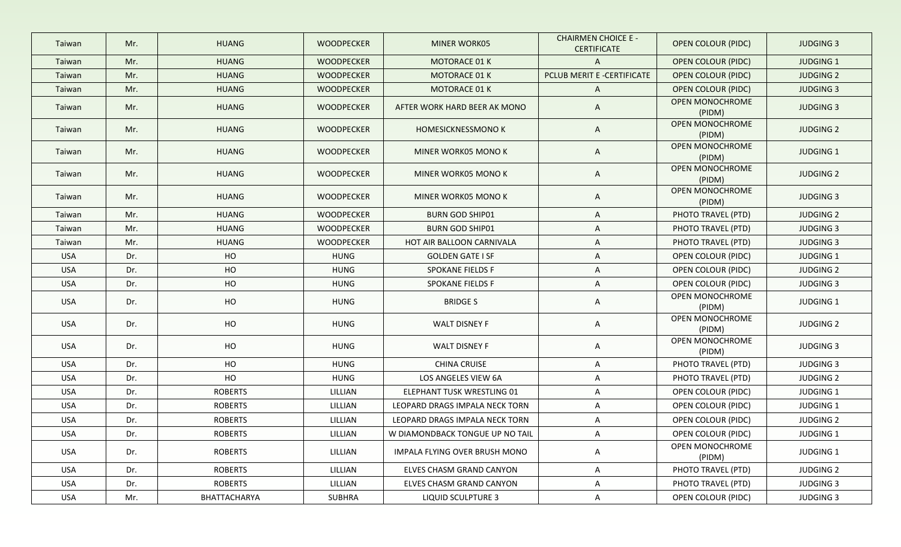| Taiwan | Mr. | HUANG | WOODPECKER | MINER WORK05 | CHAIRMEN CHOICE E - CERTIFICATE | OPEN COLOUR (PIDC) | JUDGING 3 |
|---|---|---|---|---|---|---|---|
| Taiwan | Mr. | HUANG | WOODPECKER | MOTORACE 01 K | A | OPEN COLOUR (PIDC) | JUDGING 1 |
| Taiwan | Mr. | HUANG | WOODPECKER | MOTORACE 01 K | PCLUB MERIT E -CERTIFICATE | OPEN COLOUR (PIDC) | JUDGING 2 |
| Taiwan | Mr. | HUANG | WOODPECKER | MOTORACE 01 K | A | OPEN COLOUR (PIDC) | JUDGING 3 |
| Taiwan | Mr. | HUANG | WOODPECKER | AFTER WORK HARD BEER AK MONO | A | OPEN MONOCHROME (PIDM) | JUDGING 3 |
| Taiwan | Mr. | HUANG | WOODPECKER | HOMESICKNESSMONO K | A | OPEN MONOCHROME (PIDM) | JUDGING 2 |
| Taiwan | Mr. | HUANG | WOODPECKER | MINER WORK05 MONO K | A | OPEN MONOCHROME (PIDM) | JUDGING 1 |
| Taiwan | Mr. | HUANG | WOODPECKER | MINER WORK05 MONO K | A | OPEN MONOCHROME (PIDM) | JUDGING 2 |
| Taiwan | Mr. | HUANG | WOODPECKER | MINER WORK05 MONO K | A | OPEN MONOCHROME (PIDM) | JUDGING 3 |
| Taiwan | Mr. | HUANG | WOODPECKER | BURN GOD SHIP01 | A | PHOTO TRAVEL (PTD) | JUDGING 2 |
| Taiwan | Mr. | HUANG | WOODPECKER | BURN GOD SHIP01 | A | PHOTO TRAVEL (PTD) | JUDGING 3 |
| Taiwan | Mr. | HUANG | WOODPECKER | HOT AIR BALLOON CARNIVALA | A | PHOTO TRAVEL (PTD) | JUDGING 3 |
| USA | Dr. | HO | HUNG | GOLDEN GATE I SF | A | OPEN COLOUR (PIDC) | JUDGING 1 |
| USA | Dr. | HO | HUNG | SPOKANE FIELDS F | A | OPEN COLOUR (PIDC) | JUDGING 2 |
| USA | Dr. | HO | HUNG | SPOKANE FIELDS F | A | OPEN COLOUR (PIDC) | JUDGING 3 |
| USA | Dr. | HO | HUNG | BRIDGE S | A | OPEN MONOCHROME (PIDM) | JUDGING 1 |
| USA | Dr. | HO | HUNG | WALT DISNEY F | A | OPEN MONOCHROME (PIDM) | JUDGING 2 |
| USA | Dr. | HO | HUNG | WALT DISNEY F | A | OPEN MONOCHROME (PIDM) | JUDGING 3 |
| USA | Dr. | HO | HUNG | CHINA CRUISE | A | PHOTO TRAVEL (PTD) | JUDGING 3 |
| USA | Dr. | HO | HUNG | LOS ANGELES VIEW 6A | A | PHOTO TRAVEL (PTD) | JUDGING 2 |
| USA | Dr. | ROBERTS | LILLIAN | ELEPHANT TUSK WRESTLING 01 | A | OPEN COLOUR (PIDC) | JUDGING 1 |
| USA | Dr. | ROBERTS | LILLIAN | LEOPARD DRAGS IMPALA NECK TORN | A | OPEN COLOUR (PIDC) | JUDGING 1 |
| USA | Dr. | ROBERTS | LILLIAN | LEOPARD DRAGS IMPALA NECK TORN | A | OPEN COLOUR (PIDC) | JUDGING 2 |
| USA | Dr. | ROBERTS | LILLIAN | W DIAMONDBACK TONGUE UP NO TAIL | A | OPEN COLOUR (PIDC) | JUDGING 1 |
| USA | Dr. | ROBERTS | LILLIAN | IMPALA FLYING OVER BRUSH MONO | A | OPEN MONOCHROME (PIDM) | JUDGING 1 |
| USA | Dr. | ROBERTS | LILLIAN | ELVES CHASM GRAND CANYON | A | PHOTO TRAVEL (PTD) | JUDGING 2 |
| USA | Dr. | ROBERTS | LILLIAN | ELVES CHASM GRAND CANYON | A | PHOTO TRAVEL (PTD) | JUDGING 3 |
| USA | Mr. | BHATTACHARYA | SUBHRA | LIQUID SCULPTURE 3 | A | OPEN COLOUR (PIDC) | JUDGING 3 |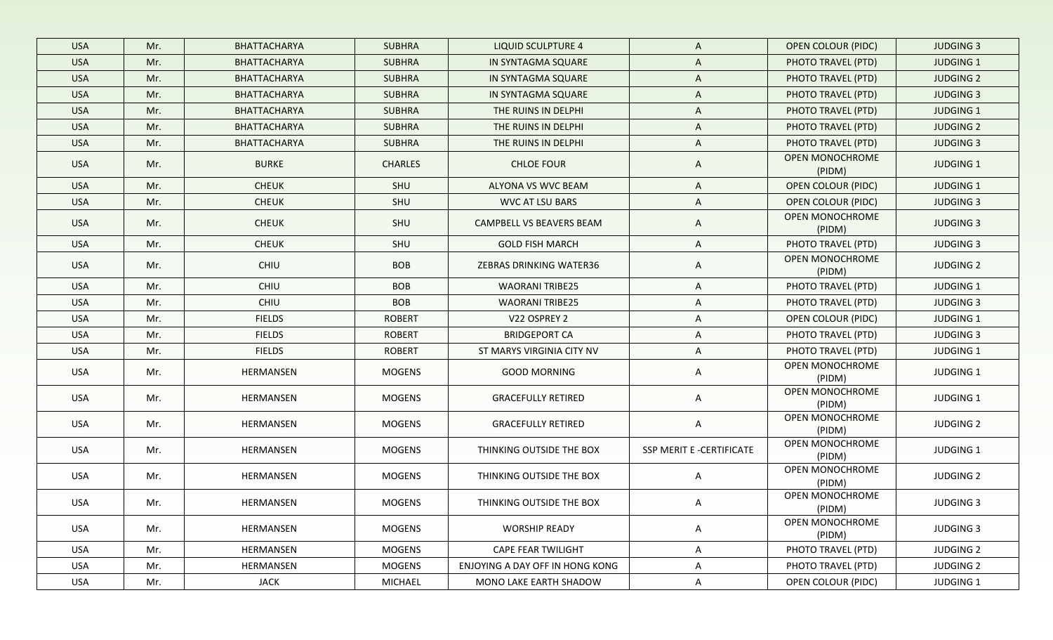| USA | Mr. | BHATTACHARYA | SUBHRA | LIQUID SCULPTURE 4 | A | OPEN COLOUR (PIDC) | JUDGING 3 |
|---|---|---|---|---|---|---|---|
| USA | Mr. | BHATTACHARYA | SUBHRA | IN SYNTAGMA SQUARE | A | PHOTO TRAVEL (PTD) | JUDGING 1 |
| USA | Mr. | BHATTACHARYA | SUBHRA | IN SYNTAGMA SQUARE | A | PHOTO TRAVEL (PTD) | JUDGING 2 |
| USA | Mr. | BHATTACHARYA | SUBHRA | IN SYNTAGMA SQUARE | A | PHOTO TRAVEL (PTD) | JUDGING 3 |
| USA | Mr. | BHATTACHARYA | SUBHRA | THE RUINS IN DELPHI | A | PHOTO TRAVEL (PTD) | JUDGING 1 |
| USA | Mr. | BHATTACHARYA | SUBHRA | THE RUINS IN DELPHI | A | PHOTO TRAVEL (PTD) | JUDGING 2 |
| USA | Mr. | BHATTACHARYA | SUBHRA | THE RUINS IN DELPHI | A | PHOTO TRAVEL (PTD) | JUDGING 3 |
| USA | Mr. | BURKE | CHARLES | CHLOE FOUR | A | OPEN MONOCHROME (PIDM) | JUDGING 1 |
| USA | Mr. | CHEUK | SHU | ALYONA VS WVC BEAM | A | OPEN COLOUR (PIDC) | JUDGING 1 |
| USA | Mr. | CHEUK | SHU | WVC AT LSU BARS | A | OPEN COLOUR (PIDC) | JUDGING 3 |
| USA | Mr. | CHEUK | SHU | CAMPBELL VS BEAVERS BEAM | A | OPEN MONOCHROME (PIDM) | JUDGING 3 |
| USA | Mr. | CHEUK | SHU | GOLD FISH MARCH | A | PHOTO TRAVEL (PTD) | JUDGING 3 |
| USA | Mr. | CHIU | BOB | ZEBRAS DRINKING WATER36 | A | OPEN MONOCHROME (PIDM) | JUDGING 2 |
| USA | Mr. | CHIU | BOB | WAORANI TRIBE25 | A | PHOTO TRAVEL (PTD) | JUDGING 1 |
| USA | Mr. | CHIU | BOB | WAORANI TRIBE25 | A | PHOTO TRAVEL (PTD) | JUDGING 3 |
| USA | Mr. | FIELDS | ROBERT | V22 OSPREY 2 | A | OPEN COLOUR (PIDC) | JUDGING 1 |
| USA | Mr. | FIELDS | ROBERT | BRIDGEPORT CA | A | PHOTO TRAVEL (PTD) | JUDGING 3 |
| USA | Mr. | FIELDS | ROBERT | ST MARYS VIRGINIA CITY NV | A | PHOTO TRAVEL (PTD) | JUDGING 1 |
| USA | Mr. | HERMANSEN | MOGENS | GOOD MORNING | A | OPEN MONOCHROME (PIDM) | JUDGING 1 |
| USA | Mr. | HERMANSEN | MOGENS | GRACEFULLY RETIRED | A | OPEN MONOCHROME (PIDM) | JUDGING 1 |
| USA | Mr. | HERMANSEN | MOGENS | GRACEFULLY RETIRED | A | OPEN MONOCHROME (PIDM) | JUDGING 2 |
| USA | Mr. | HERMANSEN | MOGENS | THINKING OUTSIDE THE BOX | SSP MERIT E -CERTIFICATE | OPEN MONOCHROME (PIDM) | JUDGING 1 |
| USA | Mr. | HERMANSEN | MOGENS | THINKING OUTSIDE THE BOX | A | OPEN MONOCHROME (PIDM) | JUDGING 2 |
| USA | Mr. | HERMANSEN | MOGENS | THINKING OUTSIDE THE BOX | A | OPEN MONOCHROME (PIDM) | JUDGING 3 |
| USA | Mr. | HERMANSEN | MOGENS | WORSHIP READY | A | OPEN MONOCHROME (PIDM) | JUDGING 3 |
| USA | Mr. | HERMANSEN | MOGENS | CAPE FEAR TWILIGHT | A | PHOTO TRAVEL (PTD) | JUDGING 2 |
| USA | Mr. | HERMANSEN | MOGENS | ENJOYING A DAY OFF IN HONG KONG | A | PHOTO TRAVEL (PTD) | JUDGING 2 |
| USA | Mr. | JACK | MICHAEL | MONO LAKE EARTH SHADOW | A | OPEN COLOUR (PIDC) | JUDGING 1 |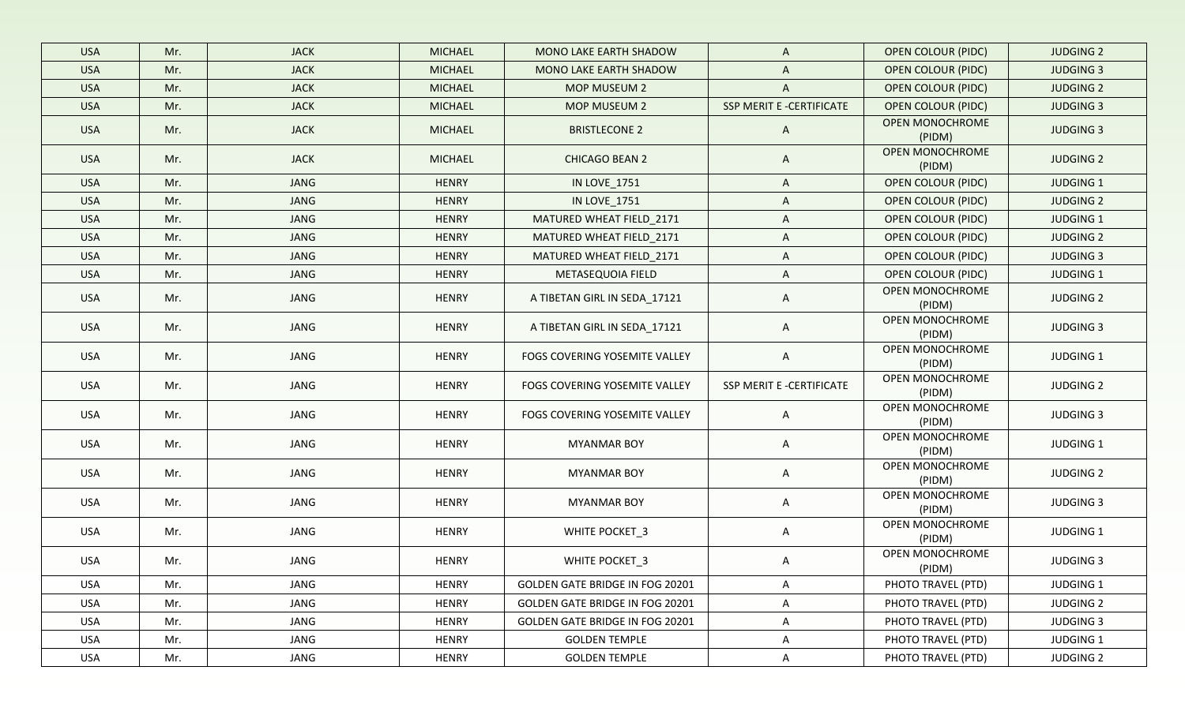| USA | Mr. | JACK | MICHAEL | MONO LAKE EARTH SHADOW | A | OPEN COLOUR (PIDC) | JUDGING 2 |
|---|---|---|---|---|---|---|---|
| USA | Mr. | JACK | MICHAEL | MONO LAKE EARTH SHADOW | A | OPEN COLOUR (PIDC) | JUDGING 3 |
| USA | Mr. | JACK | MICHAEL | MOP MUSEUM 2 | A | OPEN COLOUR (PIDC) | JUDGING 2 |
| USA | Mr. | JACK | MICHAEL | MOP MUSEUM 2 | SSP MERIT E -CERTIFICATE | OPEN COLOUR (PIDC) | JUDGING 3 |
| USA | Mr. | JACK | MICHAEL | BRISTLECONE 2 | A | OPEN MONOCHROME (PIDM) | JUDGING 3 |
| USA | Mr. | JACK | MICHAEL | CHICAGO BEAN 2 | A | OPEN MONOCHROME (PIDM) | JUDGING 2 |
| USA | Mr. | JANG | HENRY | IN LOVE_1751 | A | OPEN COLOUR (PIDC) | JUDGING 1 |
| USA | Mr. | JANG | HENRY | IN LOVE_1751 | A | OPEN COLOUR (PIDC) | JUDGING 2 |
| USA | Mr. | JANG | HENRY | MATURED WHEAT FIELD_2171 | A | OPEN COLOUR (PIDC) | JUDGING 1 |
| USA | Mr. | JANG | HENRY | MATURED WHEAT FIELD_2171 | A | OPEN COLOUR (PIDC) | JUDGING 2 |
| USA | Mr. | JANG | HENRY | MATURED WHEAT FIELD_2171 | A | OPEN COLOUR (PIDC) | JUDGING 3 |
| USA | Mr. | JANG | HENRY | METASEQUOIA FIELD | A | OPEN COLOUR (PIDC) | JUDGING 1 |
| USA | Mr. | JANG | HENRY | A TIBETAN GIRL IN SEDA_17121 | A | OPEN MONOCHROME (PIDM) | JUDGING 2 |
| USA | Mr. | JANG | HENRY | A TIBETAN GIRL IN SEDA_17121 | A | OPEN MONOCHROME (PIDM) | JUDGING 3 |
| USA | Mr. | JANG | HENRY | FOGS COVERING YOSEMITE VALLEY | A | OPEN MONOCHROME (PIDM) | JUDGING 1 |
| USA | Mr. | JANG | HENRY | FOGS COVERING YOSEMITE VALLEY | SSP MERIT E -CERTIFICATE | OPEN MONOCHROME (PIDM) | JUDGING 2 |
| USA | Mr. | JANG | HENRY | FOGS COVERING YOSEMITE VALLEY | A | OPEN MONOCHROME (PIDM) | JUDGING 3 |
| USA | Mr. | JANG | HENRY | MYANMAR BOY | A | OPEN MONOCHROME (PIDM) | JUDGING 1 |
| USA | Mr. | JANG | HENRY | MYANMAR BOY | A | OPEN MONOCHROME (PIDM) | JUDGING 2 |
| USA | Mr. | JANG | HENRY | MYANMAR BOY | A | OPEN MONOCHROME (PIDM) | JUDGING 3 |
| USA | Mr. | JANG | HENRY | WHITE POCKET_3 | A | OPEN MONOCHROME (PIDM) | JUDGING 1 |
| USA | Mr. | JANG | HENRY | WHITE POCKET_3 | A | OPEN MONOCHROME (PIDM) | JUDGING 3 |
| USA | Mr. | JANG | HENRY | GOLDEN GATE BRIDGE IN FOG 20201 | A | PHOTO TRAVEL (PTD) | JUDGING 1 |
| USA | Mr. | JANG | HENRY | GOLDEN GATE BRIDGE IN FOG 20201 | A | PHOTO TRAVEL (PTD) | JUDGING 2 |
| USA | Mr. | JANG | HENRY | GOLDEN GATE BRIDGE IN FOG 20201 | A | PHOTO TRAVEL (PTD) | JUDGING 3 |
| USA | Mr. | JANG | HENRY | GOLDEN TEMPLE | A | PHOTO TRAVEL (PTD) | JUDGING 1 |
| USA | Mr. | JANG | HENRY | GOLDEN TEMPLE | A | PHOTO TRAVEL (PTD) | JUDGING 2 |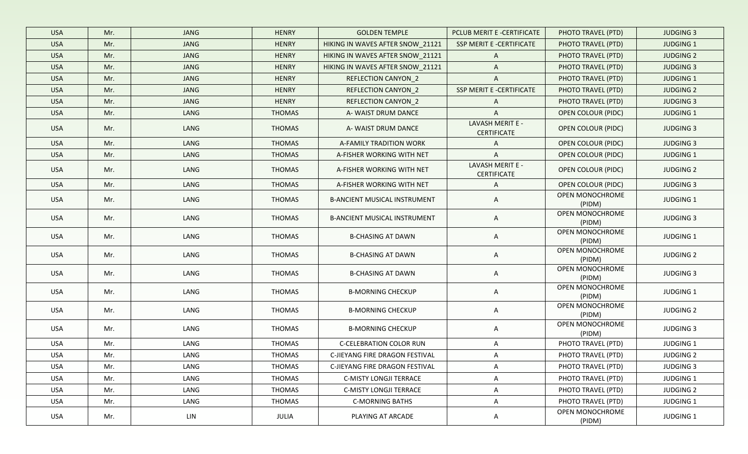| USA | Mr. | JANG | HENRY | GOLDEN TEMPLE | PCLUB MERIT E -CERTIFICATE | PHOTO TRAVEL (PTD) | JUDGING 3 |
|---|---|---|---|---|---|---|---|
| USA | Mr. | JANG | HENRY | HIKING IN WAVES AFTER SNOW_21121 | SSP MERIT E -CERTIFICATE | PHOTO TRAVEL (PTD) | JUDGING 1 |
| USA | Mr. | JANG | HENRY | HIKING IN WAVES AFTER SNOW_21121 | A | PHOTO TRAVEL (PTD) | JUDGING 2 |
| USA | Mr. | JANG | HENRY | HIKING IN WAVES AFTER SNOW_21121 | A | PHOTO TRAVEL (PTD) | JUDGING 3 |
| USA | Mr. | JANG | HENRY | REFLECTION CANYON_2 | A | PHOTO TRAVEL (PTD) | JUDGING 1 |
| USA | Mr. | JANG | HENRY | REFLECTION CANYON_2 | SSP MERIT E -CERTIFICATE | PHOTO TRAVEL (PTD) | JUDGING 2 |
| USA | Mr. | JANG | HENRY | REFLECTION CANYON_2 | A | PHOTO TRAVEL (PTD) | JUDGING 3 |
| USA | Mr. | LANG | THOMAS | A- WAIST DRUM DANCE | A | OPEN COLOUR (PIDC) | JUDGING 1 |
| USA | Mr. | LANG | THOMAS | A- WAIST DRUM DANCE | LAVASH MERIT E - CERTIFICATE | OPEN COLOUR (PIDC) | JUDGING 3 |
| USA | Mr. | LANG | THOMAS | A-FAMILY TRADITION WORK | A | OPEN COLOUR (PIDC) | JUDGING 3 |
| USA | Mr. | LANG | THOMAS | A-FISHER WORKING WITH NET | A | OPEN COLOUR (PIDC) | JUDGING 1 |
| USA | Mr. | LANG | THOMAS | A-FISHER WORKING WITH NET | LAVASH MERIT E - CERTIFICATE | OPEN COLOUR (PIDC) | JUDGING 2 |
| USA | Mr. | LANG | THOMAS | A-FISHER WORKING WITH NET | A | OPEN COLOUR (PIDC) | JUDGING 3 |
| USA | Mr. | LANG | THOMAS | B-ANCIENT MUSICAL INSTRUMENT | A | OPEN MONOCHROME (PIDM) | JUDGING 1 |
| USA | Mr. | LANG | THOMAS | B-ANCIENT MUSICAL INSTRUMENT | A | OPEN MONOCHROME (PIDM) | JUDGING 3 |
| USA | Mr. | LANG | THOMAS | B-CHASING AT DAWN | A | OPEN MONOCHROME (PIDM) | JUDGING 1 |
| USA | Mr. | LANG | THOMAS | B-CHASING AT DAWN | A | OPEN MONOCHROME (PIDM) | JUDGING 2 |
| USA | Mr. | LANG | THOMAS | B-CHASING AT DAWN | A | OPEN MONOCHROME (PIDM) | JUDGING 3 |
| USA | Mr. | LANG | THOMAS | B-MORNING CHECKUP | A | OPEN MONOCHROME (PIDM) | JUDGING 1 |
| USA | Mr. | LANG | THOMAS | B-MORNING CHECKUP | A | OPEN MONOCHROME (PIDM) | JUDGING 2 |
| USA | Mr. | LANG | THOMAS | B-MORNING CHECKUP | A | OPEN MONOCHROME (PIDM) | JUDGING 3 |
| USA | Mr. | LANG | THOMAS | C-CELEBRATION COLOR RUN | A | PHOTO TRAVEL (PTD) | JUDGING 1 |
| USA | Mr. | LANG | THOMAS | C-JIEYANG FIRE DRAGON FESTIVAL | A | PHOTO TRAVEL (PTD) | JUDGING 2 |
| USA | Mr. | LANG | THOMAS | C-JIEYANG FIRE DRAGON FESTIVAL | A | PHOTO TRAVEL (PTD) | JUDGING 3 |
| USA | Mr. | LANG | THOMAS | C-MISTY LONGJI TERRACE | A | PHOTO TRAVEL (PTD) | JUDGING 1 |
| USA | Mr. | LANG | THOMAS | C-MISTY LONGJI TERRACE | A | PHOTO TRAVEL (PTD) | JUDGING 2 |
| USA | Mr. | LANG | THOMAS | C-MORNING BATHS | A | PHOTO TRAVEL (PTD) | JUDGING 1 |
| USA | Mr. | LIN | JULIA | PLAYING AT ARCADE | A | OPEN MONOCHROME (PIDM) | JUDGING 1 |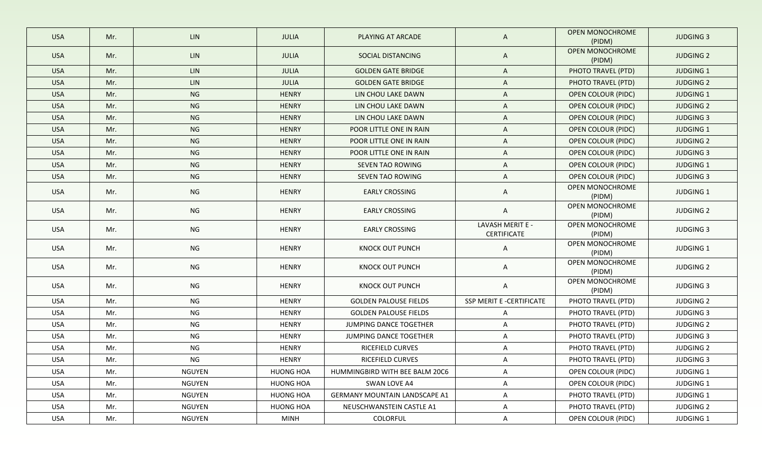| USA | Mr. | LIN | JULIA | PLAYING AT ARCADE | A | OPEN MONOCHROME (PIDM) | JUDGING 3 |
|---|---|---|---|---|---|---|---|
| USA | Mr. | LIN | JULIA | SOCIAL DISTANCING | A | OPEN MONOCHROME (PIDM) | JUDGING 2 |
| USA | Mr. | LIN | JULIA | GOLDEN GATE BRIDGE | A | PHOTO TRAVEL (PTD) | JUDGING 1 |
| USA | Mr. | LIN | JULIA | GOLDEN GATE BRIDGE | A | PHOTO TRAVEL (PTD) | JUDGING 2 |
| USA | Mr. | NG | HENRY | LIN CHOU LAKE DAWN | A | OPEN COLOUR (PIDC) | JUDGING 1 |
| USA | Mr. | NG | HENRY | LIN CHOU LAKE DAWN | A | OPEN COLOUR (PIDC) | JUDGING 2 |
| USA | Mr. | NG | HENRY | LIN CHOU LAKE DAWN | A | OPEN COLOUR (PIDC) | JUDGING 3 |
| USA | Mr. | NG | HENRY | POOR LITTLE ONE IN RAIN | A | OPEN COLOUR (PIDC) | JUDGING 1 |
| USA | Mr. | NG | HENRY | POOR LITTLE ONE IN RAIN | A | OPEN COLOUR (PIDC) | JUDGING 2 |
| USA | Mr. | NG | HENRY | POOR LITTLE ONE IN RAIN | A | OPEN COLOUR (PIDC) | JUDGING 3 |
| USA | Mr. | NG | HENRY | SEVEN TAO ROWING | A | OPEN COLOUR (PIDC) | JUDGING 1 |
| USA | Mr. | NG | HENRY | SEVEN TAO ROWING | A | OPEN COLOUR (PIDC) | JUDGING 3 |
| USA | Mr. | NG | HENRY | EARLY CROSSING | A | OPEN MONOCHROME (PIDM) | JUDGING 1 |
| USA | Mr. | NG | HENRY | EARLY CROSSING | A | OPEN MONOCHROME (PIDM) | JUDGING 2 |
| USA | Mr. | NG | HENRY | EARLY CROSSING | LAVASH MERIT E - CERTIFICATE | OPEN MONOCHROME (PIDM) | JUDGING 3 |
| USA | Mr. | NG | HENRY | KNOCK OUT PUNCH | A | OPEN MONOCHROME (PIDM) | JUDGING 1 |
| USA | Mr. | NG | HENRY | KNOCK OUT PUNCH | A | OPEN MONOCHROME (PIDM) | JUDGING 2 |
| USA | Mr. | NG | HENRY | KNOCK OUT PUNCH | A | OPEN MONOCHROME (PIDM) | JUDGING 3 |
| USA | Mr. | NG | HENRY | GOLDEN PALOUSE FIELDS | SSP MERIT E -CERTIFICATE | PHOTO TRAVEL (PTD) | JUDGING 2 |
| USA | Mr. | NG | HENRY | GOLDEN PALOUSE FIELDS | A | PHOTO TRAVEL (PTD) | JUDGING 3 |
| USA | Mr. | NG | HENRY | JUMPING DANCE TOGETHER | A | PHOTO TRAVEL (PTD) | JUDGING 2 |
| USA | Mr. | NG | HENRY | JUMPING DANCE TOGETHER | A | PHOTO TRAVEL (PTD) | JUDGING 3 |
| USA | Mr. | NG | HENRY | RICEFIELD CURVES | A | PHOTO TRAVEL (PTD) | JUDGING 2 |
| USA | Mr. | NG | HENRY | RICEFIELD CURVES | A | PHOTO TRAVEL (PTD) | JUDGING 3 |
| USA | Mr. | NGUYEN | HUONG HOA | HUMMINGBIRD WITH BEE BALM 20C6 | A | OPEN COLOUR (PIDC) | JUDGING 1 |
| USA | Mr. | NGUYEN | HUONG HOA | SWAN LOVE A4 | A | OPEN COLOUR (PIDC) | JUDGING 1 |
| USA | Mr. | NGUYEN | HUONG HOA | GERMANY MOUNTAIN LANDSCAPE A1 | A | PHOTO TRAVEL (PTD) | JUDGING 1 |
| USA | Mr. | NGUYEN | HUONG HOA | NEUSCHWANSTEIN CASTLE A1 | A | PHOTO TRAVEL (PTD) | JUDGING 2 |
| USA | Mr. | NGUYEN | MINH | COLORFUL | A | OPEN COLOUR (PIDC) | JUDGING 1 |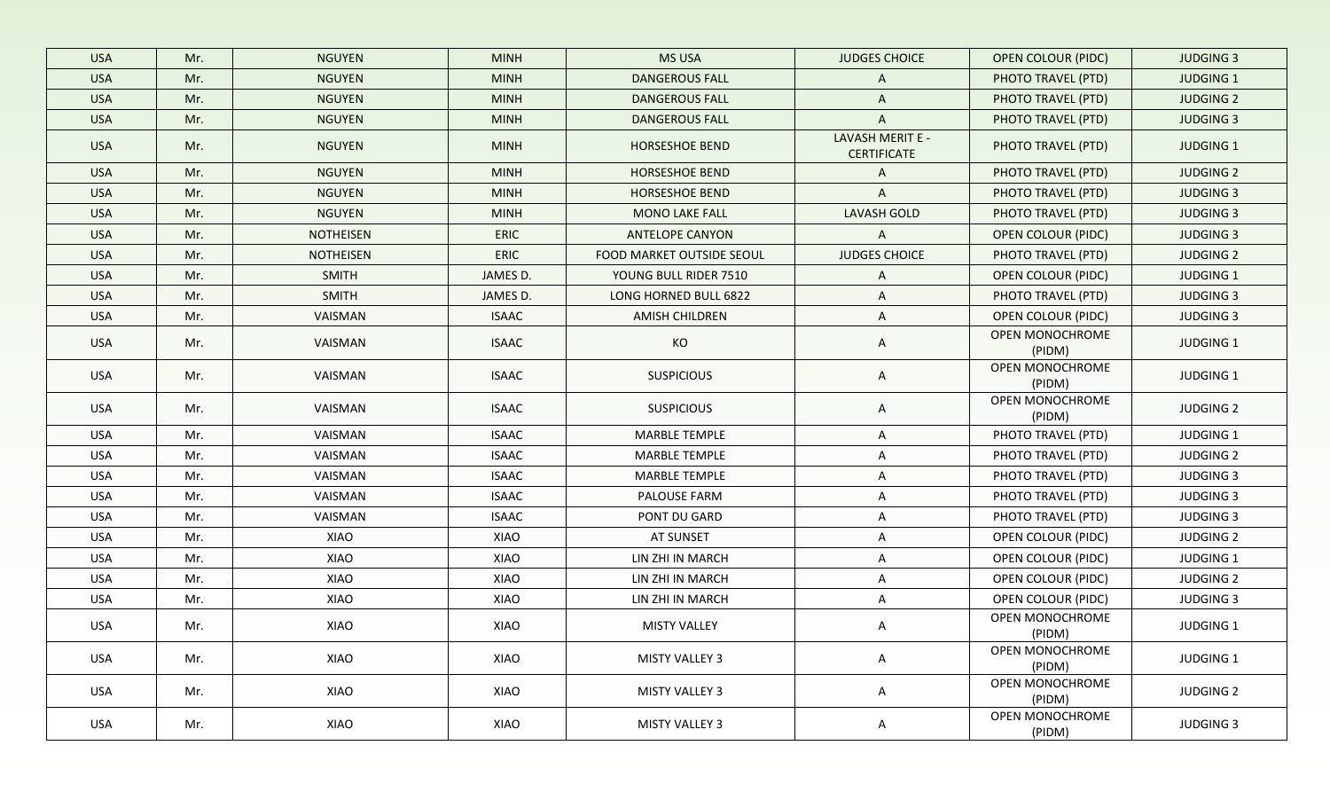| USA | Mr. | NGUYEN | MINH | MS USA | JUDGES CHOICE | OPEN COLOUR (PIDC) | JUDGING 3 |
|---|---|---|---|---|---|---|---|
| USA | Mr. | NGUYEN | MINH | DANGEROUS FALL | A | PHOTO TRAVEL (PTD) | JUDGING 1 |
| USA | Mr. | NGUYEN | MINH | DANGEROUS FALL | A | PHOTO TRAVEL (PTD) | JUDGING 2 |
| USA | Mr. | NGUYEN | MINH | DANGEROUS FALL | A | PHOTO TRAVEL (PTD) | JUDGING 3 |
| USA | Mr. | NGUYEN | MINH | HORSESHOE BEND | LAVASH MERIT E - CERTIFICATE | PHOTO TRAVEL (PTD) | JUDGING 1 |
| USA | Mr. | NGUYEN | MINH | HORSESHOE BEND | A | PHOTO TRAVEL (PTD) | JUDGING 2 |
| USA | Mr. | NGUYEN | MINH | HORSESHOE BEND | A | PHOTO TRAVEL (PTD) | JUDGING 3 |
| USA | Mr. | NGUYEN | MINH | MONO LAKE FALL | LAVASH GOLD | PHOTO TRAVEL (PTD) | JUDGING 3 |
| USA | Mr. | NOTHEISEN | ERIC | ANTELOPE CANYON | A | OPEN COLOUR (PIDC) | JUDGING 3 |
| USA | Mr. | NOTHEISEN | ERIC | FOOD MARKET OUTSIDE SEOUL | JUDGES CHOICE | PHOTO TRAVEL (PTD) | JUDGING 2 |
| USA | Mr. | SMITH | JAMES D. | YOUNG BULL RIDER 7510 | A | OPEN COLOUR (PIDC) | JUDGING 1 |
| USA | Mr. | SMITH | JAMES D. | LONG HORNED BULL 6822 | A | PHOTO TRAVEL (PTD) | JUDGING 3 |
| USA | Mr. | VAISMAN | ISAAC | AMISH CHILDREN | A | OPEN COLOUR (PIDC) | JUDGING 3 |
| USA | Mr. | VAISMAN | ISAAC | KO | A | OPEN MONOCHROME (PIDM) | JUDGING 1 |
| USA | Mr. | VAISMAN | ISAAC | SUSPICIOUS | A | OPEN MONOCHROME (PIDM) | JUDGING 1 |
| USA | Mr. | VAISMAN | ISAAC | SUSPICIOUS | A | OPEN MONOCHROME (PIDM) | JUDGING 2 |
| USA | Mr. | VAISMAN | ISAAC | MARBLE TEMPLE | A | PHOTO TRAVEL (PTD) | JUDGING 1 |
| USA | Mr. | VAISMAN | ISAAC | MARBLE TEMPLE | A | PHOTO TRAVEL (PTD) | JUDGING 2 |
| USA | Mr. | VAISMAN | ISAAC | MARBLE TEMPLE | A | PHOTO TRAVEL (PTD) | JUDGING 3 |
| USA | Mr. | VAISMAN | ISAAC | PALOUSE FARM | A | PHOTO TRAVEL (PTD) | JUDGING 3 |
| USA | Mr. | VAISMAN | ISAAC | PONT DU GARD | A | PHOTO TRAVEL (PTD) | JUDGING 3 |
| USA | Mr. | XIAO | XIAO | AT SUNSET | A | OPEN COLOUR (PIDC) | JUDGING 2 |
| USA | Mr. | XIAO | XIAO | LIN ZHI IN MARCH | A | OPEN COLOUR (PIDC) | JUDGING 1 |
| USA | Mr. | XIAO | XIAO | LIN ZHI IN MARCH | A | OPEN COLOUR (PIDC) | JUDGING 2 |
| USA | Mr. | XIAO | XIAO | LIN ZHI IN MARCH | A | OPEN COLOUR (PIDC) | JUDGING 3 |
| USA | Mr. | XIAO | XIAO | MISTY VALLEY | A | OPEN MONOCHROME (PIDM) | JUDGING 1 |
| USA | Mr. | XIAO | XIAO | MISTY VALLEY 3 | A | OPEN MONOCHROME (PIDM) | JUDGING 1 |
| USA | Mr. | XIAO | XIAO | MISTY VALLEY 3 | A | OPEN MONOCHROME (PIDM) | JUDGING 2 |
| USA | Mr. | XIAO | XIAO | MISTY VALLEY 3 | A | OPEN MONOCHROME (PIDM) | JUDGING 3 |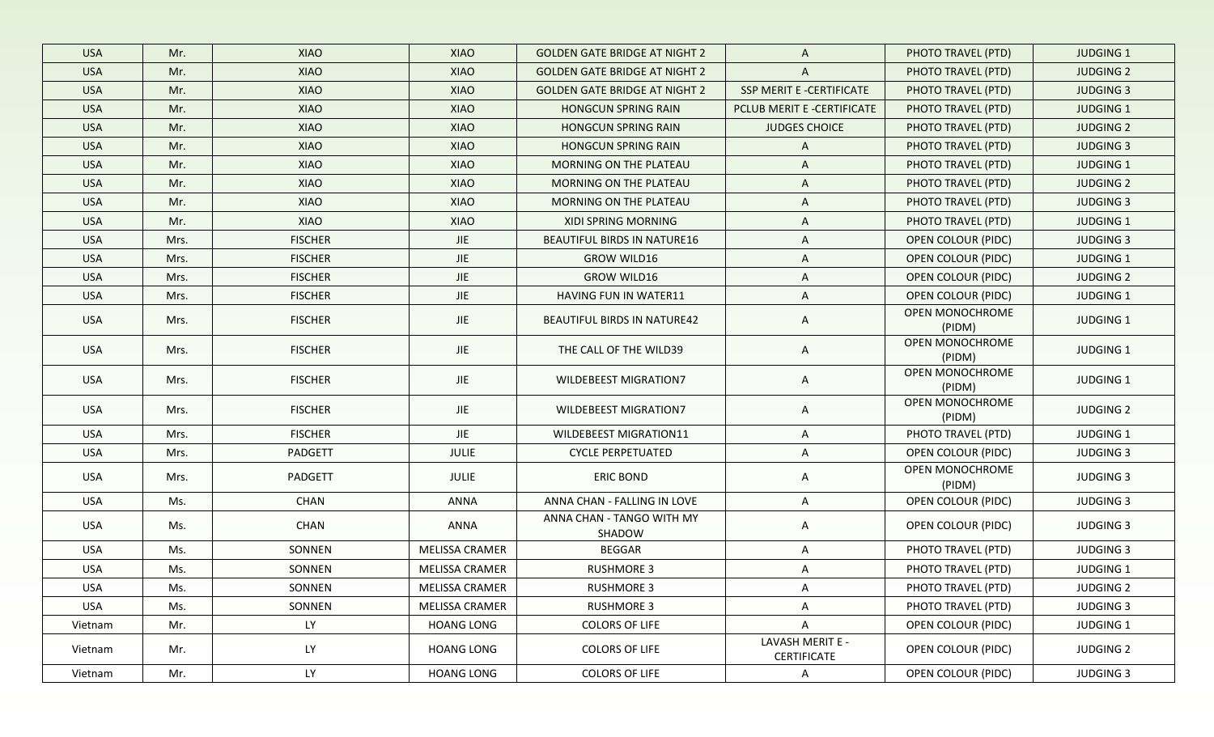| USA | Mr. | XIAO | XIAO | GOLDEN GATE BRIDGE AT NIGHT 2 | A | PHOTO TRAVEL (PTD) | JUDGING 1 |
|---|---|---|---|---|---|---|---|
| USA | Mr. | XIAO | XIAO | GOLDEN GATE BRIDGE AT NIGHT 2 | A | PHOTO TRAVEL (PTD) | JUDGING 2 |
| USA | Mr. | XIAO | XIAO | GOLDEN GATE BRIDGE AT NIGHT 2 | SSP MERIT E -CERTIFICATE | PHOTO TRAVEL (PTD) | JUDGING 3 |
| USA | Mr. | XIAO | XIAO | HONGCUN SPRING RAIN | PCLUB MERIT E -CERTIFICATE | PHOTO TRAVEL (PTD) | JUDGING 1 |
| USA | Mr. | XIAO | XIAO | HONGCUN SPRING RAIN | JUDGES CHOICE | PHOTO TRAVEL (PTD) | JUDGING 2 |
| USA | Mr. | XIAO | XIAO | HONGCUN SPRING RAIN | A | PHOTO TRAVEL (PTD) | JUDGING 3 |
| USA | Mr. | XIAO | XIAO | MORNING ON THE PLATEAU | A | PHOTO TRAVEL (PTD) | JUDGING 1 |
| USA | Mr. | XIAO | XIAO | MORNING ON THE PLATEAU | A | PHOTO TRAVEL (PTD) | JUDGING 2 |
| USA | Mr. | XIAO | XIAO | MORNING ON THE PLATEAU | A | PHOTO TRAVEL (PTD) | JUDGING 3 |
| USA | Mr. | XIAO | XIAO | XIDI SPRING MORNING | A | PHOTO TRAVEL (PTD) | JUDGING 1 |
| USA | Mrs. | FISCHER | JIE | BEAUTIFUL BIRDS IN NATURE16 | A | OPEN COLOUR (PIDC) | JUDGING 3 |
| USA | Mrs. | FISCHER | JIE | GROW WILD16 | A | OPEN COLOUR (PIDC) | JUDGING 1 |
| USA | Mrs. | FISCHER | JIE | GROW WILD16 | A | OPEN COLOUR (PIDC) | JUDGING 2 |
| USA | Mrs. | FISCHER | JIE | HAVING FUN IN WATER11 | A | OPEN COLOUR (PIDC) | JUDGING 1 |
| USA | Mrs. | FISCHER | JIE | BEAUTIFUL BIRDS IN NATURE42 | A | OPEN MONOCHROME (PIDM) | JUDGING 1 |
| USA | Mrs. | FISCHER | JIE | THE CALL OF THE WILD39 | A | OPEN MONOCHROME (PIDM) | JUDGING 1 |
| USA | Mrs. | FISCHER | JIE | WILDEBEEST MIGRATION7 | A | OPEN MONOCHROME (PIDM) | JUDGING 1 |
| USA | Mrs. | FISCHER | JIE | WILDEBEEST MIGRATION7 | A | OPEN MONOCHROME (PIDM) | JUDGING 2 |
| USA | Mrs. | FISCHER | JIE | WILDEBEEST MIGRATION11 | A | PHOTO TRAVEL (PTD) | JUDGING 1 |
| USA | Mrs. | PADGETT | JULIE | CYCLE PERPETUATED | A | OPEN COLOUR (PIDC) | JUDGING 3 |
| USA | Mrs. | PADGETT | JULIE | ERIC BOND | A | OPEN MONOCHROME (PIDM) | JUDGING 3 |
| USA | Ms. | CHAN | ANNA | ANNA CHAN - FALLING IN LOVE | A | OPEN COLOUR (PIDC) | JUDGING 3 |
| USA | Ms. | CHAN | ANNA | ANNA CHAN - TANGO WITH MY SHADOW | A | OPEN COLOUR (PIDC) | JUDGING 3 |
| USA | Ms. | SONNEN | MELISSA CRAMER | BEGGAR | A | PHOTO TRAVEL (PTD) | JUDGING 3 |
| USA | Ms. | SONNEN | MELISSA CRAMER | RUSHMORE 3 | A | PHOTO TRAVEL (PTD) | JUDGING 1 |
| USA | Ms. | SONNEN | MELISSA CRAMER | RUSHMORE 3 | A | PHOTO TRAVEL (PTD) | JUDGING 2 |
| USA | Ms. | SONNEN | MELISSA CRAMER | RUSHMORE 3 | A | PHOTO TRAVEL (PTD) | JUDGING 3 |
| Vietnam | Mr. | LY | HOANG LONG | COLORS OF LIFE | A | OPEN COLOUR (PIDC) | JUDGING 1 |
| Vietnam | Mr. | LY | HOANG LONG | COLORS OF LIFE | LAVASH MERIT E - CERTIFICATE | OPEN COLOUR (PIDC) | JUDGING 2 |
| Vietnam | Mr. | LY | HOANG LONG | COLORS OF LIFE | A | OPEN COLOUR (PIDC) | JUDGING 3 |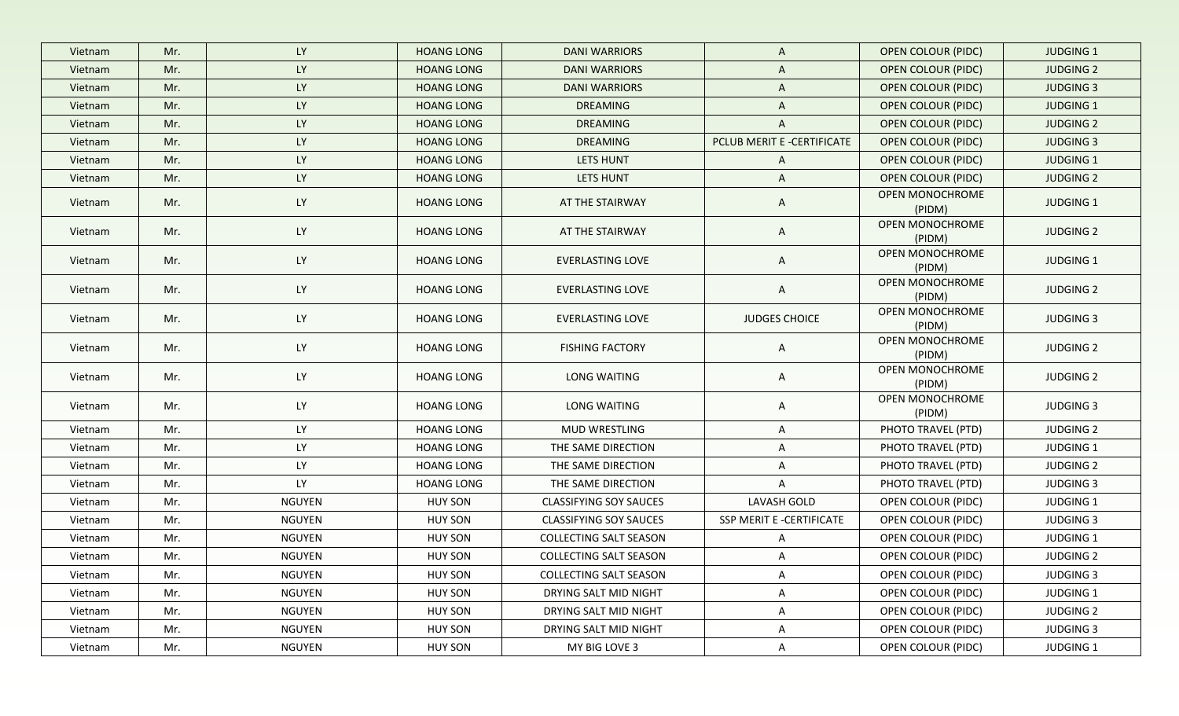| Vietnam | Mr. | LY | HOANG LONG | DANI WARRIORS | A | OPEN COLOUR (PIDC) | JUDGING 1 |
|---|---|---|---|---|---|---|---|
| Vietnam | Mr. | LY | HOANG LONG | DANI WARRIORS | A | OPEN COLOUR (PIDC) | JUDGING 2 |
| Vietnam | Mr. | LY | HOANG LONG | DANI WARRIORS | A | OPEN COLOUR (PIDC) | JUDGING 3 |
| Vietnam | Mr. | LY | HOANG LONG | DREAMING | A | OPEN COLOUR (PIDC) | JUDGING 1 |
| Vietnam | Mr. | LY | HOANG LONG | DREAMING | A | OPEN COLOUR (PIDC) | JUDGING 2 |
| Vietnam | Mr. | LY | HOANG LONG | DREAMING | PCLUB MERIT E -CERTIFICATE | OPEN COLOUR (PIDC) | JUDGING 3 |
| Vietnam | Mr. | LY | HOANG LONG | LETS HUNT | A | OPEN COLOUR (PIDC) | JUDGING 1 |
| Vietnam | Mr. | LY | HOANG LONG | LETS HUNT | A | OPEN COLOUR (PIDC) | JUDGING 2 |
| Vietnam | Mr. | LY | HOANG LONG | AT THE STAIRWAY | A | OPEN MONOCHROME (PIDM) | JUDGING 1 |
| Vietnam | Mr. | LY | HOANG LONG | AT THE STAIRWAY | A | OPEN MONOCHROME (PIDM) | JUDGING 2 |
| Vietnam | Mr. | LY | HOANG LONG | EVERLASTING LOVE | A | OPEN MONOCHROME (PIDM) | JUDGING 1 |
| Vietnam | Mr. | LY | HOANG LONG | EVERLASTING LOVE | A | OPEN MONOCHROME (PIDM) | JUDGING 2 |
| Vietnam | Mr. | LY | HOANG LONG | EVERLASTING LOVE | JUDGES CHOICE | OPEN MONOCHROME (PIDM) | JUDGING 3 |
| Vietnam | Mr. | LY | HOANG LONG | FISHING FACTORY | A | OPEN MONOCHROME (PIDM) | JUDGING 2 |
| Vietnam | Mr. | LY | HOANG LONG | LONG WAITING | A | OPEN MONOCHROME (PIDM) | JUDGING 2 |
| Vietnam | Mr. | LY | HOANG LONG | LONG WAITING | A | OPEN MONOCHROME (PIDM) | JUDGING 3 |
| Vietnam | Mr. | LY | HOANG LONG | MUD WRESTLING | A | PHOTO TRAVEL (PTD) | JUDGING 2 |
| Vietnam | Mr. | LY | HOANG LONG | THE SAME DIRECTION | A | PHOTO TRAVEL (PTD) | JUDGING 1 |
| Vietnam | Mr. | LY | HOANG LONG | THE SAME DIRECTION | A | PHOTO TRAVEL (PTD) | JUDGING 2 |
| Vietnam | Mr. | LY | HOANG LONG | THE SAME DIRECTION | A | PHOTO TRAVEL (PTD) | JUDGING 3 |
| Vietnam | Mr. | NGUYEN | HUY SON | CLASSIFYING SOY SAUCES | LAVASH GOLD | OPEN COLOUR (PIDC) | JUDGING 1 |
| Vietnam | Mr. | NGUYEN | HUY SON | CLASSIFYING SOY SAUCES | SSP MERIT E -CERTIFICATE | OPEN COLOUR (PIDC) | JUDGING 3 |
| Vietnam | Mr. | NGUYEN | HUY SON | COLLECTING SALT SEASON | A | OPEN COLOUR (PIDC) | JUDGING 1 |
| Vietnam | Mr. | NGUYEN | HUY SON | COLLECTING SALT SEASON | A | OPEN COLOUR (PIDC) | JUDGING 2 |
| Vietnam | Mr. | NGUYEN | HUY SON | COLLECTING SALT SEASON | A | OPEN COLOUR (PIDC) | JUDGING 3 |
| Vietnam | Mr. | NGUYEN | HUY SON | DRYING SALT MID NIGHT | A | OPEN COLOUR (PIDC) | JUDGING 1 |
| Vietnam | Mr. | NGUYEN | HUY SON | DRYING SALT MID NIGHT | A | OPEN COLOUR (PIDC) | JUDGING 2 |
| Vietnam | Mr. | NGUYEN | HUY SON | DRYING SALT MID NIGHT | A | OPEN COLOUR (PIDC) | JUDGING 3 |
| Vietnam | Mr. | NGUYEN | HUY SON | MY BIG LOVE 3 | A | OPEN COLOUR (PIDC) | JUDGING 1 |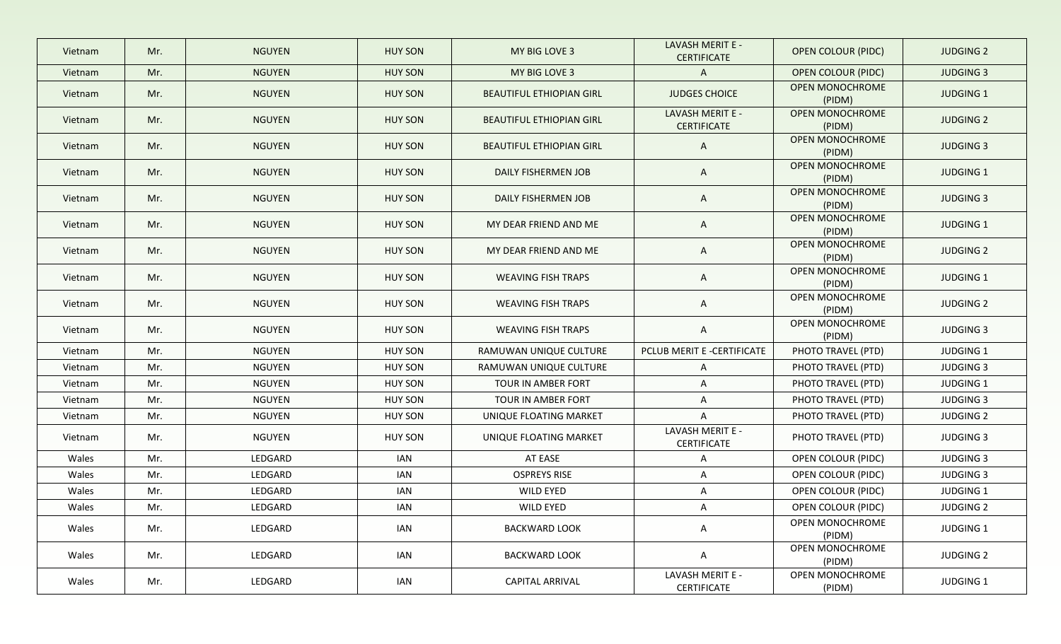| Vietnam | Mr. | NGUYEN | HUY SON | MY BIG LOVE 3 | LAVASH MERIT E - CERTIFICATE | OPEN COLOUR (PIDC) | JUDGING 2 |
|---|---|---|---|---|---|---|---|
| Vietnam | Mr. | NGUYEN | HUY SON | MY BIG LOVE 3 | A | OPEN COLOUR (PIDC) | JUDGING 3 |
| Vietnam | Mr. | NGUYEN | HUY SON | BEAUTIFUL ETHIOPIAN GIRL | JUDGES CHOICE | OPEN MONOCHROME (PIDM) | JUDGING 1 |
| Vietnam | Mr. | NGUYEN | HUY SON | BEAUTIFUL ETHIOPIAN GIRL | LAVASH MERIT E - CERTIFICATE | OPEN MONOCHROME (PIDM) | JUDGING 2 |
| Vietnam | Mr. | NGUYEN | HUY SON | BEAUTIFUL ETHIOPIAN GIRL | A | OPEN MONOCHROME (PIDM) | JUDGING 3 |
| Vietnam | Mr. | NGUYEN | HUY SON | DAILY FISHERMEN JOB | A | OPEN MONOCHROME (PIDM) | JUDGING 1 |
| Vietnam | Mr. | NGUYEN | HUY SON | DAILY FISHERMEN JOB | A | OPEN MONOCHROME (PIDM) | JUDGING 3 |
| Vietnam | Mr. | NGUYEN | HUY SON | MY DEAR FRIEND AND ME | A | OPEN MONOCHROME (PIDM) | JUDGING 1 |
| Vietnam | Mr. | NGUYEN | HUY SON | MY DEAR FRIEND AND ME | A | OPEN MONOCHROME (PIDM) | JUDGING 2 |
| Vietnam | Mr. | NGUYEN | HUY SON | WEAVING FISH TRAPS | A | OPEN MONOCHROME (PIDM) | JUDGING 1 |
| Vietnam | Mr. | NGUYEN | HUY SON | WEAVING FISH TRAPS | A | OPEN MONOCHROME (PIDM) | JUDGING 2 |
| Vietnam | Mr. | NGUYEN | HUY SON | WEAVING FISH TRAPS | A | OPEN MONOCHROME (PIDM) | JUDGING 3 |
| Vietnam | Mr. | NGUYEN | HUY SON | RAMUWAN UNIQUE CULTURE | PCLUB MERIT E -CERTIFICATE | PHOTO TRAVEL (PTD) | JUDGING 1 |
| Vietnam | Mr. | NGUYEN | HUY SON | RAMUWAN UNIQUE CULTURE | A | PHOTO TRAVEL (PTD) | JUDGING 3 |
| Vietnam | Mr. | NGUYEN | HUY SON | TOUR IN AMBER FORT | A | PHOTO TRAVEL (PTD) | JUDGING 1 |
| Vietnam | Mr. | NGUYEN | HUY SON | TOUR IN AMBER FORT | A | PHOTO TRAVEL (PTD) | JUDGING 3 |
| Vietnam | Mr. | NGUYEN | HUY SON | UNIQUE FLOATING MARKET | A | PHOTO TRAVEL (PTD) | JUDGING 2 |
| Vietnam | Mr. | NGUYEN | HUY SON | UNIQUE FLOATING MARKET | LAVASH MERIT E - CERTIFICATE | PHOTO TRAVEL (PTD) | JUDGING 3 |
| Wales | Mr. | LEDGARD | IAN | AT EASE | A | OPEN COLOUR (PIDC) | JUDGING 3 |
| Wales | Mr. | LEDGARD | IAN | OSPREYS RISE | A | OPEN COLOUR (PIDC) | JUDGING 3 |
| Wales | Mr. | LEDGARD | IAN | WILD EYED | A | OPEN COLOUR (PIDC) | JUDGING 1 |
| Wales | Mr. | LEDGARD | IAN | WILD EYED | A | OPEN COLOUR (PIDC) | JUDGING 2 |
| Wales | Mr. | LEDGARD | IAN | BACKWARD LOOK | A | OPEN MONOCHROME (PIDM) | JUDGING 1 |
| Wales | Mr. | LEDGARD | IAN | BACKWARD LOOK | A | OPEN MONOCHROME (PIDM) | JUDGING 2 |
| Wales | Mr. | LEDGARD | IAN | CAPITAL ARRIVAL | LAVASH MERIT E - CERTIFICATE | OPEN MONOCHROME (PIDM) | JUDGING 1 |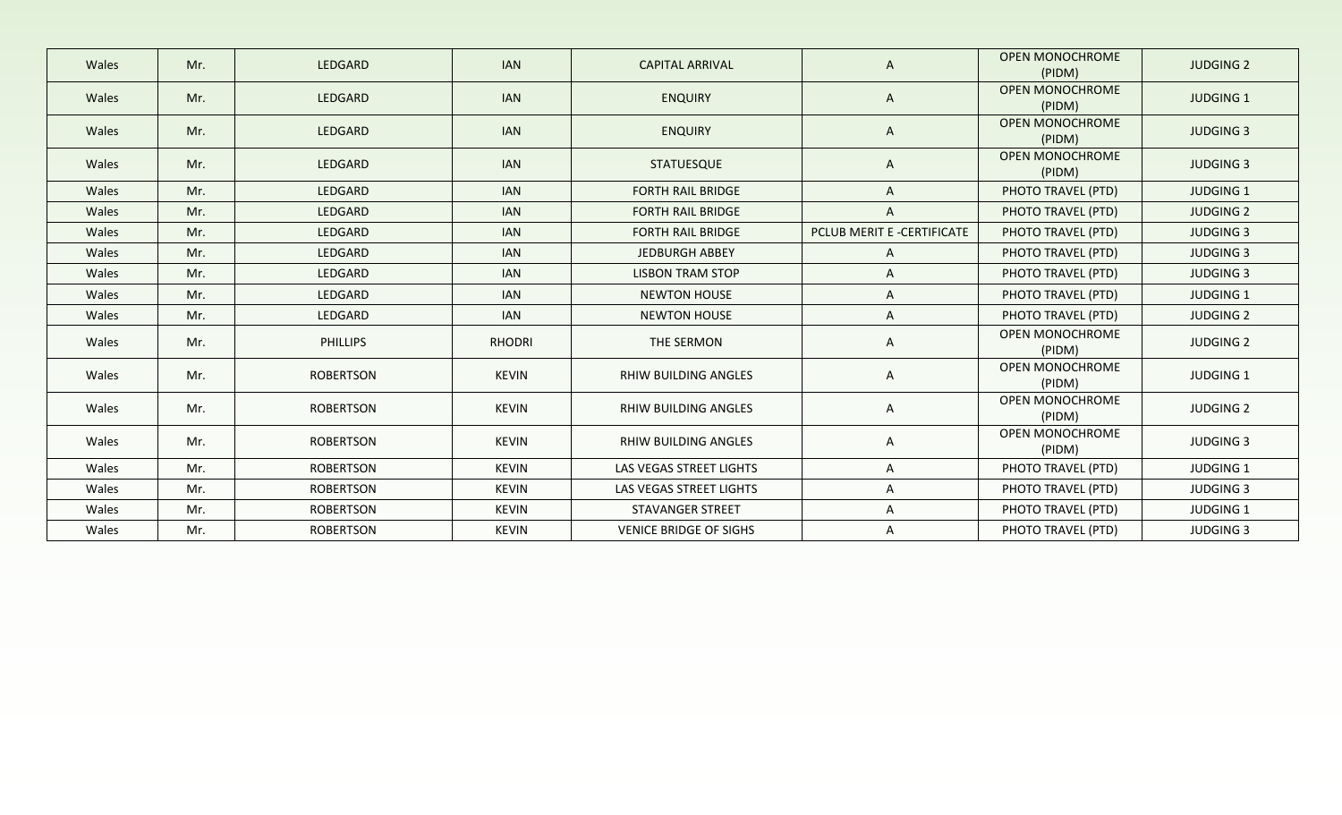| | | | | | | | |
|---|---|---|---|---|---|---|---|
| Wales | Mr. | LEDGARD | IAN | CAPITAL ARRIVAL | A | OPEN MONOCHROME (PIDM) | JUDGING 2 |
| Wales | Mr. | LEDGARD | IAN | ENQUIRY | A | OPEN MONOCHROME (PIDM) | JUDGING 1 |
| Wales | Mr. | LEDGARD | IAN | ENQUIRY | A | OPEN MONOCHROME (PIDM) | JUDGING 3 |
| Wales | Mr. | LEDGARD | IAN | STATUESQUE | A | OPEN MONOCHROME (PIDM) | JUDGING 3 |
| Wales | Mr. | LEDGARD | IAN | FORTH RAIL BRIDGE | A | PHOTO TRAVEL (PTD) | JUDGING 1 |
| Wales | Mr. | LEDGARD | IAN | FORTH RAIL BRIDGE | A | PHOTO TRAVEL (PTD) | JUDGING 2 |
| Wales | Mr. | LEDGARD | IAN | FORTH RAIL BRIDGE | PCLUB MERIT E -CERTIFICATE | PHOTO TRAVEL (PTD) | JUDGING 3 |
| Wales | Mr. | LEDGARD | IAN | JEDBURGH ABBEY | A | PHOTO TRAVEL (PTD) | JUDGING 3 |
| Wales | Mr. | LEDGARD | IAN | LISBON TRAM STOP | A | PHOTO TRAVEL (PTD) | JUDGING 3 |
| Wales | Mr. | LEDGARD | IAN | NEWTON HOUSE | A | PHOTO TRAVEL (PTD) | JUDGING 1 |
| Wales | Mr. | LEDGARD | IAN | NEWTON HOUSE | A | PHOTO TRAVEL (PTD) | JUDGING 2 |
| Wales | Mr. | PHILLIPS | RHODRI | THE SERMON | A | OPEN MONOCHROME (PIDM) | JUDGING 2 |
| Wales | Mr. | ROBERTSON | KEVIN | RHIW BUILDING ANGLES | A | OPEN MONOCHROME (PIDM) | JUDGING 1 |
| Wales | Mr. | ROBERTSON | KEVIN | RHIW BUILDING ANGLES | A | OPEN MONOCHROME (PIDM) | JUDGING 2 |
| Wales | Mr. | ROBERTSON | KEVIN | RHIW BUILDING ANGLES | A | OPEN MONOCHROME (PIDM) | JUDGING 3 |
| Wales | Mr. | ROBERTSON | KEVIN | LAS VEGAS STREET LIGHTS | A | PHOTO TRAVEL (PTD) | JUDGING 1 |
| Wales | Mr. | ROBERTSON | KEVIN | LAS VEGAS STREET LIGHTS | A | PHOTO TRAVEL (PTD) | JUDGING 3 |
| Wales | Mr. | ROBERTSON | KEVIN | STAVANGER STREET | A | PHOTO TRAVEL (PTD) | JUDGING 1 |
| Wales | Mr. | ROBERTSON | KEVIN | VENICE BRIDGE OF SIGHS | A | PHOTO TRAVEL (PTD) | JUDGING 3 |